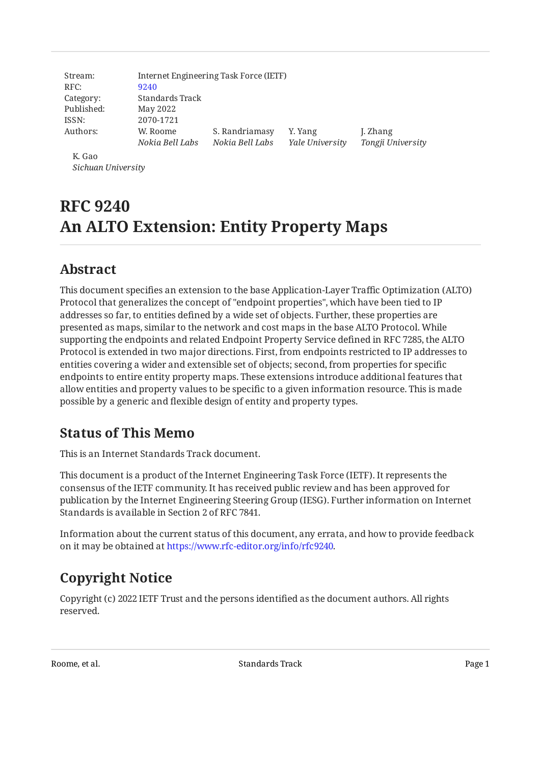| Stream: | Internet Engineering Task Force (IETF) | | | |
|---|---|---|---|---|
| RFC: | 9240 | | | |
| Category: | Standards Track | | | |
| Published: | May 2022 | | | |
| ISSN: | 2070-1721 | | | |
| Authors: | W. Roome | S. Randriamasy | Y. Yang | J. Zhang |
| | *Nokia Bell Labs* | *Nokia Bell Labs* | *Yale University* | *Tongji University* |

K. Gao
*Sichuan University*

# RFC 9240
# An ALTO Extension: Entity Property Maps

## Abstract

This document specifies an extension to the base Application-Layer Traffic Optimization (ALTO) Protocol that generalizes the concept of "endpoint properties", which have been tied to IP addresses so far, to entities defined by a wide set of objects. Further, these properties are presented as maps, similar to the network and cost maps in the base ALTO Protocol. While supporting the endpoints and related Endpoint Property Service defined in RFC 7285, the ALTO Protocol is extended in two major directions. First, from endpoints restricted to IP addresses to entities covering a wider and extensible set of objects; second, from properties for specific endpoints to entire entity property maps. These extensions introduce additional features that allow entities and property values to be specific to a given information resource. This is made possible by a generic and flexible design of entity and property types.

## Status of This Memo

This is an Internet Standards Track document.

This document is a product of the Internet Engineering Task Force (IETF). It represents the consensus of the IETF community. It has received public review and has been approved for publication by the Internet Engineering Steering Group (IESG). Further information on Internet Standards is available in Section 2 of RFC 7841.

Information about the current status of this document, any errata, and how to provide feedback on it may be obtained at https://www.rfc-editor.org/info/rfc9240.

## Copyright Notice

Copyright (c) 2022 IETF Trust and the persons identified as the document authors. All rights reserved.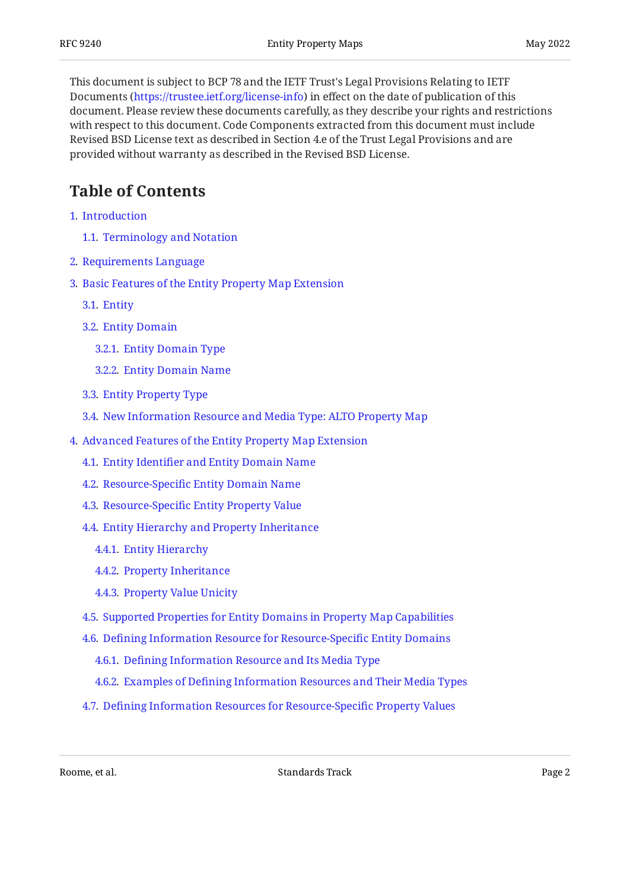This document is subject to BCP 78 and the IETF Trust's Legal Provisions Relating to IETF Documents (https://trustee.ietf.org/license-info) in effect on the date of publication of this document. Please review these documents carefully, as they describe your rights and restrictions with respect to this document. Code Components extracted from this document must include Revised BSD License text as described in Section 4.e of the Trust Legal Provisions and are provided without warranty as described in the Revised BSD License.

## Table of Contents

1. Introduction
   - 1.1. Terminology and Notation
2. Requirements Language
3. Basic Features of the Entity Property Map Extension
   - 3.1. Entity
   - 3.2. Entity Domain
     - 3.2.1. Entity Domain Type
     - 3.2.2. Entity Domain Name
   - 3.3. Entity Property Type
   - 3.4. New Information Resource and Media Type: ALTO Property Map
4. Advanced Features of the Entity Property Map Extension
   - 4.1. Entity Identifier and Entity Domain Name
   - 4.2. Resource-Specific Entity Domain Name
   - 4.3. Resource-Specific Entity Property Value
   - 4.4. Entity Hierarchy and Property Inheritance
     - 4.4.1. Entity Hierarchy
     - 4.4.2. Property Inheritance
     - 4.4.3. Property Value Unicity
   - 4.5. Supported Properties for Entity Domains in Property Map Capabilities
   - 4.6. Defining Information Resource for Resource-Specific Entity Domains
     - 4.6.1. Defining Information Resource and Its Media Type
     - 4.6.2. Examples of Defining Information Resources and Their Media Types
   - 4.7. Defining Information Resources for Resource-Specific Property Values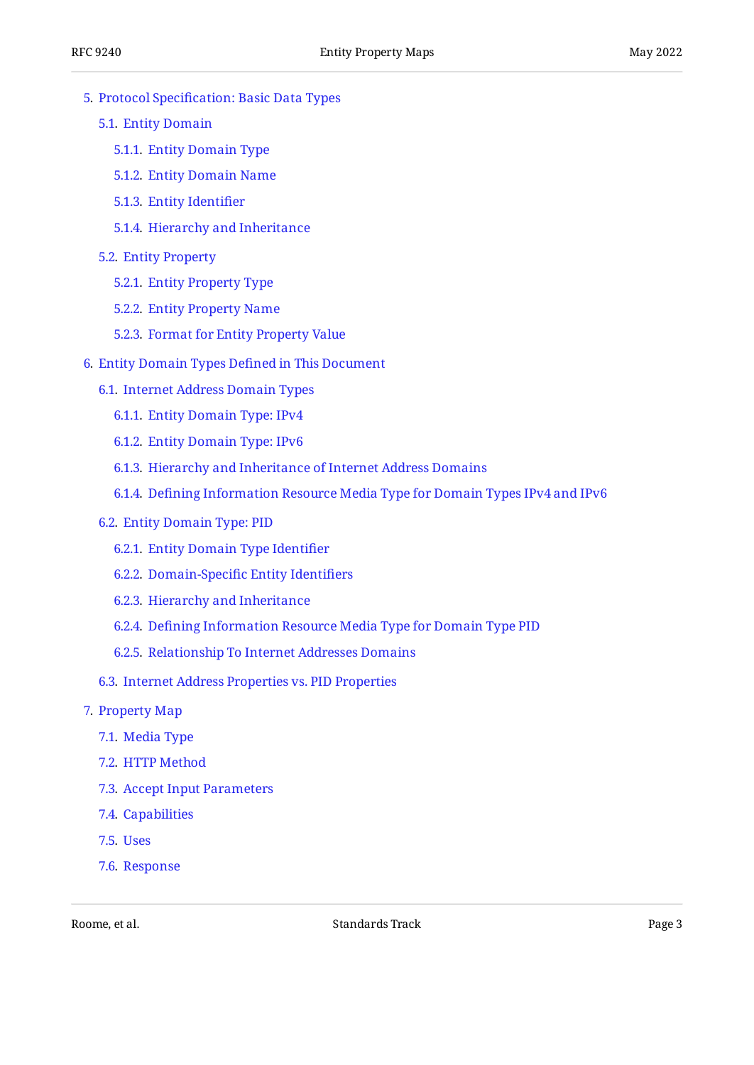- 5. Protocol Specification: Basic Data Types
  - 5.1. Entity Domain
    - 5.1.1. Entity Domain Type
    - 5.1.2. Entity Domain Name
    - 5.1.3. Entity Identifier
    - 5.1.4. Hierarchy and Inheritance
  - 5.2. Entity Property
    - 5.2.1. Entity Property Type
    - 5.2.2. Entity Property Name
    - 5.2.3. Format for Entity Property Value
- 6. Entity Domain Types Defined in This Document
  - 6.1. Internet Address Domain Types
    - 6.1.1. Entity Domain Type: IPv4
    - 6.1.2. Entity Domain Type: IPv6
    - 6.1.3. Hierarchy and Inheritance of Internet Address Domains
    - 6.1.4. Defining Information Resource Media Type for Domain Types IPv4 and IPv6
  - 6.2. Entity Domain Type: PID
    - 6.2.1. Entity Domain Type Identifier
    - 6.2.2. Domain-Specific Entity Identifiers
    - 6.2.3. Hierarchy and Inheritance
    - 6.2.4. Defining Information Resource Media Type for Domain Type PID
    - 6.2.5. Relationship To Internet Addresses Domains
  - 6.3. Internet Address Properties vs. PID Properties
- 7. Property Map
  - 7.1. Media Type
  - 7.2. HTTP Method
  - 7.3. Accept Input Parameters
  - 7.4. Capabilities
  - 7.5. Uses
  - 7.6. Response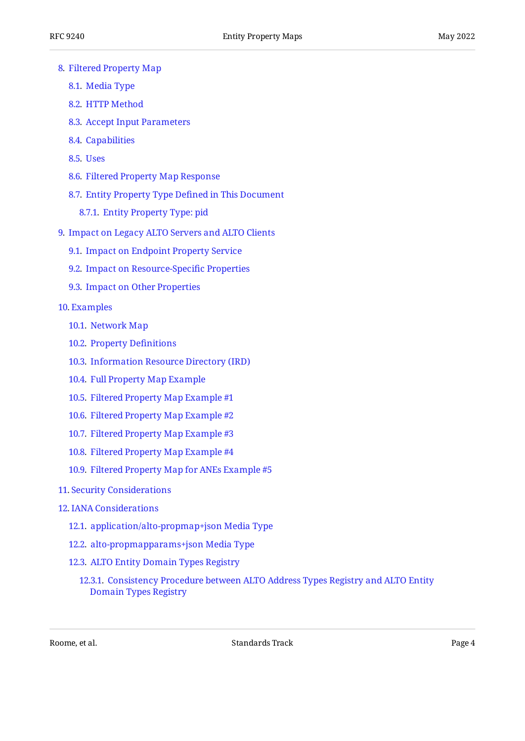- 8. Filtered Property Map
  - 8.1. Media Type
  - 8.2. HTTP Method
  - 8.3. Accept Input Parameters
  - 8.4. Capabilities
  - 8.5. Uses
  - 8.6. Filtered Property Map Response
  - 8.7. Entity Property Type Defined in This Document
    - 8.7.1. Entity Property Type: pid
- 9. Impact on Legacy ALTO Servers and ALTO Clients
  - 9.1. Impact on Endpoint Property Service
  - 9.2. Impact on Resource-Specific Properties
  - 9.3. Impact on Other Properties
- 10. Examples
  - 10.1. Network Map
  - 10.2. Property Definitions
  - 10.3. Information Resource Directory (IRD)
  - 10.4. Full Property Map Example
  - 10.5. Filtered Property Map Example #1
  - 10.6. Filtered Property Map Example #2
  - 10.7. Filtered Property Map Example #3
  - 10.8. Filtered Property Map Example #4
  - 10.9. Filtered Property Map for ANEs Example #5
- 11. Security Considerations
- 12. IANA Considerations
  - 12.1. application/alto-propmap+json Media Type
  - 12.2. alto-propmapparams+json Media Type
  - 12.3. ALTO Entity Domain Types Registry
    - 12.3.1. Consistency Procedure between ALTO Address Types Registry and ALTO Entity Domain Types Registry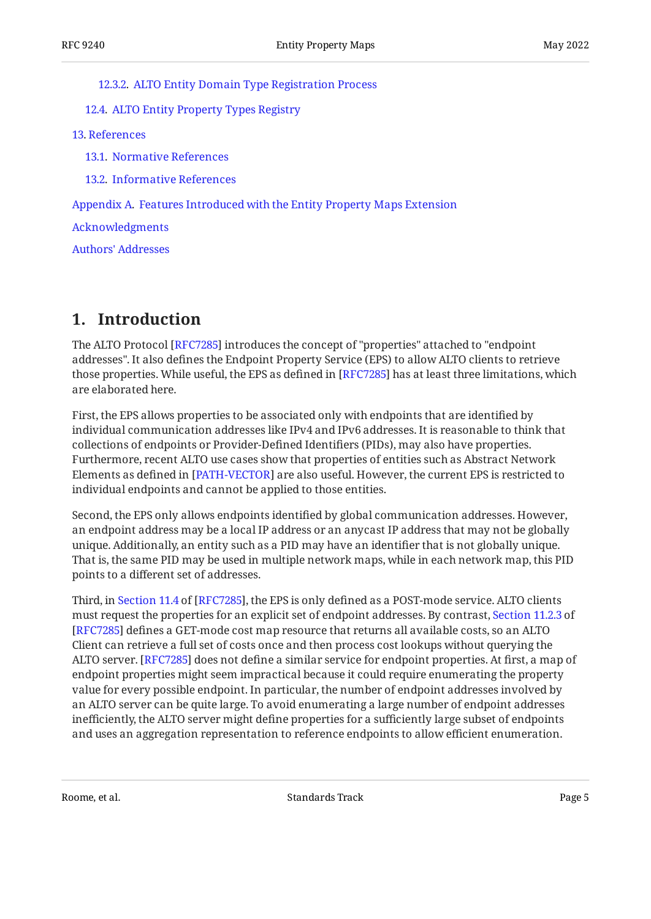12.3.2. ALTO Entity Domain Type Registration Process

12.4. ALTO Entity Property Types Registry

13. References

13.1. Normative References

13.2. Informative References

Appendix A. Features Introduced with the Entity Property Maps Extension

Acknowledgments

Authors' Addresses

# 1. Introduction

The ALTO Protocol [RFC7285] introduces the concept of "properties" attached to "endpoint addresses". It also defines the Endpoint Property Service (EPS) to allow ALTO clients to retrieve those properties. While useful, the EPS as defined in [RFC7285] has at least three limitations, which are elaborated here.

First, the EPS allows properties to be associated only with endpoints that are identified by individual communication addresses like IPv4 and IPv6 addresses. It is reasonable to think that collections of endpoints or Provider-Defined Identifiers (PIDs), may also have properties. Furthermore, recent ALTO use cases show that properties of entities such as Abstract Network Elements as defined in [PATH-VECTOR] are also useful. However, the current EPS is restricted to individual endpoints and cannot be applied to those entities.

Second, the EPS only allows endpoints identified by global communication addresses. However, an endpoint address may be a local IP address or an anycast IP address that may not be globally unique. Additionally, an entity such as a PID may have an identifier that is not globally unique. That is, the same PID may be used in multiple network maps, while in each network map, this PID points to a different set of addresses.

Third, in Section 11.4 of [RFC7285], the EPS is only defined as a POST-mode service. ALTO clients must request the properties for an explicit set of endpoint addresses. By contrast, Section 11.2.3 of [RFC7285] defines a GET-mode cost map resource that returns all available costs, so an ALTO Client can retrieve a full set of costs once and then process cost lookups without querying the ALTO server. [RFC7285] does not define a similar service for endpoint properties. At first, a map of endpoint properties might seem impractical because it could require enumerating the property value for every possible endpoint. In particular, the number of endpoint addresses involved by an ALTO server can be quite large. To avoid enumerating a large number of endpoint addresses inefficiently, the ALTO server might define properties for a sufficiently large subset of endpoints and uses an aggregation representation to reference endpoints to allow efficient enumeration.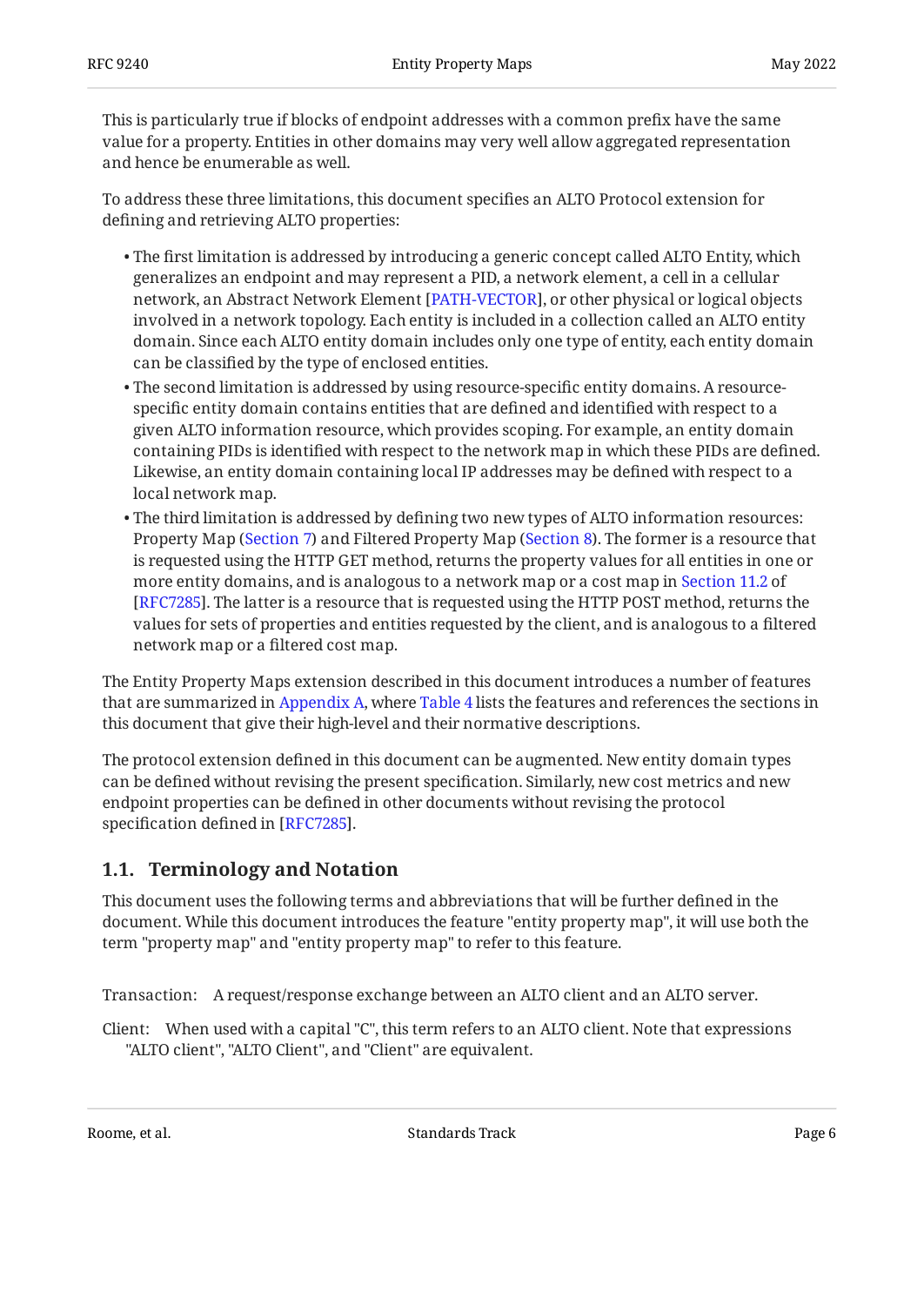This is particularly true if blocks of endpoint addresses with a common prefix have the same value for a property. Entities in other domains may very well allow aggregated representation and hence be enumerable as well.

To address these three limitations, this document specifies an ALTO Protocol extension for defining and retrieving ALTO properties:

- The first limitation is addressed by introducing a generic concept called ALTO Entity, which generalizes an endpoint and may represent a PID, a network element, a cell in a cellular network, an Abstract Network Element [PATH-VECTOR], or other physical or logical objects involved in a network topology. Each entity is included in a collection called an ALTO entity domain. Since each ALTO entity domain includes only one type of entity, each entity domain can be classified by the type of enclosed entities.
- The second limitation is addressed by using resource-specific entity domains. A resource-specific entity domain contains entities that are defined and identified with respect to a given ALTO information resource, which provides scoping. For example, an entity domain containing PIDs is identified with respect to the network map in which these PIDs are defined. Likewise, an entity domain containing local IP addresses may be defined with respect to a local network map.
- The third limitation is addressed by defining two new types of ALTO information resources: Property Map (Section 7) and Filtered Property Map (Section 8). The former is a resource that is requested using the HTTP GET method, returns the property values for all entities in one or more entity domains, and is analogous to a network map or a cost map in Section 11.2 of [RFC7285]. The latter is a resource that is requested using the HTTP POST method, returns the values for sets of properties and entities requested by the client, and is analogous to a filtered network map or a filtered cost map.

The Entity Property Maps extension described in this document introduces a number of features that are summarized in Appendix A, where Table 4 lists the features and references the sections in this document that give their high-level and their normative descriptions.

The protocol extension defined in this document can be augmented. New entity domain types can be defined without revising the present specification. Similarly, new cost metrics and new endpoint properties can be defined in other documents without revising the protocol specification defined in [RFC7285].

## 1.1. Terminology and Notation

This document uses the following terms and abbreviations that will be further defined in the document. While this document introduces the feature "entity property map", it will use both the term "property map" and "entity property map" to refer to this feature.

Transaction: A request/response exchange between an ALTO client and an ALTO server.

Client: When used with a capital "C", this term refers to an ALTO client. Note that expressions "ALTO client", "ALTO Client", and "Client" are equivalent.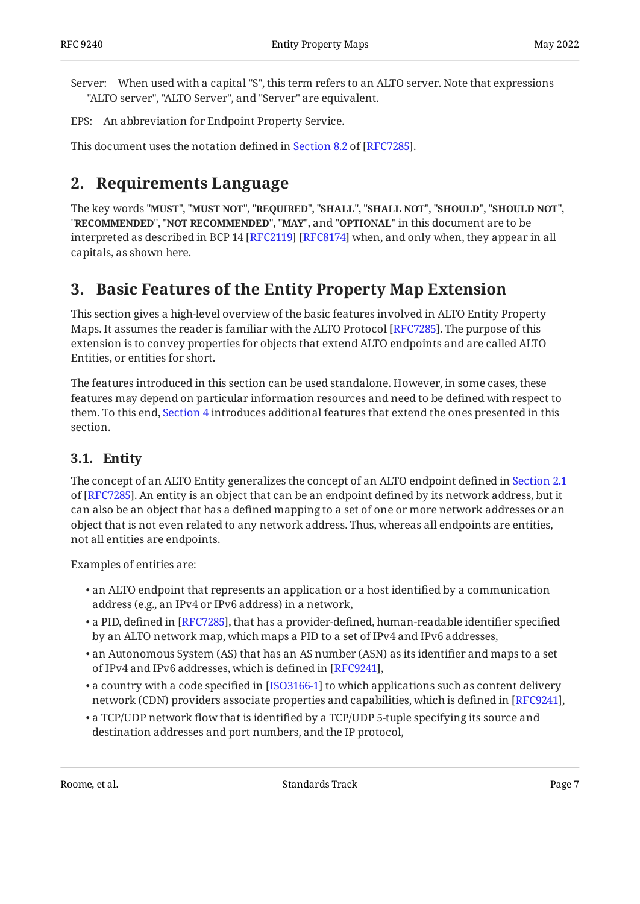Server: When used with a capital "S", this term refers to an ALTO server. Note that expressions "ALTO server", "ALTO Server", and "Server" are equivalent.

EPS: An abbreviation for Endpoint Property Service.

This document uses the notation defined in Section 8.2 of [RFC7285].

## 2. Requirements Language

The key words "**MUST**", "**MUST NOT**", "**REQUIRED**", "**SHALL**", "**SHALL NOT**", "**SHOULD**", "**SHOULD NOT**", "**RECOMMENDED**", "**NOT RECOMMENDED**", "**MAY**", and "**OPTIONAL**" in this document are to be interpreted as described in BCP 14 [RFC2119] [RFC8174] when, and only when, they appear in all capitals, as shown here.

## 3. Basic Features of the Entity Property Map Extension

This section gives a high-level overview of the basic features involved in ALTO Entity Property Maps. It assumes the reader is familiar with the ALTO Protocol [RFC7285]. The purpose of this extension is to convey properties for objects that extend ALTO endpoints and are called ALTO Entities, or entities for short.

The features introduced in this section can be used standalone. However, in some cases, these features may depend on particular information resources and need to be defined with respect to them. To this end, Section 4 introduces additional features that extend the ones presented in this section.

### 3.1. Entity

The concept of an ALTO Entity generalizes the concept of an ALTO endpoint defined in Section 2.1 of [RFC7285]. An entity is an object that can be an endpoint defined by its network address, but it can also be an object that has a defined mapping to a set of one or more network addresses or an object that is not even related to any network address. Thus, whereas all endpoints are entities, not all entities are endpoints.

Examples of entities are:

- an ALTO endpoint that represents an application or a host identified by a communication address (e.g., an IPv4 or IPv6 address) in a network,
- a PID, defined in [RFC7285], that has a provider-defined, human-readable identifier specified by an ALTO network map, which maps a PID to a set of IPv4 and IPv6 addresses,
- an Autonomous System (AS) that has an AS number (ASN) as its identifier and maps to a set of IPv4 and IPv6 addresses, which is defined in [RFC9241],
- a country with a code specified in [ISO3166-1] to which applications such as content delivery network (CDN) providers associate properties and capabilities, which is defined in [RFC9241],
- a TCP/UDP network flow that is identified by a TCP/UDP 5-tuple specifying its source and destination addresses and port numbers, and the IP protocol,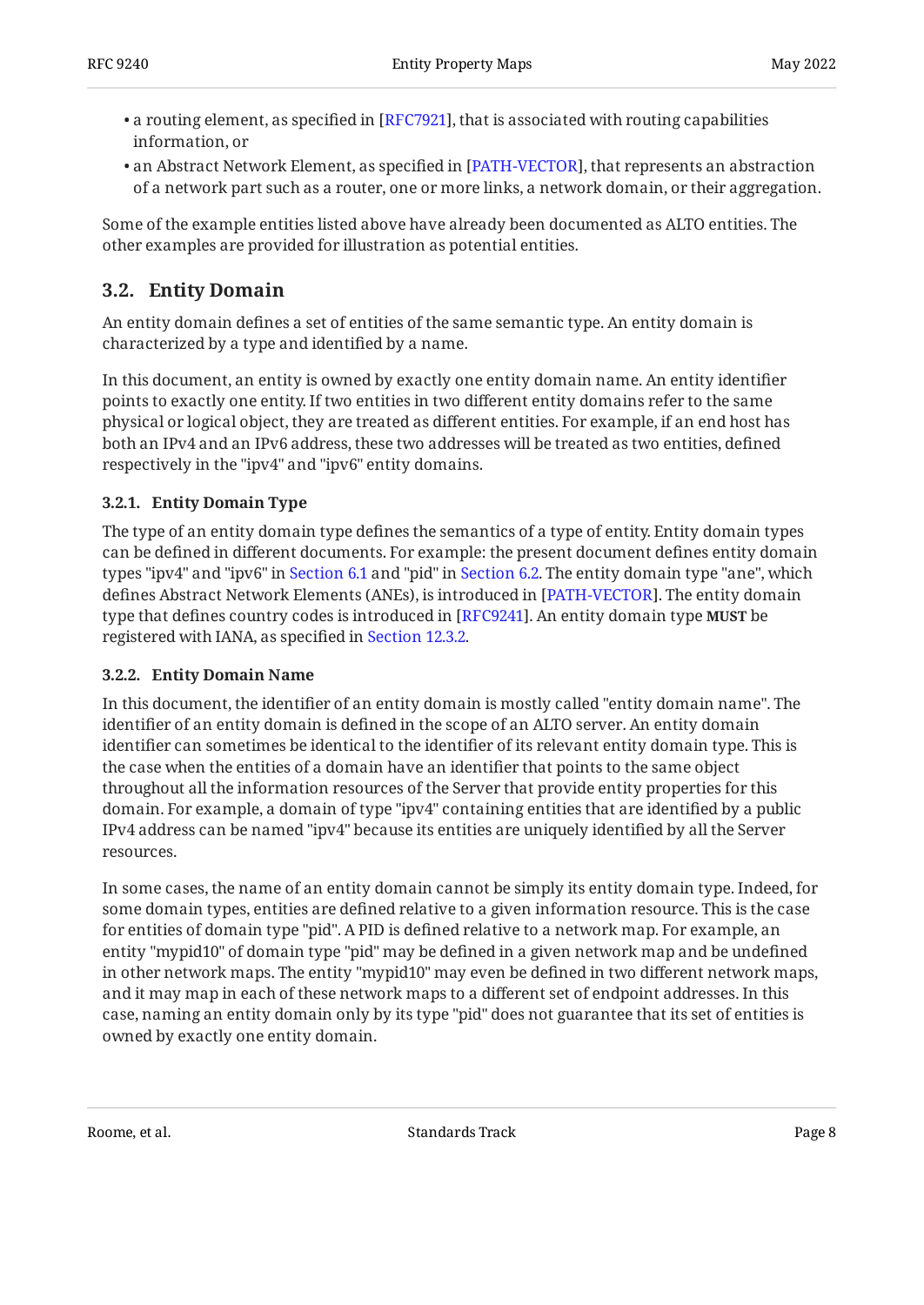- a routing element, as specified in [RFC7921], that is associated with routing capabilities information, or
- an Abstract Network Element, as specified in [PATH-VECTOR], that represents an abstraction of a network part such as a router, one or more links, a network domain, or their aggregation.

Some of the example entities listed above have already been documented as ALTO entities. The other examples are provided for illustration as potential entities.

## 3.2. Entity Domain

An entity domain defines a set of entities of the same semantic type. An entity domain is characterized by a type and identified by a name.

In this document, an entity is owned by exactly one entity domain name. An entity identifier points to exactly one entity. If two entities in two different entity domains refer to the same physical or logical object, they are treated as different entities. For example, if an end host has both an IPv4 and an IPv6 address, these two addresses will be treated as two entities, defined respectively in the "ipv4" and "ipv6" entity domains.

### 3.2.1. Entity Domain Type

The type of an entity domain type defines the semantics of a type of entity. Entity domain types can be defined in different documents. For example: the present document defines entity domain types "ipv4" and "ipv6" in Section 6.1 and "pid" in Section 6.2. The entity domain type "ane", which defines Abstract Network Elements (ANEs), is introduced in [PATH-VECTOR]. The entity domain type that defines country codes is introduced in [RFC9241]. An entity domain type **MUST** be registered with IANA, as specified in Section 12.3.2.

### 3.2.2. Entity Domain Name

In this document, the identifier of an entity domain is mostly called "entity domain name". The identifier of an entity domain is defined in the scope of an ALTO server. An entity domain identifier can sometimes be identical to the identifier of its relevant entity domain type. This is the case when the entities of a domain have an identifier that points to the same object throughout all the information resources of the Server that provide entity properties for this domain. For example, a domain of type "ipv4" containing entities that are identified by a public IPv4 address can be named "ipv4" because its entities are uniquely identified by all the Server resources.

In some cases, the name of an entity domain cannot be simply its entity domain type. Indeed, for some domain types, entities are defined relative to a given information resource. This is the case for entities of domain type "pid". A PID is defined relative to a network map. For example, an entity "mypid10" of domain type "pid" may be defined in a given network map and be undefined in other network maps. The entity "mypid10" may even be defined in two different network maps, and it may map in each of these network maps to a different set of endpoint addresses. In this case, naming an entity domain only by its type "pid" does not guarantee that its set of entities is owned by exactly one entity domain.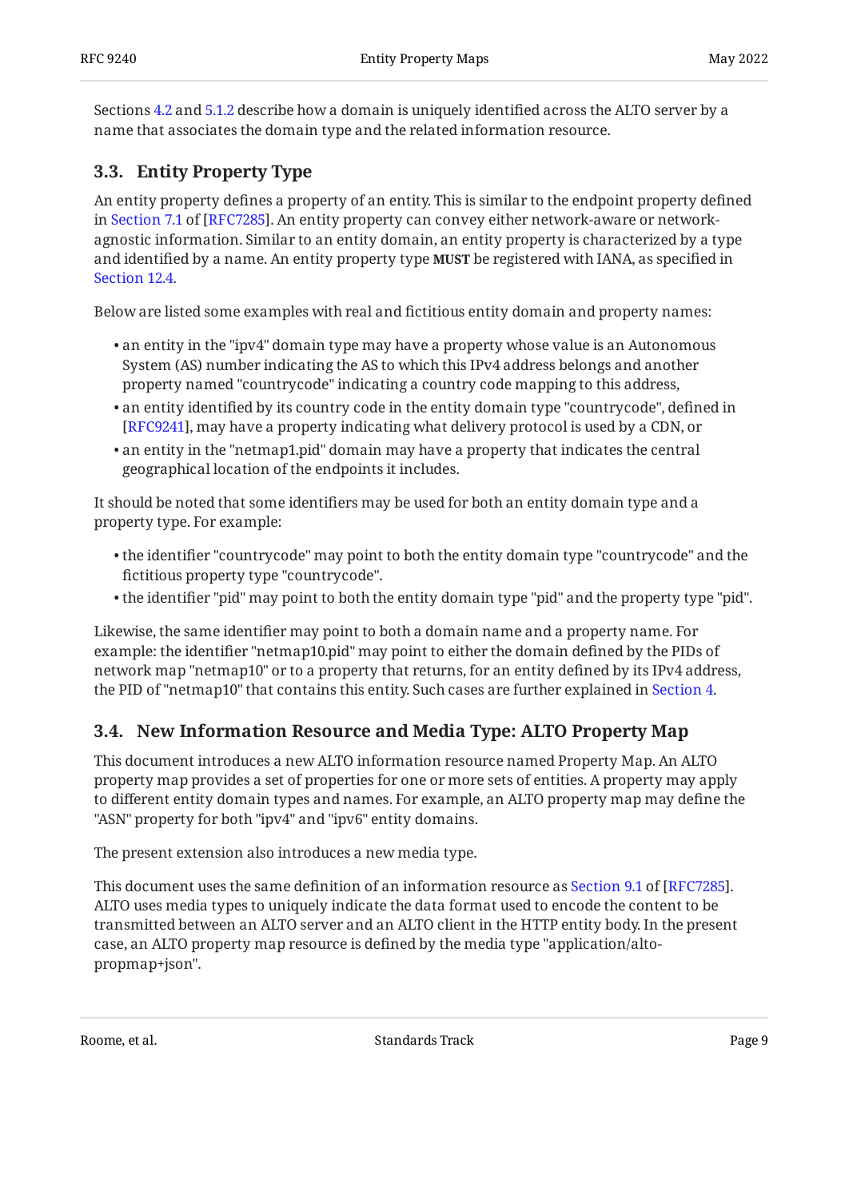Sections 4.2 and 5.1.2 describe how a domain is uniquely identified across the ALTO server by a name that associates the domain type and the related information resource.

### 3.3. Entity Property Type

An entity property defines a property of an entity. This is similar to the endpoint property defined in Section 7.1 of [RFC7285]. An entity property can convey either network-aware or network-agnostic information. Similar to an entity domain, an entity property is characterized by a type and identified by a name. An entity property type **MUST** be registered with IANA, as specified in Section 12.4.

Below are listed some examples with real and fictitious entity domain and property names:

- an entity in the "ipv4" domain type may have a property whose value is an Autonomous System (AS) number indicating the AS to which this IPv4 address belongs and another property named "countrycode" indicating a country code mapping to this address,
- an entity identified by its country code in the entity domain type "countrycode", defined in [RFC9241], may have a property indicating what delivery protocol is used by a CDN, or
- an entity in the "netmap1.pid" domain may have a property that indicates the central geographical location of the endpoints it includes.

It should be noted that some identifiers may be used for both an entity domain type and a property type. For example:

- the identifier "countrycode" may point to both the entity domain type "countrycode" and the fictitious property type "countrycode".
- the identifier "pid" may point to both the entity domain type "pid" and the property type "pid".

Likewise, the same identifier may point to both a domain name and a property name. For example: the identifier "netmap10.pid" may point to either the domain defined by the PIDs of network map "netmap10" or to a property that returns, for an entity defined by its IPv4 address, the PID of "netmap10" that contains this entity. Such cases are further explained in Section 4.

### 3.4. New Information Resource and Media Type: ALTO Property Map

This document introduces a new ALTO information resource named Property Map. An ALTO property map provides a set of properties for one or more sets of entities. A property may apply to different entity domain types and names. For example, an ALTO property map may define the "ASN" property for both "ipv4" and "ipv6" entity domains.

The present extension also introduces a new media type.

This document uses the same definition of an information resource as Section 9.1 of [RFC7285]. ALTO uses media types to uniquely indicate the data format used to encode the content to be transmitted between an ALTO server and an ALTO client in the HTTP entity body. In the present case, an ALTO property map resource is defined by the media type "application/alto-propmap+json".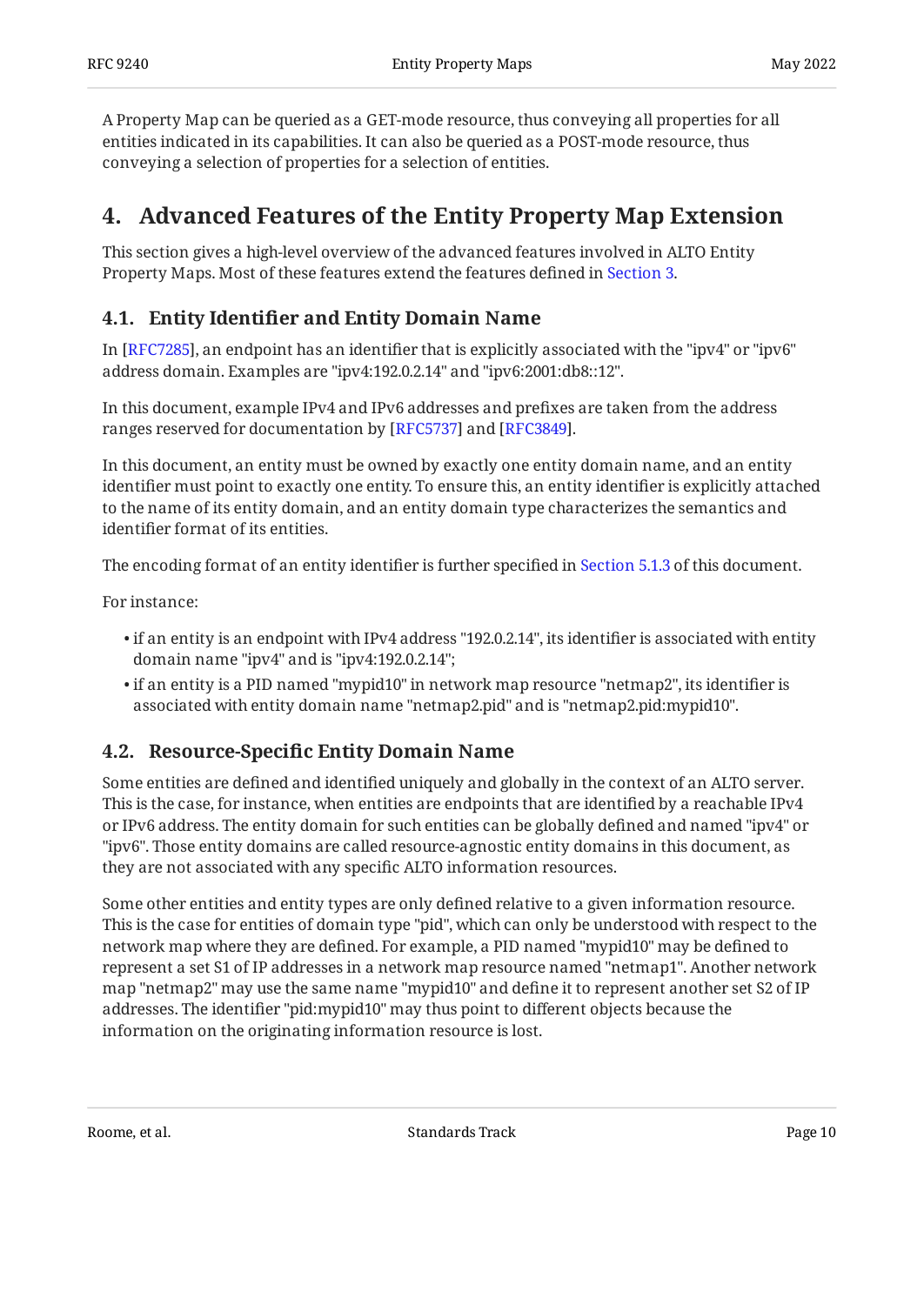A Property Map can be queried as a GET-mode resource, thus conveying all properties for all entities indicated in its capabilities. It can also be queried as a POST-mode resource, thus conveying a selection of properties for a selection of entities.

## 4. Advanced Features of the Entity Property Map Extension

This section gives a high-level overview of the advanced features involved in ALTO Entity Property Maps. Most of these features extend the features defined in Section 3.

### 4.1. Entity Identifier and Entity Domain Name

In [RFC7285], an endpoint has an identifier that is explicitly associated with the "ipv4" or "ipv6" address domain. Examples are "ipv4:192.0.2.14" and "ipv6:2001:db8::12".

In this document, example IPv4 and IPv6 addresses and prefixes are taken from the address ranges reserved for documentation by [RFC5737] and [RFC3849].

In this document, an entity must be owned by exactly one entity domain name, and an entity identifier must point to exactly one entity. To ensure this, an entity identifier is explicitly attached to the name of its entity domain, and an entity domain type characterizes the semantics and identifier format of its entities.

The encoding format of an entity identifier is further specified in Section 5.1.3 of this document.

For instance:

- if an entity is an endpoint with IPv4 address "192.0.2.14", its identifier is associated with entity domain name "ipv4" and is "ipv4:192.0.2.14";
- if an entity is a PID named "mypid10" in network map resource "netmap2", its identifier is associated with entity domain name "netmap2.pid" and is "netmap2.pid:mypid10".

### 4.2. Resource-Specific Entity Domain Name

Some entities are defined and identified uniquely and globally in the context of an ALTO server. This is the case, for instance, when entities are endpoints that are identified by a reachable IPv4 or IPv6 address. The entity domain for such entities can be globally defined and named "ipv4" or "ipv6". Those entity domains are called resource-agnostic entity domains in this document, as they are not associated with any specific ALTO information resources.

Some other entities and entity types are only defined relative to a given information resource. This is the case for entities of domain type "pid", which can only be understood with respect to the network map where they are defined. For example, a PID named "mypid10" may be defined to represent a set S1 of IP addresses in a network map resource named "netmap1". Another network map "netmap2" may use the same name "mypid10" and define it to represent another set S2 of IP addresses. The identifier "pid:mypid10" may thus point to different objects because the information on the originating information resource is lost.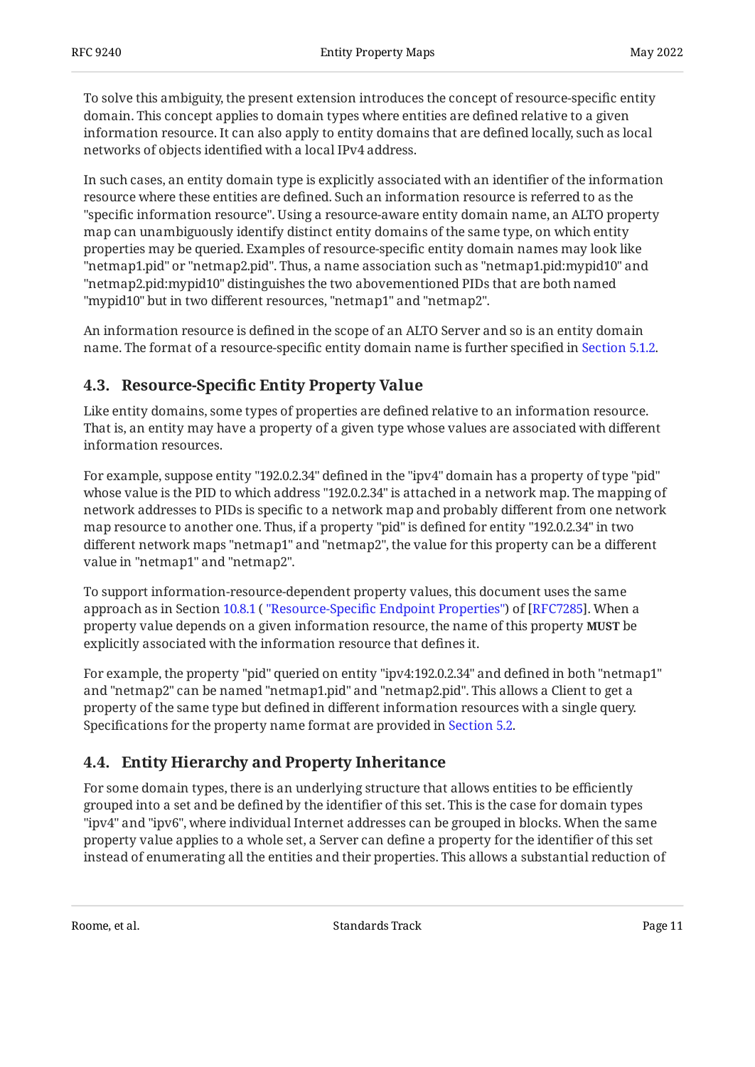To solve this ambiguity, the present extension introduces the concept of resource-specific entity domain. This concept applies to domain types where entities are defined relative to a given information resource. It can also apply to entity domains that are defined locally, such as local networks of objects identified with a local IPv4 address.

In such cases, an entity domain type is explicitly associated with an identifier of the information resource where these entities are defined. Such an information resource is referred to as the "specific information resource". Using a resource-aware entity domain name, an ALTO property map can unambiguously identify distinct entity domains of the same type, on which entity properties may be queried. Examples of resource-specific entity domain names may look like "netmap1.pid" or "netmap2.pid". Thus, a name association such as "netmap1.pid:mypid10" and "netmap2.pid:mypid10" distinguishes the two abovementioned PIDs that are both named "mypid10" but in two different resources, "netmap1" and "netmap2".

An information resource is defined in the scope of an ALTO Server and so is an entity domain name. The format of a resource-specific entity domain name is further specified in Section 5.1.2.

### 4.3. Resource-Specific Entity Property Value

Like entity domains, some types of properties are defined relative to an information resource. That is, an entity may have a property of a given type whose values are associated with different information resources.

For example, suppose entity "192.0.2.34" defined in the "ipv4" domain has a property of type "pid" whose value is the PID to which address "192.0.2.34" is attached in a network map. The mapping of network addresses to PIDs is specific to a network map and probably different from one network map resource to another one. Thus, if a property "pid" is defined for entity "192.0.2.34" in two different network maps "netmap1" and "netmap2", the value for this property can be a different value in "netmap1" and "netmap2".

To support information-resource-dependent property values, this document uses the same approach as in Section 10.8.1 ( "Resource-Specific Endpoint Properties") of [RFC7285]. When a property value depends on a given information resource, the name of this property **MUST** be explicitly associated with the information resource that defines it.

For example, the property "pid" queried on entity "ipv4:192.0.2.34" and defined in both "netmap1" and "netmap2" can be named "netmap1.pid" and "netmap2.pid". This allows a Client to get a property of the same type but defined in different information resources with a single query. Specifications for the property name format are provided in Section 5.2.

### 4.4. Entity Hierarchy and Property Inheritance

For some domain types, there is an underlying structure that allows entities to be efficiently grouped into a set and be defined by the identifier of this set. This is the case for domain types "ipv4" and "ipv6", where individual Internet addresses can be grouped in blocks. When the same property value applies to a whole set, a Server can define a property for the identifier of this set instead of enumerating all the entities and their properties. This allows a substantial reduction of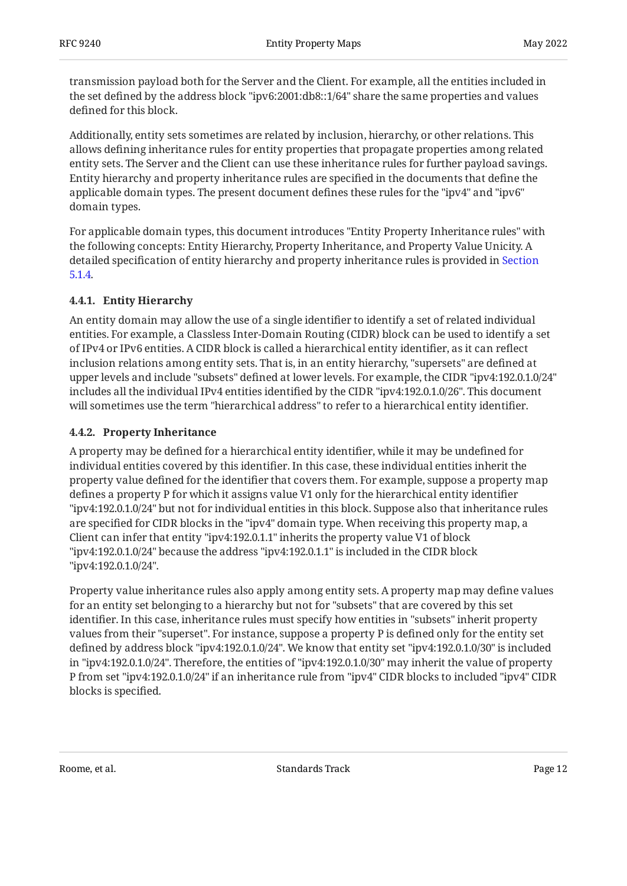transmission payload both for the Server and the Client. For example, all the entities included in the set defined by the address block "ipv6:2001:db8::1/64" share the same properties and values defined for this block.

Additionally, entity sets sometimes are related by inclusion, hierarchy, or other relations. This allows defining inheritance rules for entity properties that propagate properties among related entity sets. The Server and the Client can use these inheritance rules for further payload savings. Entity hierarchy and property inheritance rules are specified in the documents that define the applicable domain types. The present document defines these rules for the "ipv4" and "ipv6" domain types.

For applicable domain types, this document introduces "Entity Property Inheritance rules" with the following concepts: Entity Hierarchy, Property Inheritance, and Property Value Unicity. A detailed specification of entity hierarchy and property inheritance rules is provided in Section 5.1.4.

### 4.4.1. Entity Hierarchy

An entity domain may allow the use of a single identifier to identify a set of related individual entities. For example, a Classless Inter-Domain Routing (CIDR) block can be used to identify a set of IPv4 or IPv6 entities. A CIDR block is called a hierarchical entity identifier, as it can reflect inclusion relations among entity sets. That is, in an entity hierarchy, "supersets" are defined at upper levels and include "subsets" defined at lower levels. For example, the CIDR "ipv4:192.0.1.0/24" includes all the individual IPv4 entities identified by the CIDR "ipv4:192.0.1.0/26". This document will sometimes use the term "hierarchical address" to refer to a hierarchical entity identifier.

### 4.4.2. Property Inheritance

A property may be defined for a hierarchical entity identifier, while it may be undefined for individual entities covered by this identifier. In this case, these individual entities inherit the property value defined for the identifier that covers them. For example, suppose a property map defines a property P for which it assigns value V1 only for the hierarchical entity identifier "ipv4:192.0.1.0/24" but not for individual entities in this block. Suppose also that inheritance rules are specified for CIDR blocks in the "ipv4" domain type. When receiving this property map, a Client can infer that entity "ipv4:192.0.1.1" inherits the property value V1 of block "ipv4:192.0.1.0/24" because the address "ipv4:192.0.1.1" is included in the CIDR block "ipv4:192.0.1.0/24".

Property value inheritance rules also apply among entity sets. A property map may define values for an entity set belonging to a hierarchy but not for "subsets" that are covered by this set identifier. In this case, inheritance rules must specify how entities in "subsets" inherit property values from their "superset". For instance, suppose a property P is defined only for the entity set defined by address block "ipv4:192.0.1.0/24". We know that entity set "ipv4:192.0.1.0/30" is included in "ipv4:192.0.1.0/24". Therefore, the entities of "ipv4:192.0.1.0/30" may inherit the value of property P from set "ipv4:192.0.1.0/24" if an inheritance rule from "ipv4" CIDR blocks to included "ipv4" CIDR blocks is specified.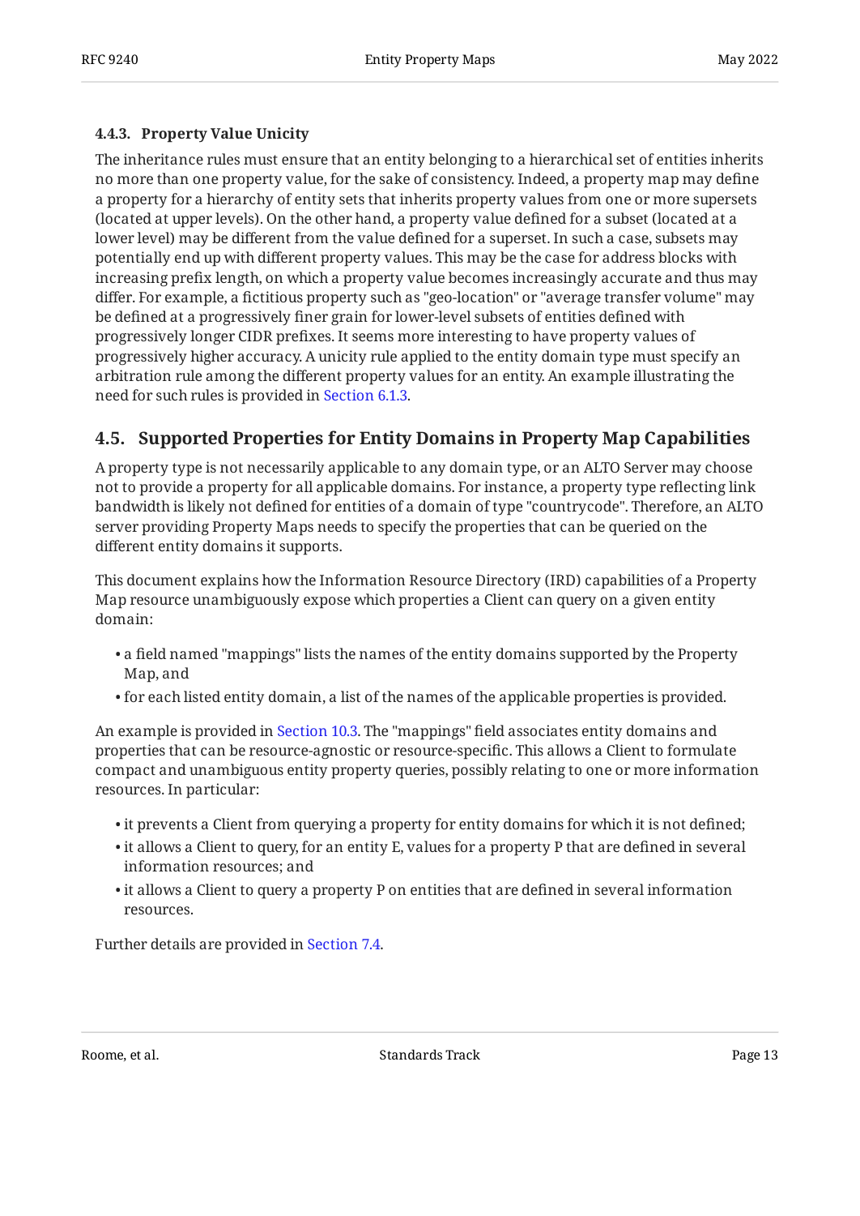#### 4.4.3. Property Value Unicity

The inheritance rules must ensure that an entity belonging to a hierarchical set of entities inherits no more than one property value, for the sake of consistency. Indeed, a property map may define a property for a hierarchy of entity sets that inherits property values from one or more supersets (located at upper levels). On the other hand, a property value defined for a subset (located at a lower level) may be different from the value defined for a superset. In such a case, subsets may potentially end up with different property values. This may be the case for address blocks with increasing prefix length, on which a property value becomes increasingly accurate and thus may differ. For example, a fictitious property such as "geo-location" or "average transfer volume" may be defined at a progressively finer grain for lower-level subsets of entities defined with progressively longer CIDR prefixes. It seems more interesting to have property values of progressively higher accuracy. A unicity rule applied to the entity domain type must specify an arbitration rule among the different property values for an entity. An example illustrating the need for such rules is provided in Section 6.1.3.

### 4.5. Supported Properties for Entity Domains in Property Map Capabilities

A property type is not necessarily applicable to any domain type, or an ALTO Server may choose not to provide a property for all applicable domains. For instance, a property type reflecting link bandwidth is likely not defined for entities of a domain of type "countrycode". Therefore, an ALTO server providing Property Maps needs to specify the properties that can be queried on the different entity domains it supports.

This document explains how the Information Resource Directory (IRD) capabilities of a Property Map resource unambiguously expose which properties a Client can query on a given entity domain:

- a field named "mappings" lists the names of the entity domains supported by the Property Map, and
- for each listed entity domain, a list of the names of the applicable properties is provided.

An example is provided in Section 10.3. The "mappings" field associates entity domains and properties that can be resource-agnostic or resource-specific. This allows a Client to formulate compact and unambiguous entity property queries, possibly relating to one or more information resources. In particular:

- it prevents a Client from querying a property for entity domains for which it is not defined;
- it allows a Client to query, for an entity E, values for a property P that are defined in several information resources; and
- it allows a Client to query a property P on entities that are defined in several information resources.

Further details are provided in Section 7.4.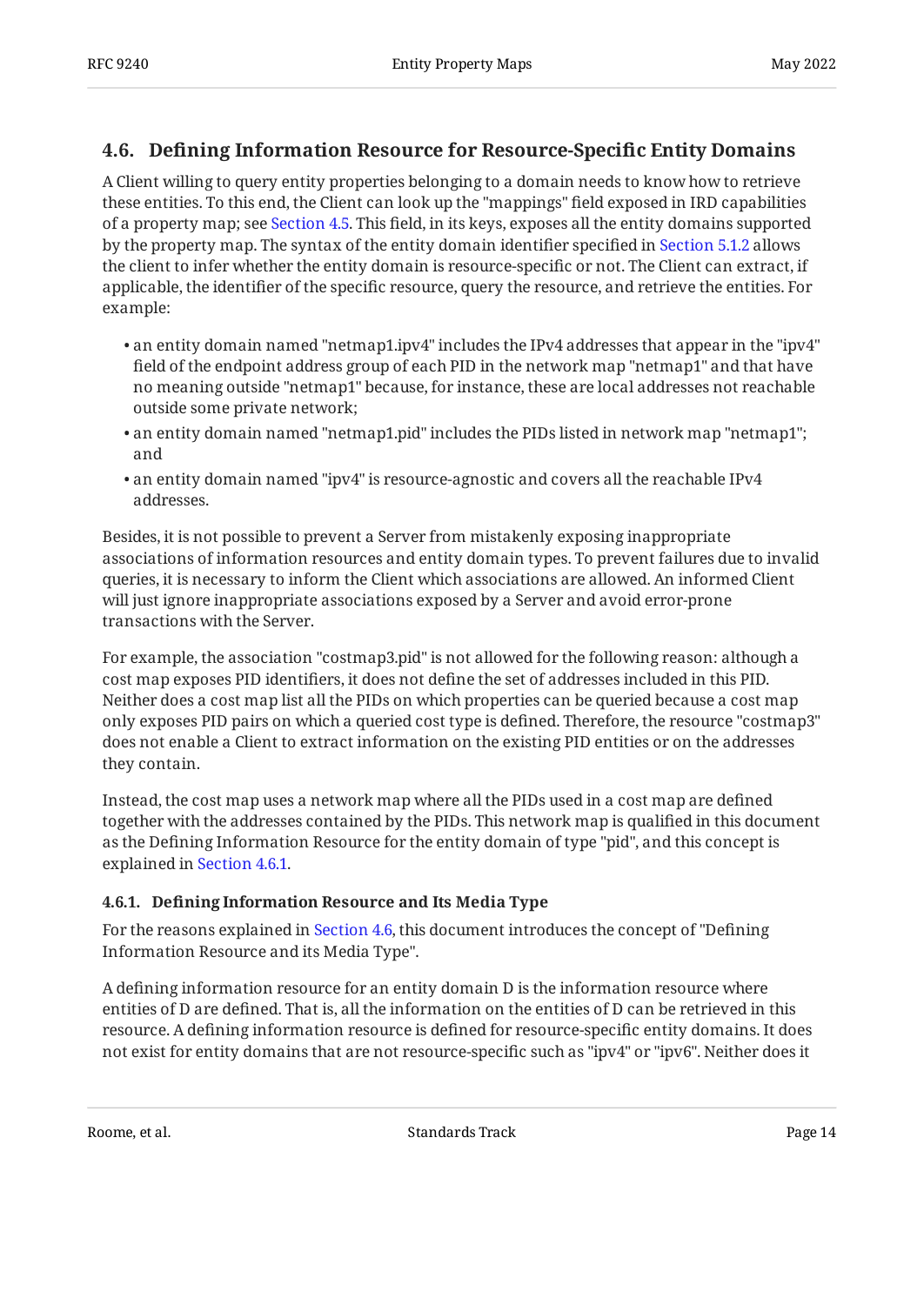### 4.6. Defining Information Resource for Resource-Specific Entity Domains

A Client willing to query entity properties belonging to a domain needs to know how to retrieve these entities. To this end, the Client can look up the "mappings" field exposed in IRD capabilities of a property map; see Section 4.5. This field, in its keys, exposes all the entity domains supported by the property map. The syntax of the entity domain identifier specified in Section 5.1.2 allows the client to infer whether the entity domain is resource-specific or not. The Client can extract, if applicable, the identifier of the specific resource, query the resource, and retrieve the entities. For example:

- an entity domain named "netmap1.ipv4" includes the IPv4 addresses that appear in the "ipv4" field of the endpoint address group of each PID in the network map "netmap1" and that have no meaning outside "netmap1" because, for instance, these are local addresses not reachable outside some private network;
- an entity domain named "netmap1.pid" includes the PIDs listed in network map "netmap1"; and
- an entity domain named "ipv4" is resource-agnostic and covers all the reachable IPv4 addresses.

Besides, it is not possible to prevent a Server from mistakenly exposing inappropriate associations of information resources and entity domain types. To prevent failures due to invalid queries, it is necessary to inform the Client which associations are allowed. An informed Client will just ignore inappropriate associations exposed by a Server and avoid error-prone transactions with the Server.

For example, the association "costmap3.pid" is not allowed for the following reason: although a cost map exposes PID identifiers, it does not define the set of addresses included in this PID. Neither does a cost map list all the PIDs on which properties can be queried because a cost map only exposes PID pairs on which a queried cost type is defined. Therefore, the resource "costmap3" does not enable a Client to extract information on the existing PID entities or on the addresses they contain.

Instead, the cost map uses a network map where all the PIDs used in a cost map are defined together with the addresses contained by the PIDs. This network map is qualified in this document as the Defining Information Resource for the entity domain of type "pid", and this concept is explained in Section 4.6.1.

#### 4.6.1. Defining Information Resource and Its Media Type

For the reasons explained in Section 4.6, this document introduces the concept of "Defining Information Resource and its Media Type".

A defining information resource for an entity domain D is the information resource where entities of D are defined. That is, all the information on the entities of D can be retrieved in this resource. A defining information resource is defined for resource-specific entity domains. It does not exist for entity domains that are not resource-specific such as "ipv4" or "ipv6". Neither does it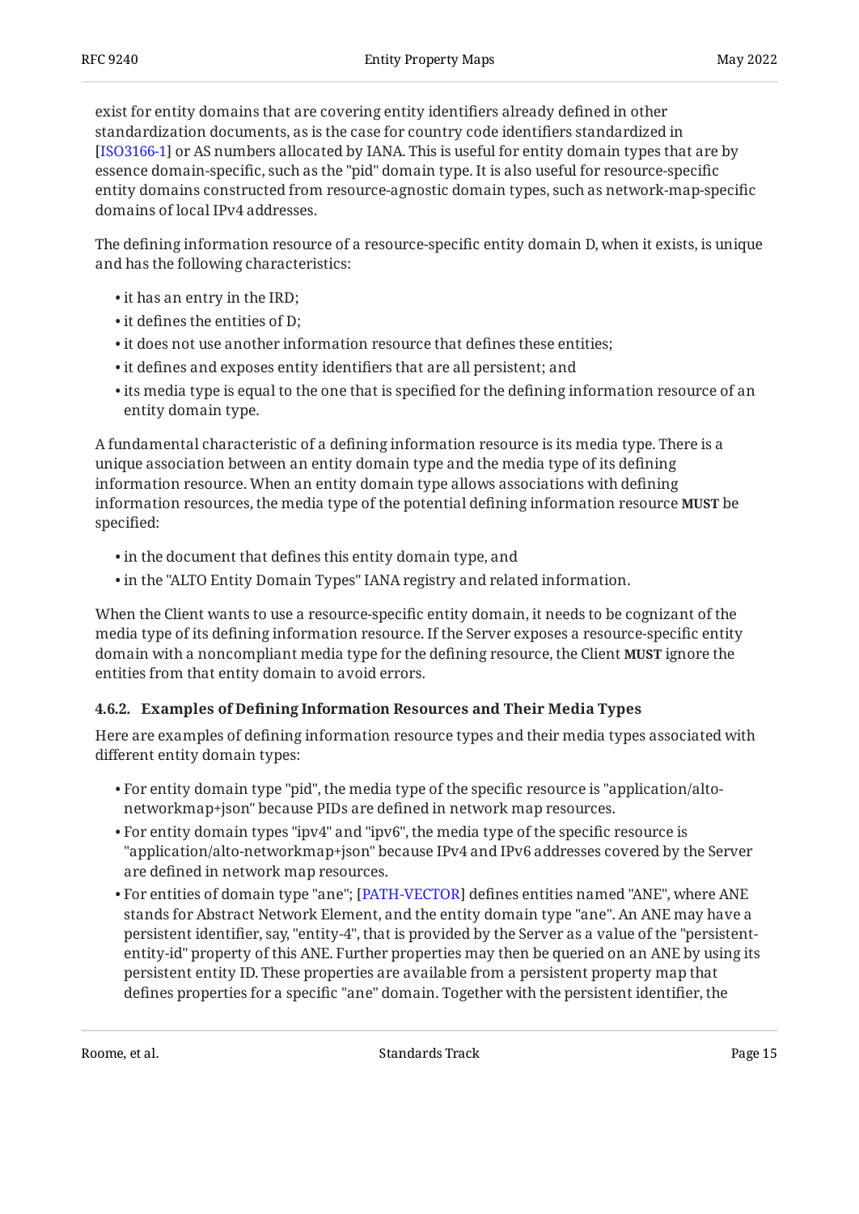exist for entity domains that are covering entity identifiers already defined in other standardization documents, as is the case for country code identifiers standardized in [ISO3166-1] or AS numbers allocated by IANA. This is useful for entity domain types that are by essence domain-specific, such as the "pid" domain type. It is also useful for resource-specific entity domains constructed from resource-agnostic domain types, such as network-map-specific domains of local IPv4 addresses.

The defining information resource of a resource-specific entity domain D, when it exists, is unique and has the following characteristics:

- it has an entry in the IRD;
- it defines the entities of D;
- it does not use another information resource that defines these entities;
- it defines and exposes entity identifiers that are all persistent; and
- its media type is equal to the one that is specified for the defining information resource of an entity domain type.

A fundamental characteristic of a defining information resource is its media type. There is a unique association between an entity domain type and the media type of its defining information resource. When an entity domain type allows associations with defining information resources, the media type of the potential defining information resource **MUST** be specified:

- in the document that defines this entity domain type, and
- in the "ALTO Entity Domain Types" IANA registry and related information.

When the Client wants to use a resource-specific entity domain, it needs to be cognizant of the media type of its defining information resource. If the Server exposes a resource-specific entity domain with a noncompliant media type for the defining resource, the Client **MUST** ignore the entities from that entity domain to avoid errors.

#### 4.6.2. Examples of Defining Information Resources and Their Media Types

Here are examples of defining information resource types and their media types associated with different entity domain types:

- For entity domain type "pid", the media type of the specific resource is "application/alto-networkmap+json" because PIDs are defined in network map resources.
- For entity domain types "ipv4" and "ipv6", the media type of the specific resource is "application/alto-networkmap+json" because IPv4 and IPv6 addresses covered by the Server are defined in network map resources.
- For entities of domain type "ane"; [PATH-VECTOR] defines entities named "ANE", where ANE stands for Abstract Network Element, and the entity domain type "ane". An ANE may have a persistent identifier, say, "entity-4", that is provided by the Server as a value of the "persistent-entity-id" property of this ANE. Further properties may then be queried on an ANE by using its persistent entity ID. These properties are available from a persistent property map that defines properties for a specific "ane" domain. Together with the persistent identifier, the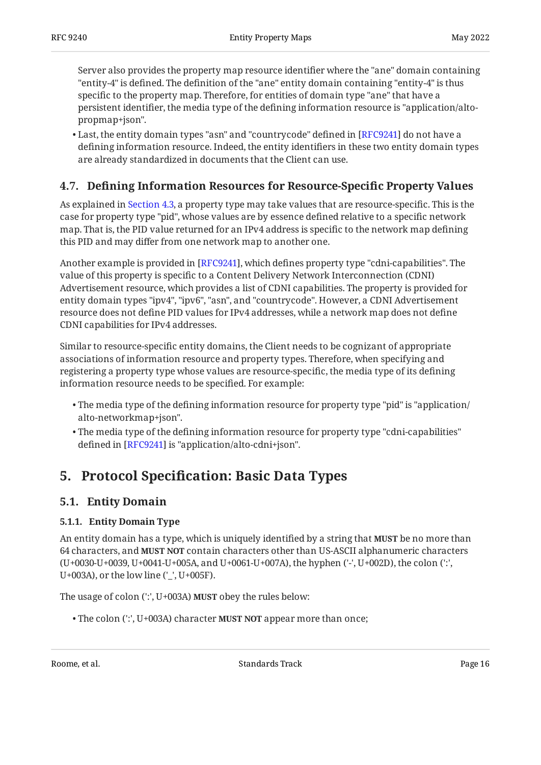Server also provides the property map resource identifier where the "ane" domain containing "entity-4" is defined. The definition of the "ane" entity domain containing "entity-4" is thus specific to the property map. Therefore, for entities of domain type "ane" that have a persistent identifier, the media type of the defining information resource is "application/alto-propmap+json".

- Last, the entity domain types "asn" and "countrycode" defined in [RFC9241] do not have a defining information resource. Indeed, the entity identifiers in these two entity domain types are already standardized in documents that the Client can use.

### 4.7. Defining Information Resources for Resource-Specific Property Values

As explained in Section 4.3, a property type may take values that are resource-specific. This is the case for property type "pid", whose values are by essence defined relative to a specific network map. That is, the PID value returned for an IPv4 address is specific to the network map defining this PID and may differ from one network map to another one.

Another example is provided in [RFC9241], which defines property type "cdni-capabilities". The value of this property is specific to a Content Delivery Network Interconnection (CDNI) Advertisement resource, which provides a list of CDNI capabilities. The property is provided for entity domain types "ipv4", "ipv6", "asn", and "countrycode". However, a CDNI Advertisement resource does not define PID values for IPv4 addresses, while a network map does not define CDNI capabilities for IPv4 addresses.

Similar to resource-specific entity domains, the Client needs to be cognizant of appropriate associations of information resource and property types. Therefore, when specifying and registering a property type whose values are resource-specific, the media type of its defining information resource needs to be specified. For example:

- The media type of the defining information resource for property type "pid" is "application/alto-networkmap+json".
- The media type of the defining information resource for property type "cdni-capabilities" defined in [RFC9241] is "application/alto-cdni+json".

## 5. Protocol Specification: Basic Data Types

### 5.1. Entity Domain

#### 5.1.1. Entity Domain Type

An entity domain has a type, which is uniquely identified by a string that **MUST** be no more than 64 characters, and **MUST NOT** contain characters other than US-ASCII alphanumeric characters (U+0030-U+0039, U+0041-U+005A, and U+0061-U+007A), the hyphen ('-', U+002D), the colon (':', U+003A), or the low line ('_', U+005F).

The usage of colon (':', U+003A) **MUST** obey the rules below:

- The colon (':', U+003A) character **MUST NOT** appear more than once;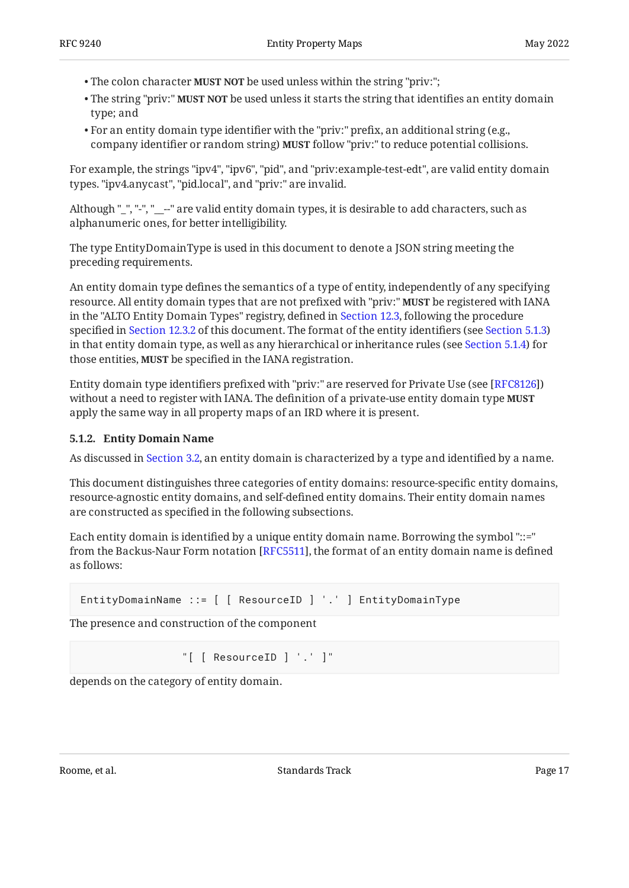- The colon character **MUST NOT** be used unless within the string "priv:";
- The string "priv:" **MUST NOT** be used unless it starts the string that identifies an entity domain type; and
- For an entity domain type identifier with the "priv:" prefix, an additional string (e.g., company identifier or random string) **MUST** follow "priv:" to reduce potential collisions.

For example, the strings "ipv4", "ipv6", "pid", and "priv:example-test-edt", are valid entity domain types. "ipv4.anycast", "pid.local", and "priv:" are invalid.

Although "_", "-", "__--" are valid entity domain types, it is desirable to add characters, such as alphanumeric ones, for better intelligibility.

The type EntityDomainType is used in this document to denote a JSON string meeting the preceding requirements.

An entity domain type defines the semantics of a type of entity, independently of any specifying resource. All entity domain types that are not prefixed with "priv:" **MUST** be registered with IANA in the "ALTO Entity Domain Types" registry, defined in Section 12.3, following the procedure specified in Section 12.3.2 of this document. The format of the entity identifiers (see Section 5.1.3) in that entity domain type, as well as any hierarchical or inheritance rules (see Section 5.1.4) for those entities, **MUST** be specified in the IANA registration.

Entity domain type identifiers prefixed with "priv:" are reserved for Private Use (see [RFC8126]) without a need to register with IANA. The definition of a private-use entity domain type **MUST** apply the same way in all property maps of an IRD where it is present.

### 5.1.2. Entity Domain Name

As discussed in Section 3.2, an entity domain is characterized by a type and identified by a name.

This document distinguishes three categories of entity domains: resource-specific entity domains, resource-agnostic entity domains, and self-defined entity domains. Their entity domain names are constructed as specified in the following subsections.

Each entity domain is identified by a unique entity domain name. Borrowing the symbol "::=" from the Backus-Naur Form notation [RFC5511], the format of an entity domain name is defined as follows:

```
EntityDomainName ::= [ [ ResourceID ] '.' ] EntityDomainType
```

The presence and construction of the component

```
                  "[ [ ResourceID ] '.' ]"
```

depends on the category of entity domain.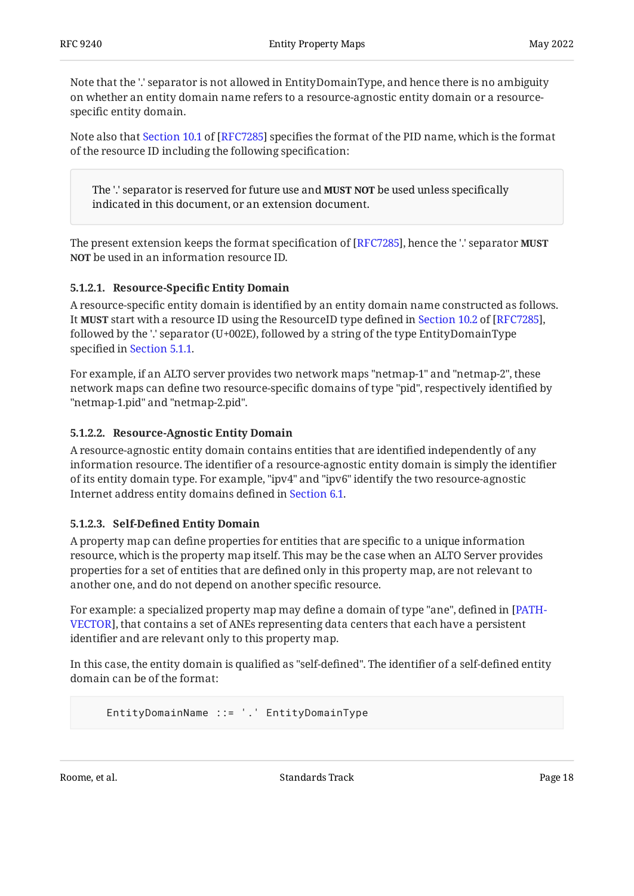Note that the '.' separator is not allowed in EntityDomainType, and hence there is no ambiguity on whether an entity domain name refers to a resource-agnostic entity domain or a resource-specific entity domain.

Note also that Section 10.1 of [RFC7285] specifies the format of the PID name, which is the format of the resource ID including the following specification:

> The '.' separator is reserved for future use and **MUST NOT** be used unless specifically indicated in this document, or an extension document.

The present extension keeps the format specification of [RFC7285], hence the '.' separator **MUST NOT** be used in an information resource ID.

#### 5.1.2.1. Resource-Specific Entity Domain

A resource-specific entity domain is identified by an entity domain name constructed as follows. It **MUST** start with a resource ID using the ResourceID type defined in Section 10.2 of [RFC7285], followed by the '.' separator (U+002E), followed by a string of the type EntityDomainType specified in Section 5.1.1.

For example, if an ALTO server provides two network maps "netmap-1" and "netmap-2", these network maps can define two resource-specific domains of type "pid", respectively identified by "netmap-1.pid" and "netmap-2.pid".

#### 5.1.2.2. Resource-Agnostic Entity Domain

A resource-agnostic entity domain contains entities that are identified independently of any information resource. The identifier of a resource-agnostic entity domain is simply the identifier of its entity domain type. For example, "ipv4" and "ipv6" identify the two resource-agnostic Internet address entity domains defined in Section 6.1.

#### 5.1.2.3. Self-Defined Entity Domain

A property map can define properties for entities that are specific to a unique information resource, which is the property map itself. This may be the case when an ALTO Server provides properties for a set of entities that are defined only in this property map, are not relevant to another one, and do not depend on another specific resource.

For example: a specialized property map may define a domain of type "ane", defined in [PATH-VECTOR], that contains a set of ANEs representing data centers that each have a persistent identifier and are relevant only to this property map.

In this case, the entity domain is qualified as "self-defined". The identifier of a self-defined entity domain can be of the format:

```
    EntityDomainName ::= '.' EntityDomainType
```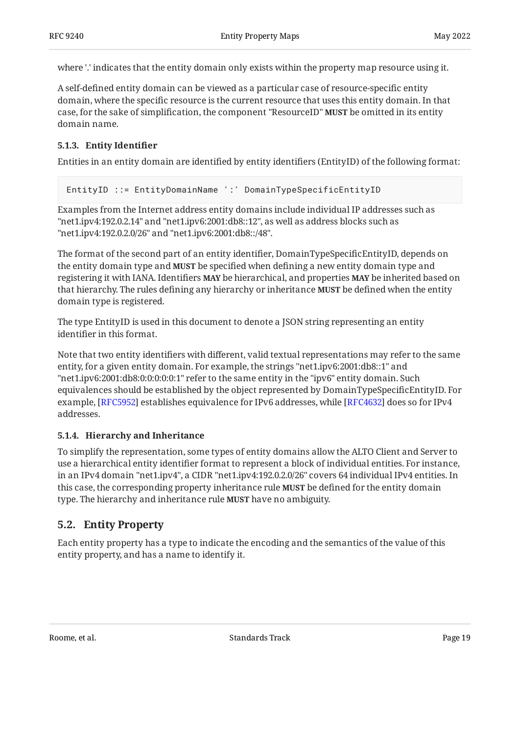where '.' indicates that the entity domain only exists within the property map resource using it.

A self-defined entity domain can be viewed as a particular case of resource-specific entity domain, where the specific resource is the current resource that uses this entity domain. In that case, for the sake of simplification, the component "ResourceID" **MUST** be omitted in its entity domain name.

#### 5.1.3. Entity Identifier

Entities in an entity domain are identified by entity identifiers (EntityID) of the following format:

```
EntityID ::= EntityDomainName ':' DomainTypeSpecificEntityID
```

Examples from the Internet address entity domains include individual IP addresses such as "net1.ipv4:192.0.2.14" and "net1.ipv6:2001:db8::12", as well as address blocks such as "net1.ipv4:192.0.2.0/26" and "net1.ipv6:2001:db8::/48".

The format of the second part of an entity identifier, DomainTypeSpecificEntityID, depends on the entity domain type and **MUST** be specified when defining a new entity domain type and registering it with IANA. Identifiers **MAY** be hierarchical, and properties **MAY** be inherited based on that hierarchy. The rules defining any hierarchy or inheritance **MUST** be defined when the entity domain type is registered.

The type EntityID is used in this document to denote a JSON string representing an entity identifier in this format.

Note that two entity identifiers with different, valid textual representations may refer to the same entity, for a given entity domain. For example, the strings "net1.ipv6:2001:db8::1" and "net1.ipv6:2001:db8:0:0:0:0:0:1" refer to the same entity in the "ipv6" entity domain. Such equivalences should be established by the object represented by DomainTypeSpecificEntityID. For example, [RFC5952] establishes equivalence for IPv6 addresses, while [RFC4632] does so for IPv4 addresses.

#### 5.1.4. Hierarchy and Inheritance

To simplify the representation, some types of entity domains allow the ALTO Client and Server to use a hierarchical entity identifier format to represent a block of individual entities. For instance, in an IPv4 domain "net1.ipv4", a CIDR "net1.ipv4:192.0.2.0/26" covers 64 individual IPv4 entities. In this case, the corresponding property inheritance rule **MUST** be defined for the entity domain type. The hierarchy and inheritance rule **MUST** have no ambiguity.

### 5.2. Entity Property

Each entity property has a type to indicate the encoding and the semantics of the value of this entity property, and has a name to identify it.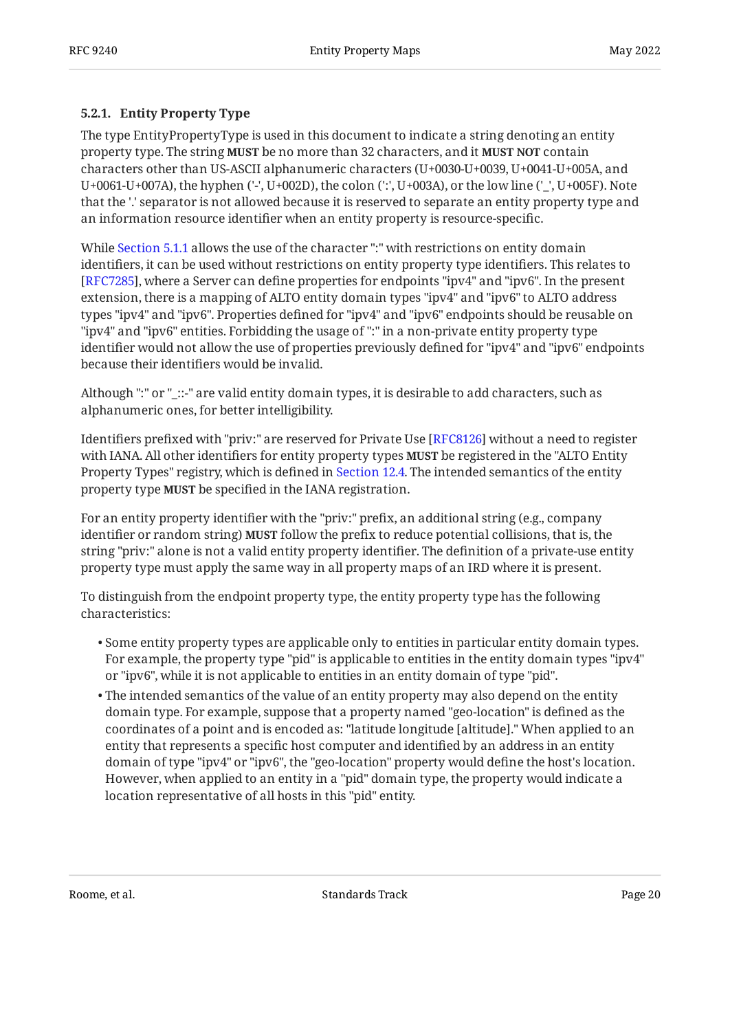### 5.2.1. Entity Property Type

The type EntityPropertyType is used in this document to indicate a string denoting an entity property type. The string **MUST** be no more than 32 characters, and it **MUST NOT** contain characters other than US-ASCII alphanumeric characters (U+0030-U+0039, U+0041-U+005A, and U+0061-U+007A), the hyphen ('-', U+002D), the colon (':', U+003A), or the low line ('_', U+005F). Note that the '.' separator is not allowed because it is reserved to separate an entity property type and an information resource identifier when an entity property is resource-specific.

While Section 5.1.1 allows the use of the character ":" with restrictions on entity domain identifiers, it can be used without restrictions on entity property type identifiers. This relates to [RFC7285], where a Server can define properties for endpoints "ipv4" and "ipv6". In the present extension, there is a mapping of ALTO entity domain types "ipv4" and "ipv6" to ALTO address types "ipv4" and "ipv6". Properties defined for "ipv4" and "ipv6" endpoints should be reusable on "ipv4" and "ipv6" entities. Forbidding the usage of ":" in a non-private entity property type identifier would not allow the use of properties previously defined for "ipv4" and "ipv6" endpoints because their identifiers would be invalid.

Although ":" or "_::-" are valid entity domain types, it is desirable to add characters, such as alphanumeric ones, for better intelligibility.

Identifiers prefixed with "priv:" are reserved for Private Use [RFC8126] without a need to register with IANA. All other identifiers for entity property types **MUST** be registered in the "ALTO Entity Property Types" registry, which is defined in Section 12.4. The intended semantics of the entity property type **MUST** be specified in the IANA registration.

For an entity property identifier with the "priv:" prefix, an additional string (e.g., company identifier or random string) **MUST** follow the prefix to reduce potential collisions, that is, the string "priv:" alone is not a valid entity property identifier. The definition of a private-use entity property type must apply the same way in all property maps of an IRD where it is present.

To distinguish from the endpoint property type, the entity property type has the following characteristics:

- Some entity property types are applicable only to entities in particular entity domain types. For example, the property type "pid" is applicable to entities in the entity domain types "ipv4" or "ipv6", while it is not applicable to entities in an entity domain of type "pid".
- The intended semantics of the value of an entity property may also depend on the entity domain type. For example, suppose that a property named "geo-location" is defined as the coordinates of a point and is encoded as: "latitude longitude [altitude]." When applied to an entity that represents a specific host computer and identified by an address in an entity domain of type "ipv4" or "ipv6", the "geo-location" property would define the host's location. However, when applied to an entity in a "pid" domain type, the property would indicate a location representative of all hosts in this "pid" entity.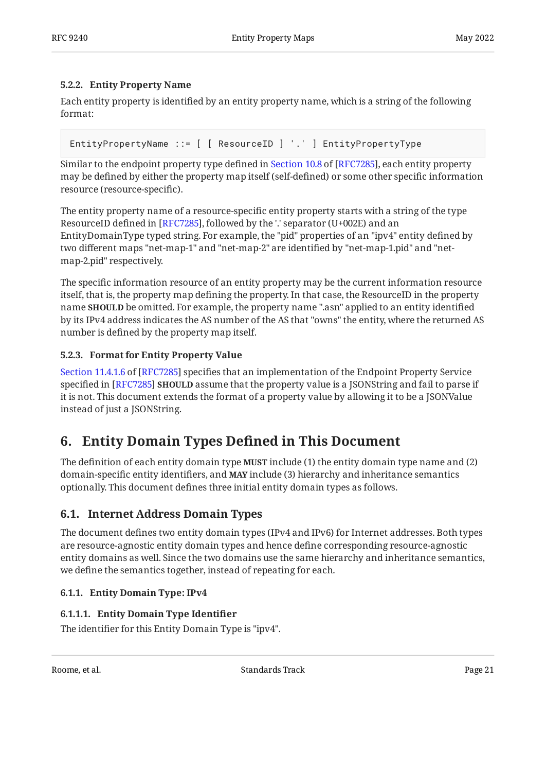#### 5.2.2. Entity Property Name

Each entity property is identified by an entity property name, which is a string of the following format:

```
EntityPropertyName ::= [ [ ResourceID ] '.' ] EntityPropertyType
```

Similar to the endpoint property type defined in Section 10.8 of [RFC7285], each entity property may be defined by either the property map itself (self-defined) or some other specific information resource (resource-specific).

The entity property name of a resource-specific entity property starts with a string of the type ResourceID defined in [RFC7285], followed by the '.' separator (U+002E) and an EntityDomainType typed string. For example, the "pid" properties of an "ipv4" entity defined by two different maps "net-map-1" and "net-map-2" are identified by "net-map-1.pid" and "net-map-2.pid" respectively.

The specific information resource of an entity property may be the current information resource itself, that is, the property map defining the property. In that case, the ResourceID in the property name **SHOULD** be omitted. For example, the property name ".asn" applied to an entity identified by its IPv4 address indicates the AS number of the AS that "owns" the entity, where the returned AS number is defined by the property map itself.

#### 5.2.3. Format for Entity Property Value

Section 11.4.1.6 of [RFC7285] specifies that an implementation of the Endpoint Property Service specified in [RFC7285] **SHOULD** assume that the property value is a JSONString and fail to parse if it is not. This document extends the format of a property value by allowing it to be a JSONValue instead of just a JSONString.

# 6. Entity Domain Types Defined in This Document

The definition of each entity domain type **MUST** include (1) the entity domain type name and (2) domain-specific entity identifiers, and **MAY** include (3) hierarchy and inheritance semantics optionally. This document defines three initial entity domain types as follows.

## 6.1. Internet Address Domain Types

The document defines two entity domain types (IPv4 and IPv6) for Internet addresses. Both types are resource-agnostic entity domain types and hence define corresponding resource-agnostic entity domains as well. Since the two domains use the same hierarchy and inheritance semantics, we define the semantics together, instead of repeating for each.

#### 6.1.1. Entity Domain Type: IPv4

##### 6.1.1.1. Entity Domain Type Identifier

The identifier for this Entity Domain Type is "ipv4".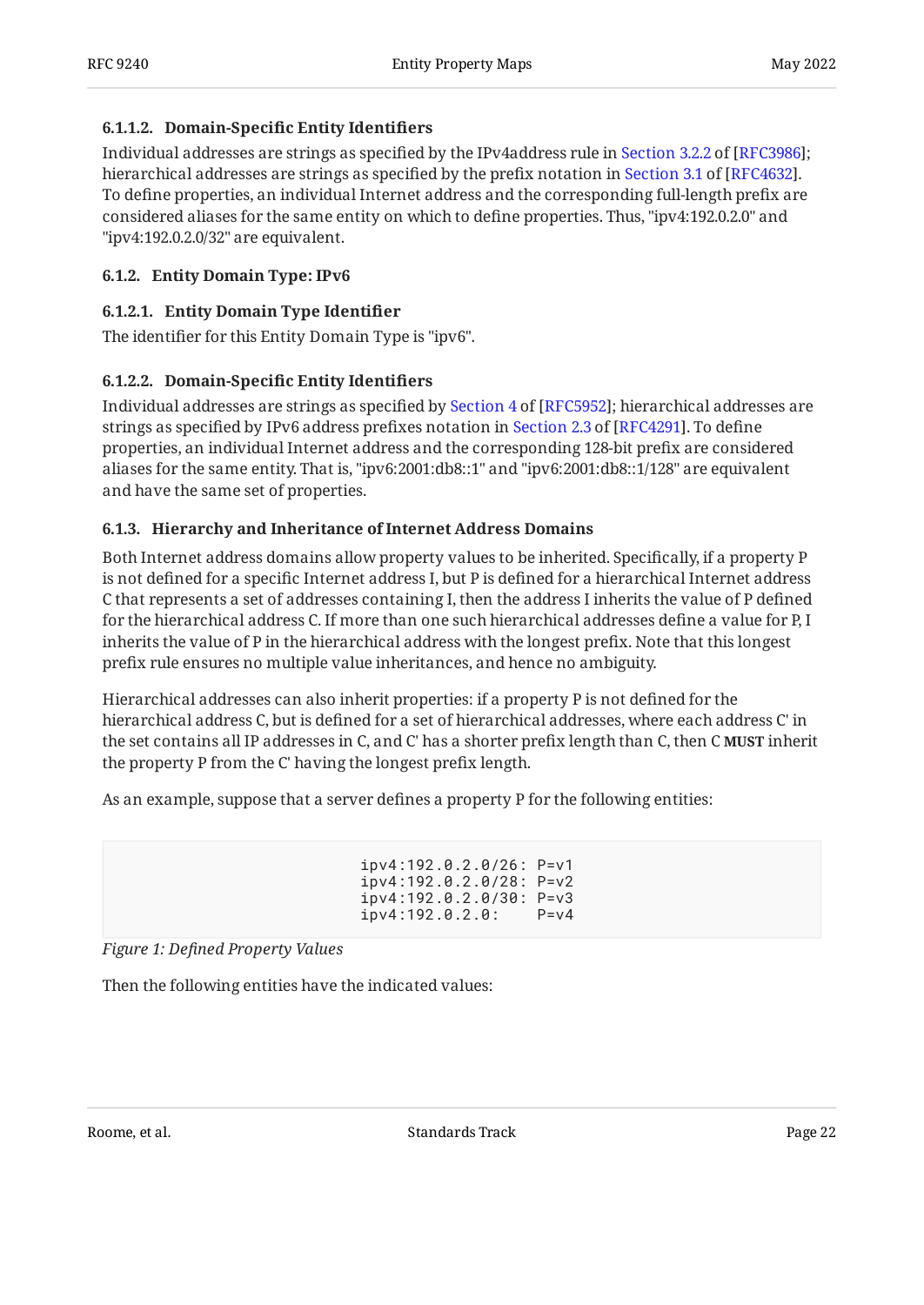#### 6.1.1.2. Domain-Specific Entity Identifiers

Individual addresses are strings as specified by the IPv4address rule in Section 3.2.2 of [RFC3986]; hierarchical addresses are strings as specified by the prefix notation in Section 3.1 of [RFC4632]. To define properties, an individual Internet address and the corresponding full-length prefix are considered aliases for the same entity on which to define properties. Thus, "ipv4:192.0.2.0" and "ipv4:192.0.2.0/32" are equivalent.

### 6.1.2. Entity Domain Type: IPv6

#### 6.1.2.1. Entity Domain Type Identifier

The identifier for this Entity Domain Type is "ipv6".

#### 6.1.2.2. Domain-Specific Entity Identifiers

Individual addresses are strings as specified by Section 4 of [RFC5952]; hierarchical addresses are strings as specified by IPv6 address prefixes notation in Section 2.3 of [RFC4291]. To define properties, an individual Internet address and the corresponding 128-bit prefix are considered aliases for the same entity. That is, "ipv6:2001:db8::1" and "ipv6:2001:db8::1/128" are equivalent and have the same set of properties.

### 6.1.3. Hierarchy and Inheritance of Internet Address Domains

Both Internet address domains allow property values to be inherited. Specifically, if a property P is not defined for a specific Internet address I, but P is defined for a hierarchical Internet address C that represents a set of addresses containing I, then the address I inherits the value of P defined for the hierarchical address C. If more than one such hierarchical addresses define a value for P, I inherits the value of P in the hierarchical address with the longest prefix. Note that this longest prefix rule ensures no multiple value inheritances, and hence no ambiguity.

Hierarchical addresses can also inherit properties: if a property P is not defined for the hierarchical address C, but is defined for a set of hierarchical addresses, where each address C' in the set contains all IP addresses in C, and C' has a shorter prefix length than C, then C **MUST** inherit the property P from the C' having the longest prefix length.

As an example, suppose that a server defines a property P for the following entities:

```
ipv4:192.0.2.0/26: P=v1
ipv4:192.0.2.0/28: P=v2
ipv4:192.0.2.0/30: P=v3
ipv4:192.0.2.0:    P=v4
```

*Figure 1: Defined Property Values*

Then the following entities have the indicated values: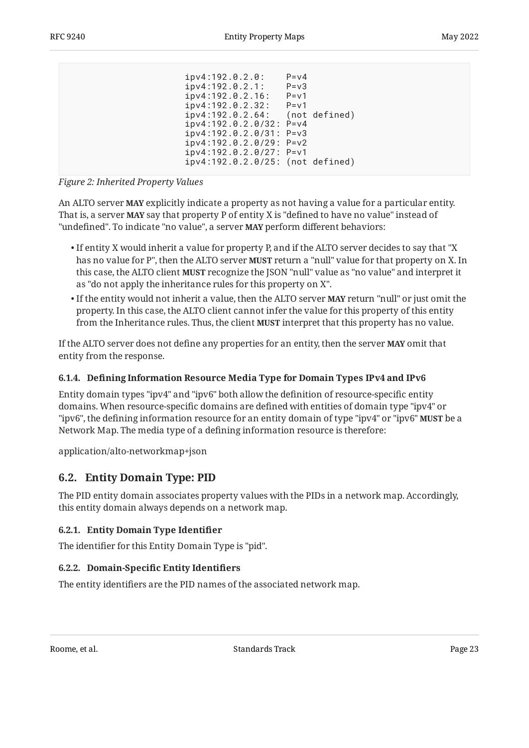```
ipv4:192.0.2.0:    P=v4
ipv4:192.0.2.1:    P=v3
ipv4:192.0.2.16:   P=v1
ipv4:192.0.2.32:   P=v1
ipv4:192.0.2.64:   (not defined)
ipv4:192.0.2.0/32: P=v4
ipv4:192.0.2.0/31: P=v3
ipv4:192.0.2.0/29: P=v2
ipv4:192.0.2.0/27: P=v1
ipv4:192.0.2.0/25: (not defined)
```

*Figure 2: Inherited Property Values*

An ALTO server **MAY** explicitly indicate a property as not having a value for a particular entity. That is, a server **MAY** say that property P of entity X is "defined to have no value" instead of "undefined". To indicate "no value", a server **MAY** perform different behaviors:

- If entity X would inherit a value for property P, and if the ALTO server decides to say that "X has no value for P", then the ALTO server **MUST** return a "null" value for that property on X. In this case, the ALTO client **MUST** recognize the JSON "null" value as "no value" and interpret it as "do not apply the inheritance rules for this property on X".
- If the entity would not inherit a value, then the ALTO server **MAY** return "null" or just omit the property. In this case, the ALTO client cannot infer the value for this property of this entity from the Inheritance rules. Thus, the client **MUST** interpret that this property has no value.

If the ALTO server does not define any properties for an entity, then the server **MAY** omit that entity from the response.

#### 6.1.4. Defining Information Resource Media Type for Domain Types IPv4 and IPv6

Entity domain types "ipv4" and "ipv6" both allow the definition of resource-specific entity domains. When resource-specific domains are defined with entities of domain type "ipv4" or "ipv6", the defining information resource for an entity domain of type "ipv4" or "ipv6" **MUST** be a Network Map. The media type of a defining information resource is therefore:

application/alto-networkmap+json

### 6.2. Entity Domain Type: PID

The PID entity domain associates property values with the PIDs in a network map. Accordingly, this entity domain always depends on a network map.

#### 6.2.1. Entity Domain Type Identifier

The identifier for this Entity Domain Type is "pid".

#### 6.2.2. Domain-Specific Entity Identifiers

The entity identifiers are the PID names of the associated network map.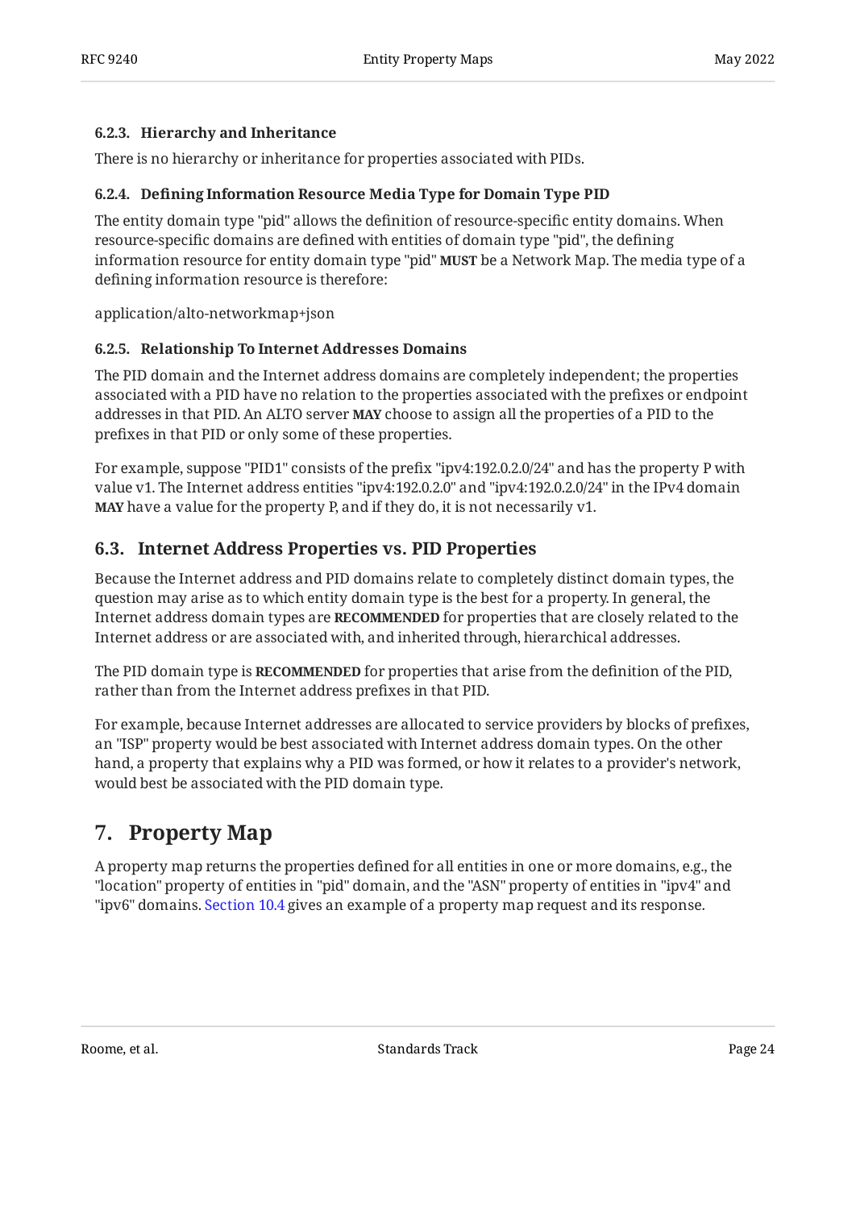#### 6.2.3. Hierarchy and Inheritance

There is no hierarchy or inheritance for properties associated with PIDs.

#### 6.2.4. Defining Information Resource Media Type for Domain Type PID

The entity domain type "pid" allows the definition of resource-specific entity domains. When resource-specific domains are defined with entities of domain type "pid", the defining information resource for entity domain type "pid" **MUST** be a Network Map. The media type of a defining information resource is therefore:

application/alto-networkmap+json

#### 6.2.5. Relationship To Internet Addresses Domains

The PID domain and the Internet address domains are completely independent; the properties associated with a PID have no relation to the properties associated with the prefixes or endpoint addresses in that PID. An ALTO server **MAY** choose to assign all the properties of a PID to the prefixes in that PID or only some of these properties.

For example, suppose "PID1" consists of the prefix "ipv4:192.0.2.0/24" and has the property P with value v1. The Internet address entities "ipv4:192.0.2.0" and "ipv4:192.0.2.0/24" in the IPv4 domain **MAY** have a value for the property P, and if they do, it is not necessarily v1.

### 6.3. Internet Address Properties vs. PID Properties

Because the Internet address and PID domains relate to completely distinct domain types, the question may arise as to which entity domain type is the best for a property. In general, the Internet address domain types are **RECOMMENDED** for properties that are closely related to the Internet address or are associated with, and inherited through, hierarchical addresses.

The PID domain type is **RECOMMENDED** for properties that arise from the definition of the PID, rather than from the Internet address prefixes in that PID.

For example, because Internet addresses are allocated to service providers by blocks of prefixes, an "ISP" property would be best associated with Internet address domain types. On the other hand, a property that explains why a PID was formed, or how it relates to a provider's network, would best be associated with the PID domain type.

## 7. Property Map

A property map returns the properties defined for all entities in one or more domains, e.g., the "location" property of entities in "pid" domain, and the "ASN" property of entities in "ipv4" and "ipv6" domains. Section 10.4 gives an example of a property map request and its response.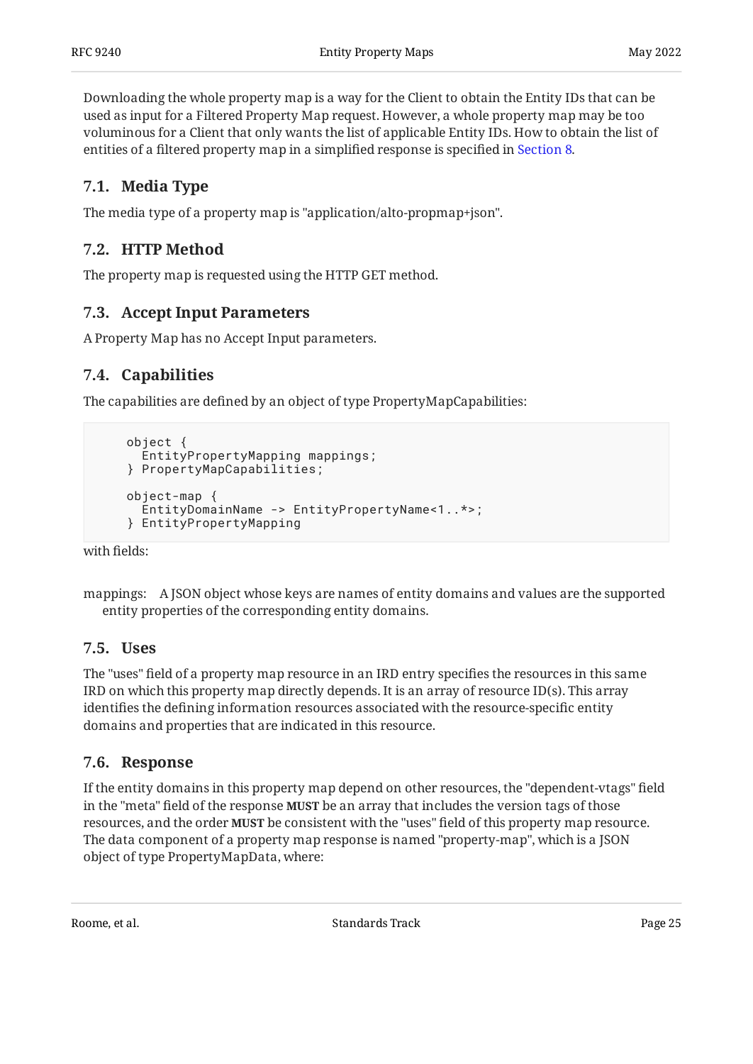Downloading the whole property map is a way for the Client to obtain the Entity IDs that can be used as input for a Filtered Property Map request. However, a whole property map may be too voluminous for a Client that only wants the list of applicable Entity IDs. How to obtain the list of entities of a filtered property map in a simplified response is specified in Section 8.

### 7.1. Media Type

The media type of a property map is "application/alto-propmap+json".

### 7.2. HTTP Method

The property map is requested using the HTTP GET method.

### 7.3. Accept Input Parameters

A Property Map has no Accept Input parameters.

### 7.4. Capabilities

The capabilities are defined by an object of type PropertyMapCapabilities:

```
object {
  EntityPropertyMapping mappings;
} PropertyMapCapabilities;

object-map {
  EntityDomainName -> EntityPropertyName<1..*>;
} EntityPropertyMapping
```

with fields:

mappings: A JSON object whose keys are names of entity domains and values are the supported entity properties of the corresponding entity domains.

### 7.5. Uses

The "uses" field of a property map resource in an IRD entry specifies the resources in this same IRD on which this property map directly depends. It is an array of resource ID(s). This array identifies the defining information resources associated with the resource-specific entity domains and properties that are indicated in this resource.

### 7.6. Response

If the entity domains in this property map depend on other resources, the "dependent-vtags" field in the "meta" field of the response **MUST** be an array that includes the version tags of those resources, and the order **MUST** be consistent with the "uses" field of this property map resource. The data component of a property map response is named "property-map", which is a JSON object of type PropertyMapData, where: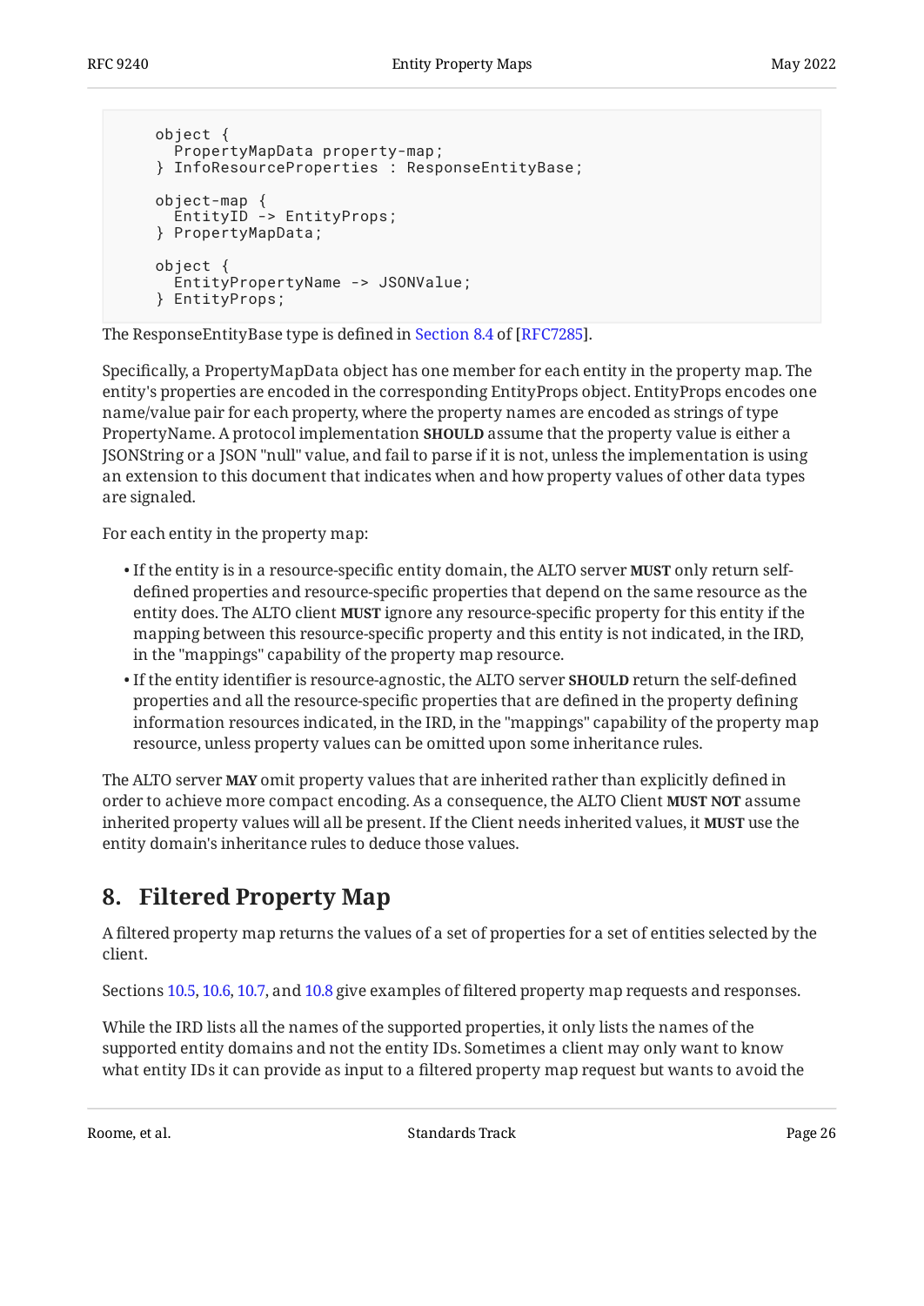```
    object {
      PropertyMapData property-map;
    } InfoResourceProperties : ResponseEntityBase;

    object-map {
      EntityID -> EntityProps;
    } PropertyMapData;

    object {
      EntityPropertyName -> JSONValue;
    } EntityProps;
```

The ResponseEntityBase type is defined in Section 8.4 of [RFC7285].

Specifically, a PropertyMapData object has one member for each entity in the property map. The entity's properties are encoded in the corresponding EntityProps object. EntityProps encodes one name/value pair for each property, where the property names are encoded as strings of type PropertyName. A protocol implementation **SHOULD** assume that the property value is either a JSONString or a JSON "null" value, and fail to parse if it is not, unless the implementation is using an extension to this document that indicates when and how property values of other data types are signaled.

For each entity in the property map:

- If the entity is in a resource-specific entity domain, the ALTO server **MUST** only return self-defined properties and resource-specific properties that depend on the same resource as the entity does. The ALTO client **MUST** ignore any resource-specific property for this entity if the mapping between this resource-specific property and this entity is not indicated, in the IRD, in the "mappings" capability of the property map resource.
- If the entity identifier is resource-agnostic, the ALTO server **SHOULD** return the self-defined properties and all the resource-specific properties that are defined in the property defining information resources indicated, in the IRD, in the "mappings" capability of the property map resource, unless property values can be omitted upon some inheritance rules.

The ALTO server **MAY** omit property values that are inherited rather than explicitly defined in order to achieve more compact encoding. As a consequence, the ALTO Client **MUST NOT** assume inherited property values will all be present. If the Client needs inherited values, it **MUST** use the entity domain's inheritance rules to deduce those values.

## 8. Filtered Property Map

A filtered property map returns the values of a set of properties for a set of entities selected by the client.

Sections 10.5, 10.6, 10.7, and 10.8 give examples of filtered property map requests and responses.

While the IRD lists all the names of the supported properties, it only lists the names of the supported entity domains and not the entity IDs. Sometimes a client may only want to know what entity IDs it can provide as input to a filtered property map request but wants to avoid the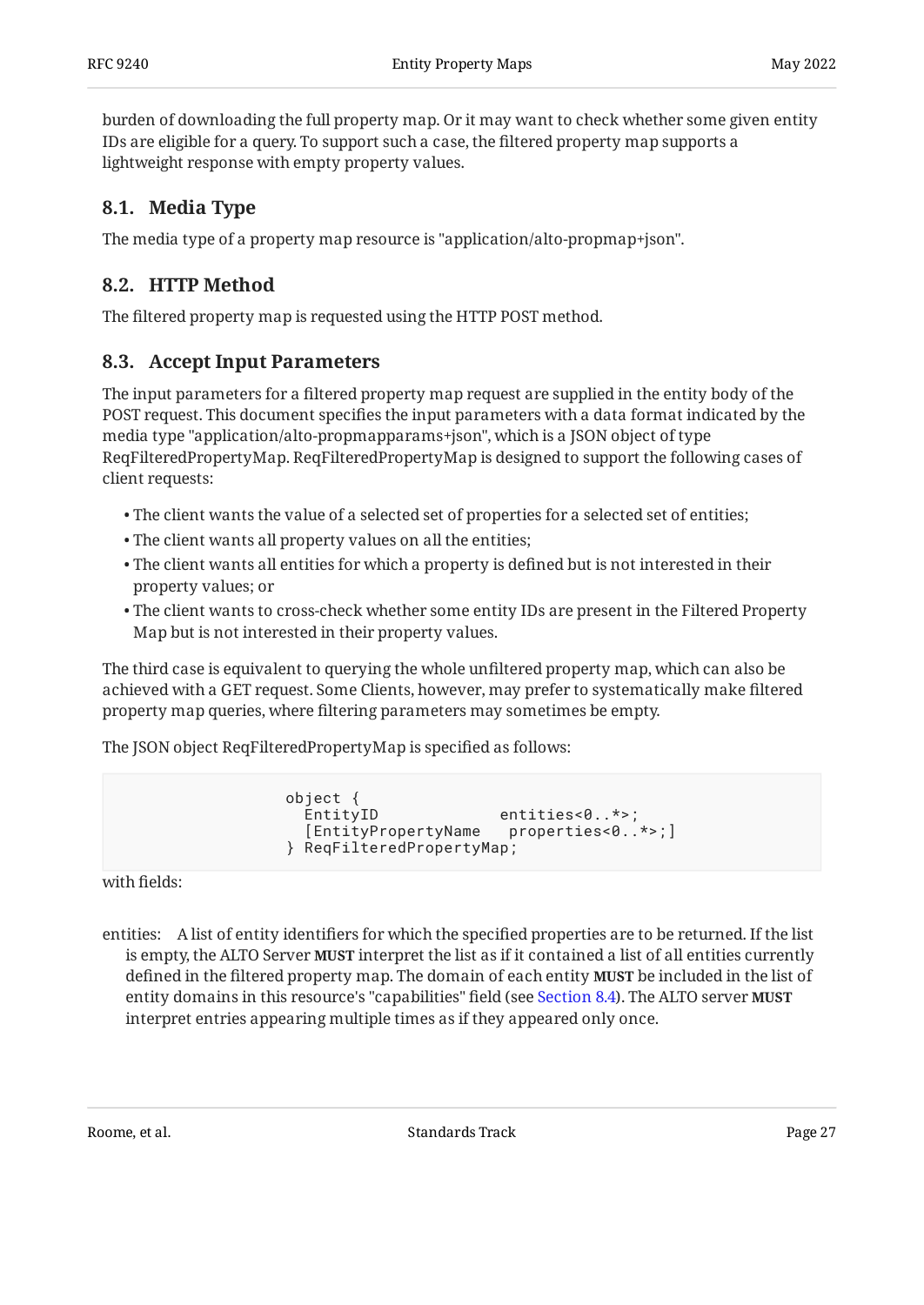burden of downloading the full property map. Or it may want to check whether some given entity IDs are eligible for a query. To support such a case, the filtered property map supports a lightweight response with empty property values.

## 8.1. Media Type

The media type of a property map resource is "application/alto-propmap+json".

## 8.2. HTTP Method

The filtered property map is requested using the HTTP POST method.

## 8.3. Accept Input Parameters

The input parameters for a filtered property map request are supplied in the entity body of the POST request. This document specifies the input parameters with a data format indicated by the media type "application/alto-propmapparams+json", which is a JSON object of type ReqFilteredPropertyMap. ReqFilteredPropertyMap is designed to support the following cases of client requests:

- The client wants the value of a selected set of properties for a selected set of entities;
- The client wants all property values on all the entities;
- The client wants all entities for which a property is defined but is not interested in their property values; or
- The client wants to cross-check whether some entity IDs are present in the Filtered Property Map but is not interested in their property values.

The third case is equivalent to querying the whole unfiltered property map, which can also be achieved with a GET request. Some Clients, however, may prefer to systematically make filtered property map queries, where filtering parameters may sometimes be empty.

The JSON object ReqFilteredPropertyMap is specified as follows:

```
object {
  EntityID             entities<0..*>;
  [EntityPropertyName   properties<0..*>;]
} ReqFilteredPropertyMap;
```

with fields:

entities: A list of entity identifiers for which the specified properties are to be returned. If the list is empty, the ALTO Server **MUST** interpret the list as if it contained a list of all entities currently defined in the filtered property map. The domain of each entity **MUST** be included in the list of entity domains in this resource's "capabilities" field (see Section 8.4). The ALTO server **MUST** interpret entries appearing multiple times as if they appeared only once.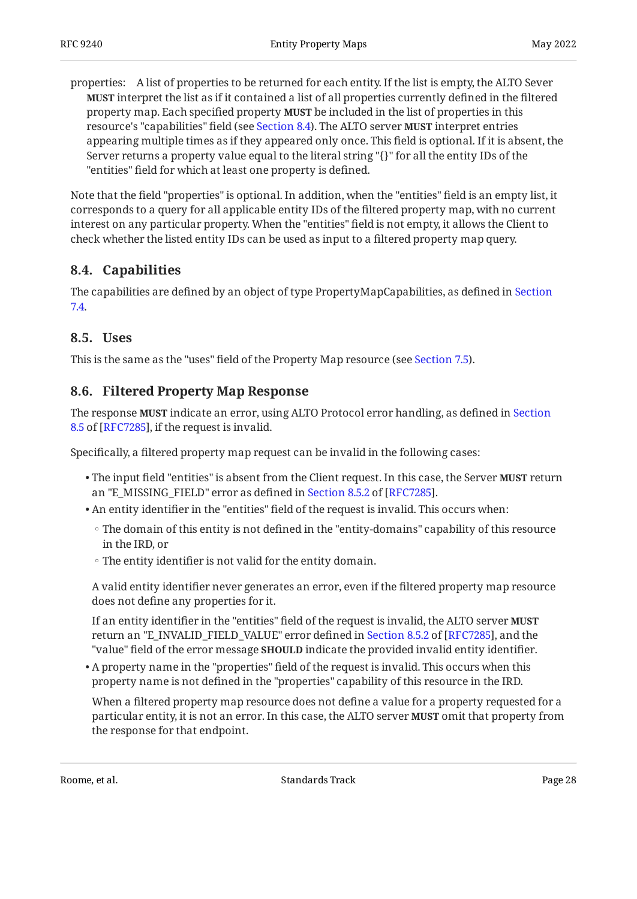properties: A list of properties to be returned for each entity. If the list is empty, the ALTO Sever **MUST** interpret the list as if it contained a list of all properties currently defined in the filtered property map. Each specified property **MUST** be included in the list of properties in this resource's "capabilities" field (see Section 8.4). The ALTO server **MUST** interpret entries appearing multiple times as if they appeared only once. This field is optional. If it is absent, the Server returns a property value equal to the literal string "{}" for all the entity IDs of the "entities" field for which at least one property is defined.

Note that the field "properties" is optional. In addition, when the "entities" field is an empty list, it corresponds to a query for all applicable entity IDs of the filtered property map, with no current interest on any particular property. When the "entities" field is not empty, it allows the Client to check whether the listed entity IDs can be used as input to a filtered property map query.

### 8.4. Capabilities

The capabilities are defined by an object of type PropertyMapCapabilities, as defined in Section 7.4.

### 8.5. Uses

This is the same as the "uses" field of the Property Map resource (see Section 7.5).

### 8.6. Filtered Property Map Response

The response **MUST** indicate an error, using ALTO Protocol error handling, as defined in Section 8.5 of [RFC7285], if the request is invalid.

Specifically, a filtered property map request can be invalid in the following cases:

- The input field "entities" is absent from the Client request. In this case, the Server **MUST** return an "E_MISSING_FIELD" error as defined in Section 8.5.2 of [RFC7285].
- An entity identifier in the "entities" field of the request is invalid. This occurs when:
  - The domain of this entity is not defined in the "entity-domains" capability of this resource in the IRD, or
  - The entity identifier is not valid for the entity domain.

  A valid entity identifier never generates an error, even if the filtered property map resource does not define any properties for it.

  If an entity identifier in the "entities" field of the request is invalid, the ALTO server **MUST** return an "E_INVALID_FIELD_VALUE" error defined in Section 8.5.2 of [RFC7285], and the "value" field of the error message **SHOULD** indicate the provided invalid entity identifier.
- A property name in the "properties" field of the request is invalid. This occurs when this property name is not defined in the "properties" capability of this resource in the IRD.

  When a filtered property map resource does not define a value for a property requested for a particular entity, it is not an error. In this case, the ALTO server **MUST** omit that property from the response for that endpoint.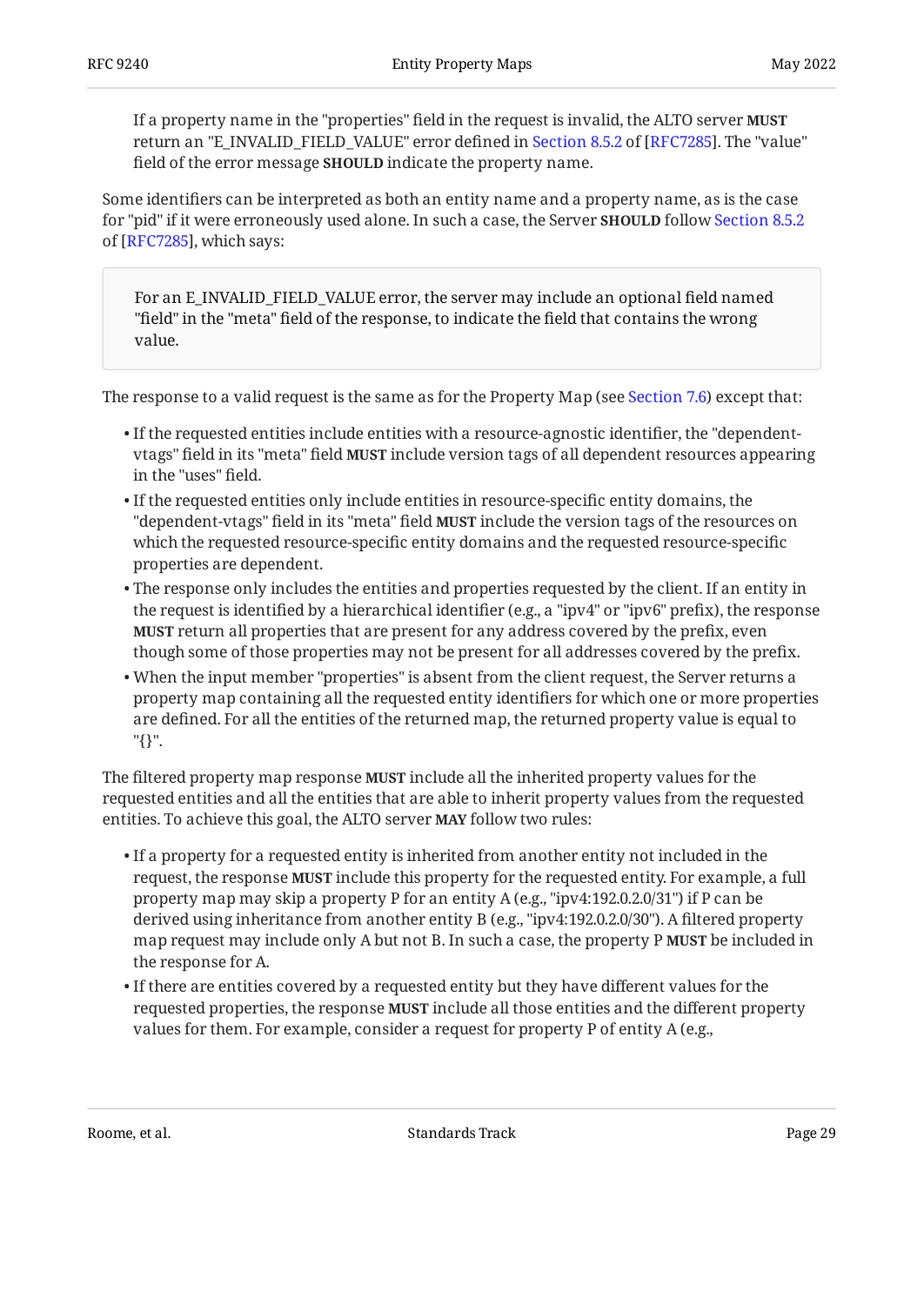If a property name in the "properties" field in the request is invalid, the ALTO server **MUST** return an "E_INVALID_FIELD_VALUE" error defined in Section 8.5.2 of [RFC7285]. The "value" field of the error message **SHOULD** indicate the property name.

Some identifiers can be interpreted as both an entity name and a property name, as is the case for "pid" if it were erroneously used alone. In such a case, the Server **SHOULD** follow Section 8.5.2 of [RFC7285], which says:

> For an E_INVALID_FIELD_VALUE error, the server may include an optional field named "field" in the "meta" field of the response, to indicate the field that contains the wrong value.

The response to a valid request is the same as for the Property Map (see Section 7.6) except that:

- If the requested entities include entities with a resource-agnostic identifier, the "dependent-vtags" field in its "meta" field **MUST** include version tags of all dependent resources appearing in the "uses" field.
- If the requested entities only include entities in resource-specific entity domains, the "dependent-vtags" field in its "meta" field **MUST** include the version tags of the resources on which the requested resource-specific entity domains and the requested resource-specific properties are dependent.
- The response only includes the entities and properties requested by the client. If an entity in the request is identified by a hierarchical identifier (e.g., a "ipv4" or "ipv6" prefix), the response **MUST** return all properties that are present for any address covered by the prefix, even though some of those properties may not be present for all addresses covered by the prefix.
- When the input member "properties" is absent from the client request, the Server returns a property map containing all the requested entity identifiers for which one or more properties are defined. For all the entities of the returned map, the returned property value is equal to "{}".

The filtered property map response **MUST** include all the inherited property values for the requested entities and all the entities that are able to inherit property values from the requested entities. To achieve this goal, the ALTO server **MAY** follow two rules:

- If a property for a requested entity is inherited from another entity not included in the request, the response **MUST** include this property for the requested entity. For example, a full property map may skip a property P for an entity A (e.g., "ipv4:192.0.2.0/31") if P can be derived using inheritance from another entity B (e.g., "ipv4:192.0.2.0/30"). A filtered property map request may include only A but not B. In such a case, the property P **MUST** be included in the response for A.
- If there are entities covered by a requested entity but they have different values for the requested properties, the response **MUST** include all those entities and the different property values for them. For example, consider a request for property P of entity A (e.g.,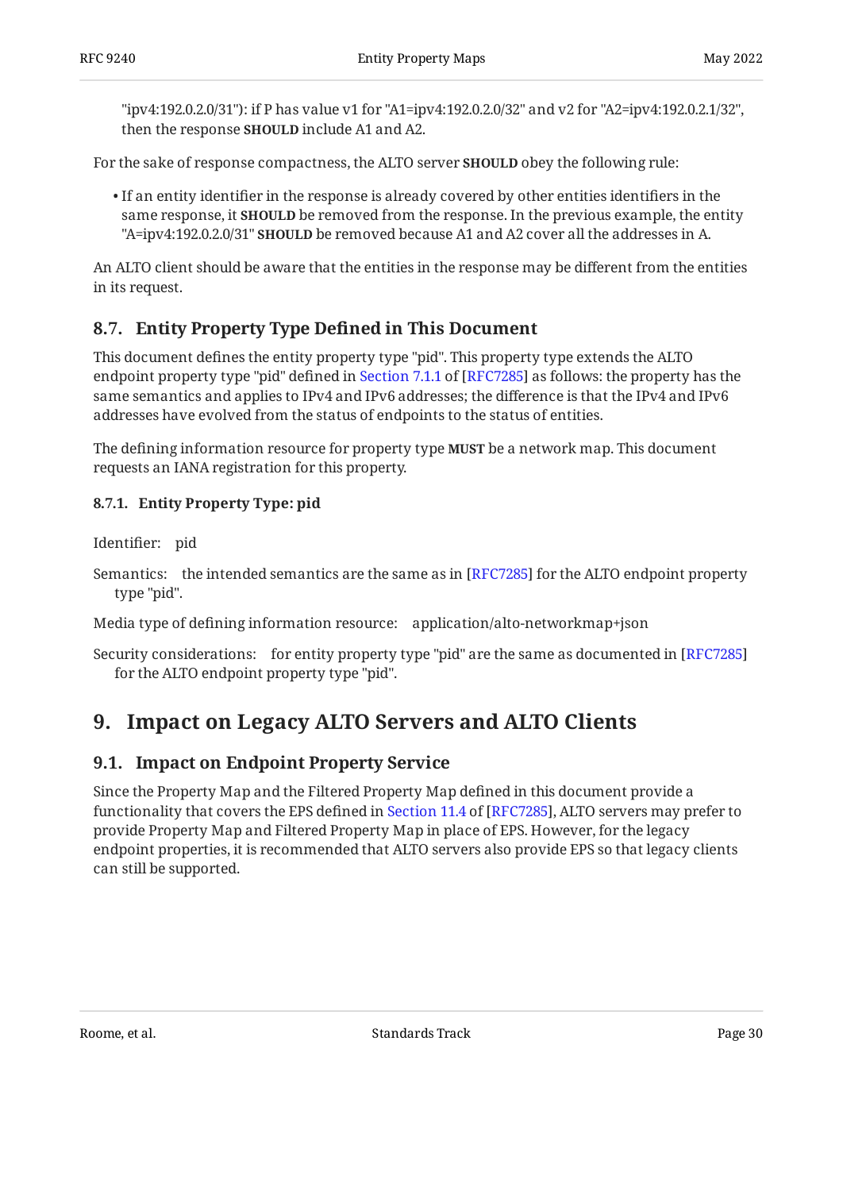"ipv4:192.0.2.0/31"): if P has value v1 for "A1=ipv4:192.0.2.0/32" and v2 for "A2=ipv4:192.0.2.1/32", then the response **SHOULD** include A1 and A2.

For the sake of response compactness, the ALTO server **SHOULD** obey the following rule:

- If an entity identifier in the response is already covered by other entities identifiers in the same response, it **SHOULD** be removed from the response. In the previous example, the entity "A=ipv4:192.0.2.0/31" **SHOULD** be removed because A1 and A2 cover all the addresses in A.

An ALTO client should be aware that the entities in the response may be different from the entities in its request.

## 8.7. Entity Property Type Defined in This Document

This document defines the entity property type "pid". This property type extends the ALTO endpoint property type "pid" defined in Section 7.1.1 of [RFC7285] as follows: the property has the same semantics and applies to IPv4 and IPv6 addresses; the difference is that the IPv4 and IPv6 addresses have evolved from the status of endpoints to the status of entities.

The defining information resource for property type **MUST** be a network map. This document requests an IANA registration for this property.

### 8.7.1. Entity Property Type: pid

Identifier: pid

Semantics: the intended semantics are the same as in [RFC7285] for the ALTO endpoint property type "pid".

Media type of defining information resource: application/alto-networkmap+json

Security considerations: for entity property type "pid" are the same as documented in [RFC7285] for the ALTO endpoint property type "pid".

# 9. Impact on Legacy ALTO Servers and ALTO Clients

## 9.1. Impact on Endpoint Property Service

Since the Property Map and the Filtered Property Map defined in this document provide a functionality that covers the EPS defined in Section 11.4 of [RFC7285], ALTO servers may prefer to provide Property Map and Filtered Property Map in place of EPS. However, for the legacy endpoint properties, it is recommended that ALTO servers also provide EPS so that legacy clients can still be supported.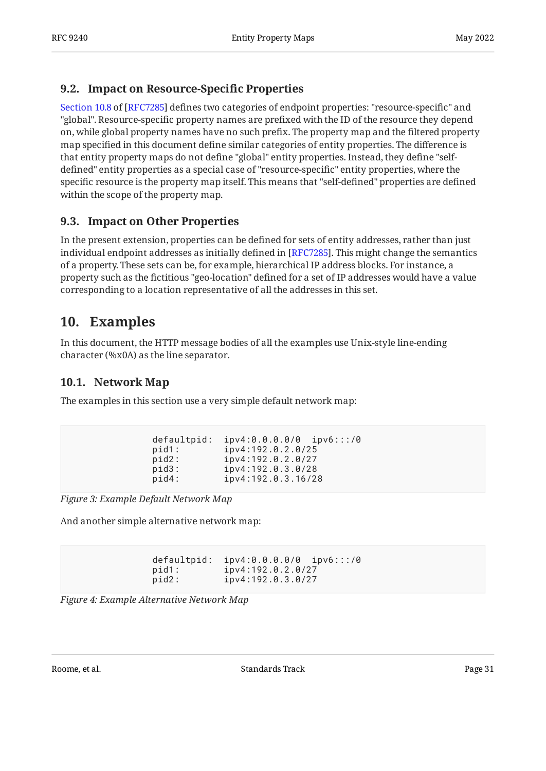### 9.2. Impact on Resource-Specific Properties

Section 10.8 of [RFC7285] defines two categories of endpoint properties: "resource-specific" and "global". Resource-specific property names are prefixed with the ID of the resource they depend on, while global property names have no such prefix. The property map and the filtered property map specified in this document define similar categories of entity properties. The difference is that entity property maps do not define "global" entity properties. Instead, they define "self-defined" entity properties as a special case of "resource-specific" entity properties, where the specific resource is the property map itself. This means that "self-defined" properties are defined within the scope of the property map.

### 9.3. Impact on Other Properties

In the present extension, properties can be defined for sets of entity addresses, rather than just individual endpoint addresses as initially defined in [RFC7285]. This might change the semantics of a property. These sets can be, for example, hierarchical IP address blocks. For instance, a property such as the fictitious "geo-location" defined for a set of IP addresses would have a value corresponding to a location representative of all the addresses in this set.

## 10. Examples

In this document, the HTTP message bodies of all the examples use Unix-style line-ending character (%x0A) as the line separator.

### 10.1. Network Map

The examples in this section use a very simple default network map:

```
                defaultpid:  ipv4:0.0.0.0/0  ipv6:::/0
                pid1:        ipv4:192.0.2.0/25
                pid2:        ipv4:192.0.2.0/27
                pid3:        ipv4:192.0.3.0/28
                pid4:        ipv4:192.0.3.16/28
```

*Figure 3: Example Default Network Map*

And another simple alternative network map:

```
                defaultpid:  ipv4:0.0.0.0/0  ipv6:::/0
                pid1:        ipv4:192.0.2.0/27
                pid2:        ipv4:192.0.3.0/27
```

*Figure 4: Example Alternative Network Map*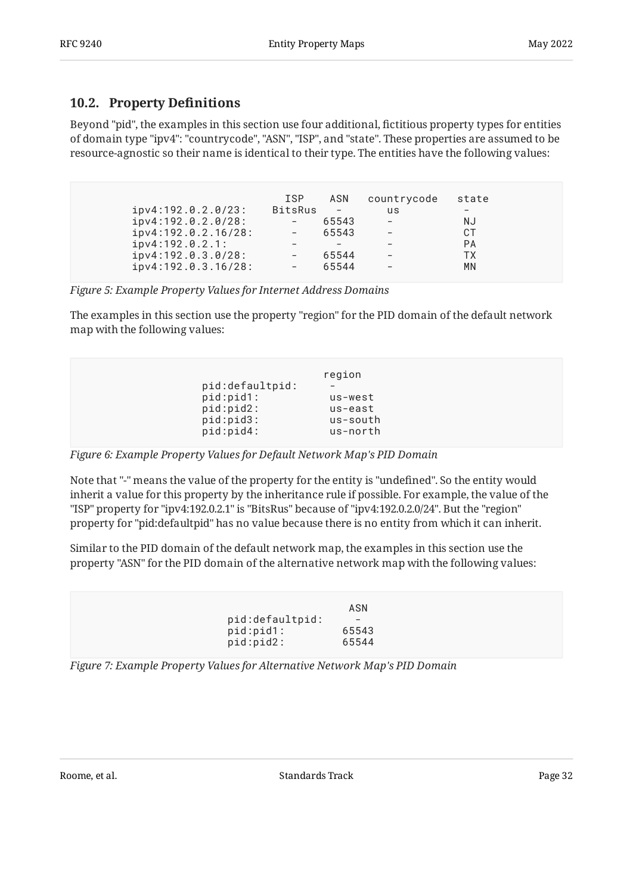## 10.2. Property Definitions

Beyond "pid", the examples in this section use four additional, fictitious property types for entities of domain type "ipv4": "countrycode", "ASN", "ISP", and "state". These properties are assumed to be resource-agnostic so their name is identical to their type. The entities have the following values:

```
                         ISP    ASN   countrycode   state
   ipv4:192.0.2.0/23:    BitsRus   -      us          -
   ipv4:192.0.2.0/28:       -    65543    -           NJ
   ipv4:192.0.2.16/28:      -    65543    -           CT
   ipv4:192.0.2.1:          -      -      -           PA
   ipv4:192.0.3.0/28:       -    65544    -           TX
   ipv4:192.0.3.16/28:      -    65544    -           MN
```

*Figure 5: Example Property Values for Internet Address Domains*

The examples in this section use the property "region" for the PID domain of the default network map with the following values:

```
                           region
         pid:defaultpid:     -
         pid:pid1:           us-west
         pid:pid2:           us-east
         pid:pid3:           us-south
         pid:pid4:           us-north
```

*Figure 6: Example Property Values for Default Network Map's PID Domain*

Note that "-" means the value of the property for the entity is "undefined". So the entity would inherit a value for this property by the inheritance rule if possible. For example, the value of the "ISP" property for "ipv4:192.0.2.1" is "BitsRus" because of "ipv4:192.0.2.0/24". But the "region" property for "pid:defaultpid" has no value because there is no entity from which it can inherit.

Similar to the PID domain of the default network map, the examples in this section use the property "ASN" for the PID domain of the alternative network map with the following values:

```
                                ASN
              pid:defaultpid:     -
              pid:pid1:         65543
              pid:pid2:         65544
```

*Figure 7: Example Property Values for Alternative Network Map's PID Domain*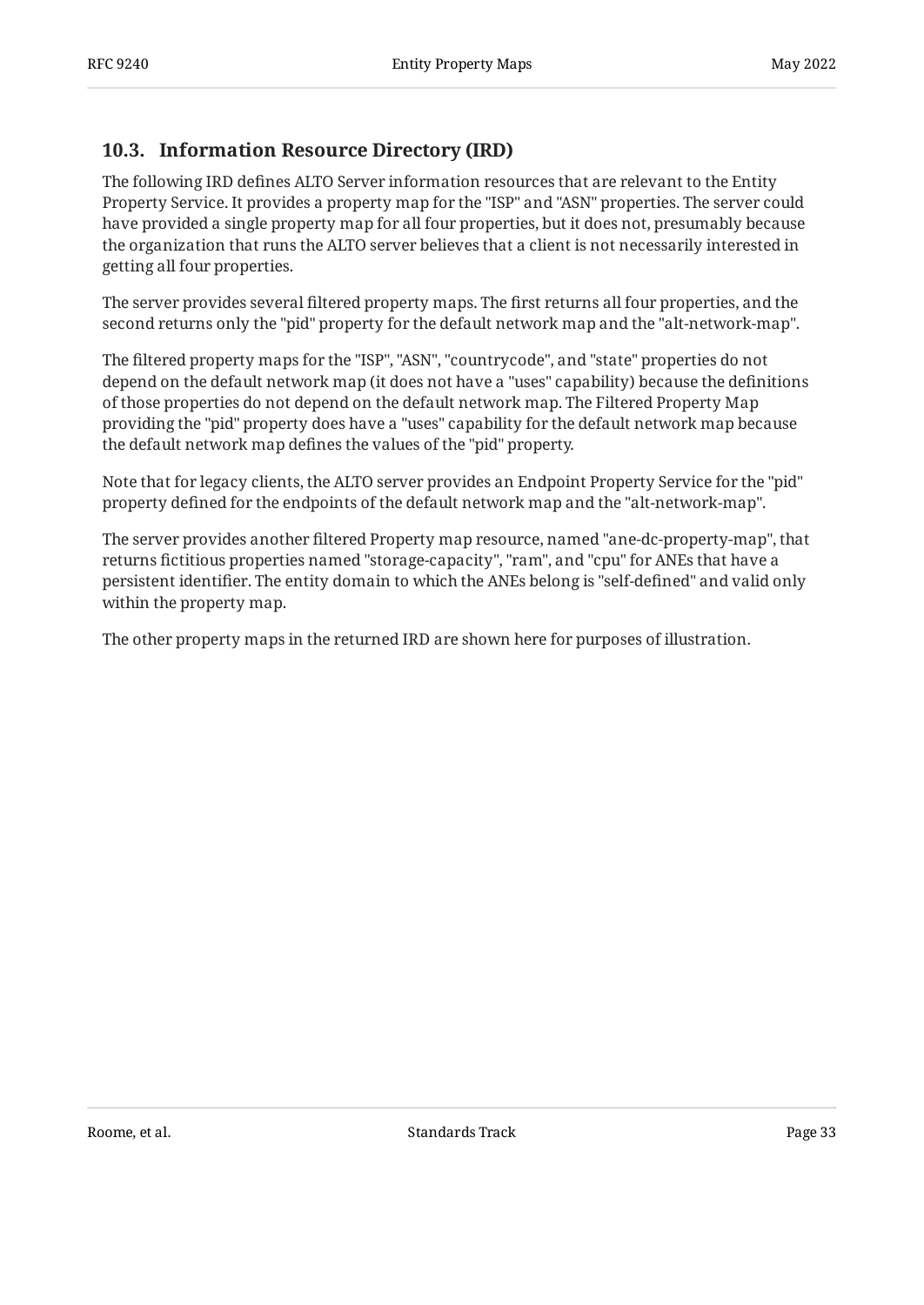### 10.3. Information Resource Directory (IRD)

The following IRD defines ALTO Server information resources that are relevant to the Entity Property Service. It provides a property map for the "ISP" and "ASN" properties. The server could have provided a single property map for all four properties, but it does not, presumably because the organization that runs the ALTO server believes that a client is not necessarily interested in getting all four properties.

The server provides several filtered property maps. The first returns all four properties, and the second returns only the "pid" property for the default network map and the "alt-network-map".

The filtered property maps for the "ISP", "ASN", "countrycode", and "state" properties do not depend on the default network map (it does not have a "uses" capability) because the definitions of those properties do not depend on the default network map. The Filtered Property Map providing the "pid" property does have a "uses" capability for the default network map because the default network map defines the values of the "pid" property.

Note that for legacy clients, the ALTO server provides an Endpoint Property Service for the "pid" property defined for the endpoints of the default network map and the "alt-network-map".

The server provides another filtered Property map resource, named "ane-dc-property-map", that returns fictitious properties named "storage-capacity", "ram", and "cpu" for ANEs that have a persistent identifier. The entity domain to which the ANEs belong is "self-defined" and valid only within the property map.

The other property maps in the returned IRD are shown here for purposes of illustration.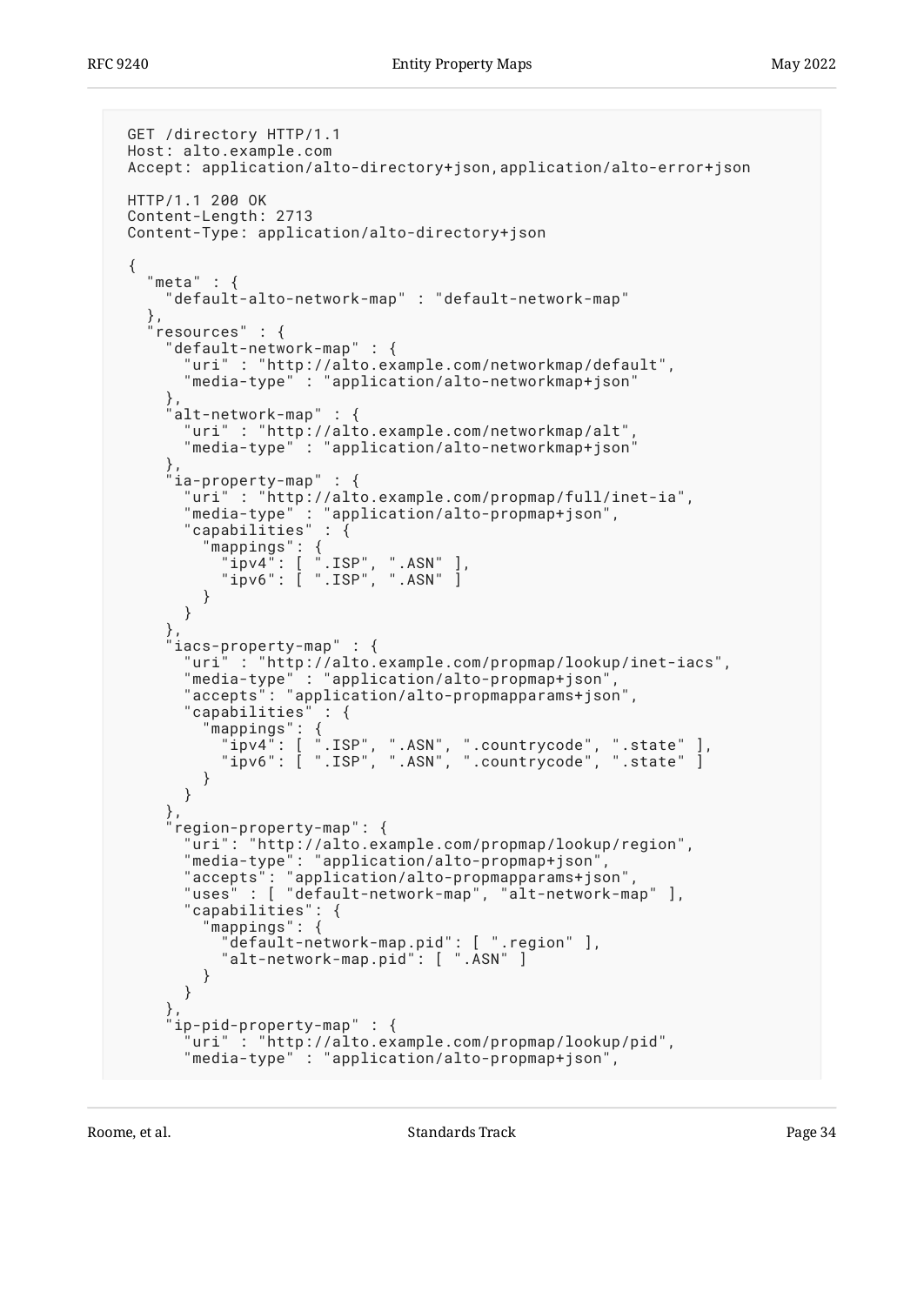```
GET /directory HTTP/1.1
Host: alto.example.com
Accept: application/alto-directory+json,application/alto-error+json

HTTP/1.1 200 OK
Content-Length: 2713
Content-Type: application/alto-directory+json

{
  "meta" : {
    "default-alto-network-map" : "default-network-map"
  },
  "resources" : {
    "default-network-map" : {
      "uri" : "http://alto.example.com/networkmap/default",
      "media-type" : "application/alto-networkmap+json"
    },
    "alt-network-map" : {
      "uri" : "http://alto.example.com/networkmap/alt",
      "media-type" : "application/alto-networkmap+json"
    },
    "ia-property-map" : {
      "uri" : "http://alto.example.com/propmap/full/inet-ia",
      "media-type" : "application/alto-propmap+json",
      "capabilities" : {
        "mappings": {
          "ipv4": [ ".ISP", ".ASN" ],
          "ipv6": [ ".ISP", ".ASN" ]
        }
      }
    },
    "iacs-property-map" : {
      "uri" : "http://alto.example.com/propmap/lookup/inet-iacs",
      "media-type" : "application/alto-propmap+json",
      "accepts": "application/alto-propmapparams+json",
      "capabilities" : {
        "mappings": {
          "ipv4": [ ".ISP", ".ASN", ".countrycode", ".state" ],
          "ipv6": [ ".ISP", ".ASN", ".countrycode", ".state" ]
        }
      }
    },
    "region-property-map": {
      "uri": "http://alto.example.com/propmap/lookup/region",
      "media-type": "application/alto-propmap+json",
      "accepts": "application/alto-propmapparams+json",
      "uses" : [ "default-network-map", "alt-network-map" ],
      "capabilities": {
        "mappings": {
          "default-network-map.pid": [ ".region" ],
          "alt-network-map.pid": [ ".ASN" ]
        }
      }
    },
    "ip-pid-property-map" : {
      "uri" : "http://alto.example.com/propmap/lookup/pid",
      "media-type" : "application/alto-propmap+json",
```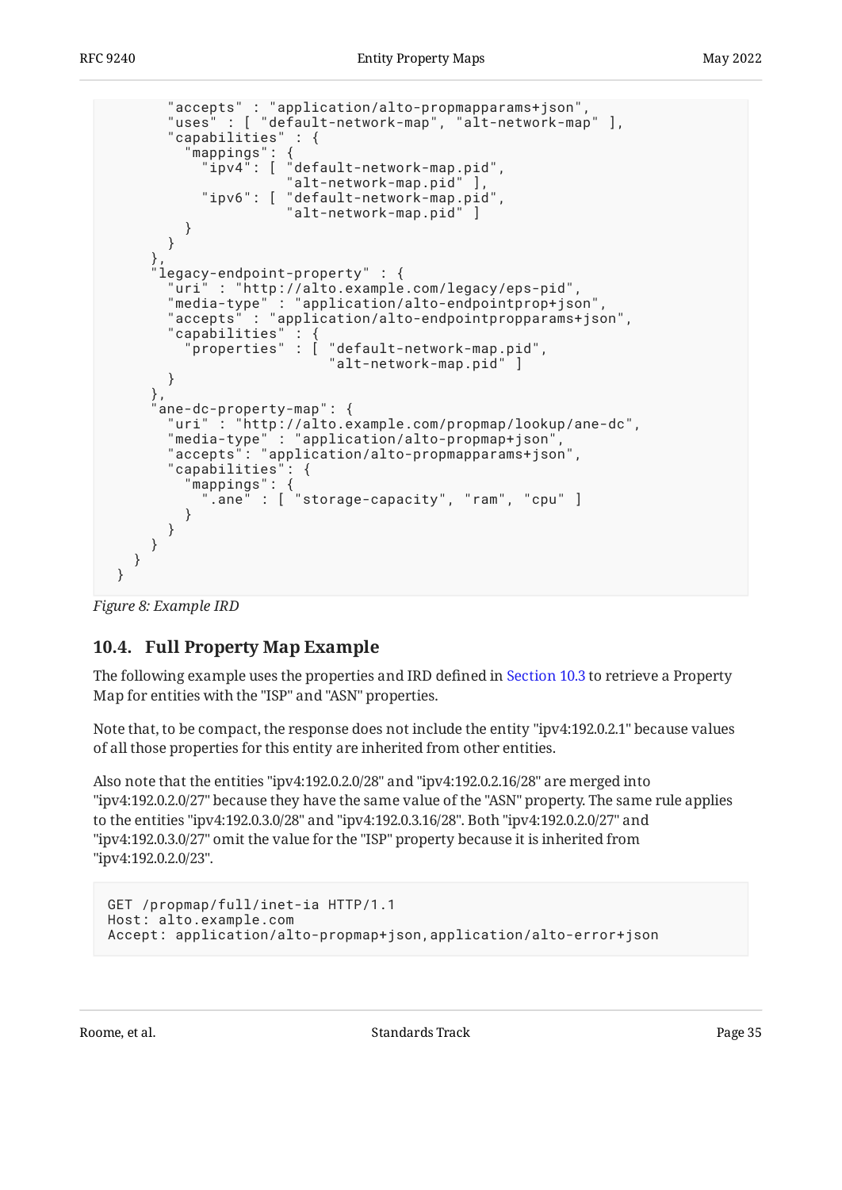```
        "accepts" : "application/alto-propmapparams+json",
        "uses" : [ "default-network-map", "alt-network-map" ],
        "capabilities" : {
          "mappings": {
            "ipv4": [ "default-network-map.pid",
                      "alt-network-map.pid" ],
            "ipv6": [ "default-network-map.pid",
                      "alt-network-map.pid" ]
          }
        }
      },
      "legacy-endpoint-property" : {
        "uri" : "http://alto.example.com/legacy/eps-pid",
        "media-type" : "application/alto-endpointprop+json",
        "accepts" : "application/alto-endpointpropparams+json",
        "capabilities" : {
          "properties" : [ "default-network-map.pid",
                           "alt-network-map.pid" ]
        }
      },
      "ane-dc-property-map": {
        "uri" : "http://alto.example.com/propmap/lookup/ane-dc",
        "media-type" : "application/alto-propmap+json",
        "accepts": "application/alto-propmapparams+json",
        "capabilities": {
          "mappings": {
            ".ane" : [ "storage-capacity", "ram", "cpu" ]
          }
        }
      }
    }
  }
```

*Figure 8: Example IRD*

### 10.4. Full Property Map Example

The following example uses the properties and IRD defined in Section 10.3 to retrieve a Property Map for entities with the "ISP" and "ASN" properties.

Note that, to be compact, the response does not include the entity "ipv4:192.0.2.1" because values of all those properties for this entity are inherited from other entities.

Also note that the entities "ipv4:192.0.2.0/28" and "ipv4:192.0.2.16/28" are merged into "ipv4:192.0.2.0/27" because they have the same value of the "ASN" property. The same rule applies to the entities "ipv4:192.0.3.0/28" and "ipv4:192.0.3.16/28". Both "ipv4:192.0.2.0/27" and "ipv4:192.0.3.0/27" omit the value for the "ISP" property because it is inherited from "ipv4:192.0.2.0/23".

```
GET /propmap/full/inet-ia HTTP/1.1
Host: alto.example.com
Accept: application/alto-propmap+json,application/alto-error+json
```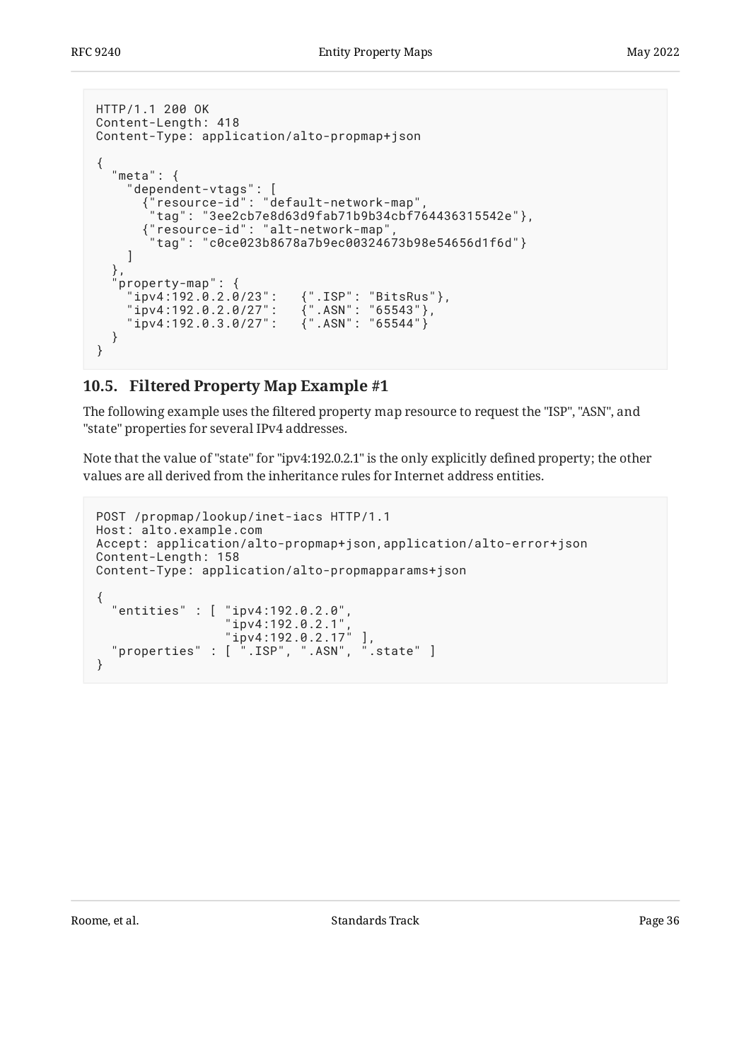```
HTTP/1.1 200 OK
Content-Length: 418
Content-Type: application/alto-propmap+json

{
  "meta": {
    "dependent-vtags": [
      {"resource-id": "default-network-map",
       "tag": "3ee2cb7e8d63d9fab71b9b34cbf764436315542e"},
      {"resource-id": "alt-network-map",
       "tag": "c0ce023b8678a7b9ec00324673b98e54656d1f6d"}
    ]
  },
  "property-map": {
    "ipv4:192.0.2.0/23":   {".ISP": "BitsRus"},
    "ipv4:192.0.2.0/27":   {".ASN": "65543"},
    "ipv4:192.0.3.0/27":   {".ASN": "65544"}
  }
}
```

### 10.5. Filtered Property Map Example #1

The following example uses the filtered property map resource to request the "ISP", "ASN", and "state" properties for several IPv4 addresses.

Note that the value of "state" for "ipv4:192.0.2.1" is the only explicitly defined property; the other values are all derived from the inheritance rules for Internet address entities.

```
POST /propmap/lookup/inet-iacs HTTP/1.1
Host: alto.example.com
Accept: application/alto-propmap+json,application/alto-error+json
Content-Length: 158
Content-Type: application/alto-propmapparams+json

{
  "entities" : [ "ipv4:192.0.2.0",
                 "ipv4:192.0.2.1",
                 "ipv4:192.0.2.17" ],
  "properties" : [ ".ISP", ".ASN", ".state" ]
}
```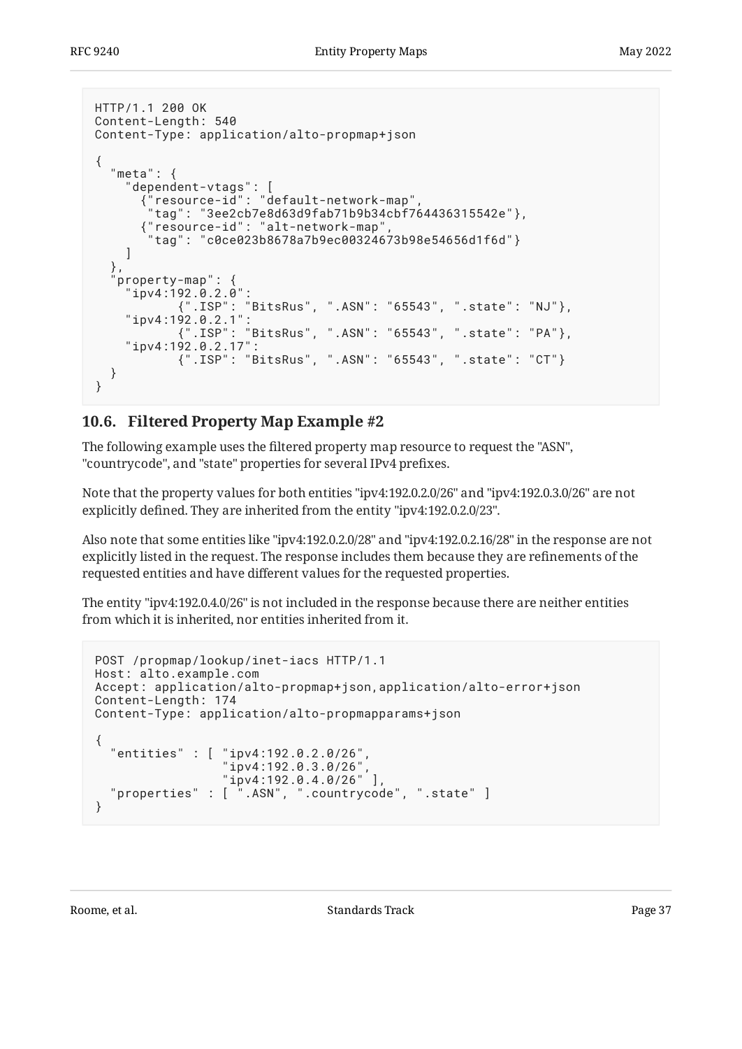```
HTTP/1.1 200 OK
Content-Length: 540
Content-Type: application/alto-propmap+json

{
  "meta": {
    "dependent-vtags": [
      {"resource-id": "default-network-map",
       "tag": "3ee2cb7e8d63d9fab71b9b34cbf764436315542e"},
      {"resource-id": "alt-network-map",
       "tag": "c0ce023b8678a7b9ec00324673b98e54656d1f6d"}
    ]
  },
  "property-map": {
    "ipv4:192.0.2.0":
          {".ISP": "BitsRus", ".ASN": "65543", ".state": "NJ"},
    "ipv4:192.0.2.1":
          {".ISP": "BitsRus", ".ASN": "65543", ".state": "PA"},
    "ipv4:192.0.2.17":
          {".ISP": "BitsRus", ".ASN": "65543", ".state": "CT"}
  }
}
```

## 10.6. Filtered Property Map Example #2

The following example uses the filtered property map resource to request the "ASN", "countrycode", and "state" properties for several IPv4 prefixes.

Note that the property values for both entities "ipv4:192.0.2.0/26" and "ipv4:192.0.3.0/26" are not explicitly defined. They are inherited from the entity "ipv4:192.0.2.0/23".

Also note that some entities like "ipv4:192.0.2.0/28" and "ipv4:192.0.2.16/28" in the response are not explicitly listed in the request. The response includes them because they are refinements of the requested entities and have different values for the requested properties.

The entity "ipv4:192.0.4.0/26" is not included in the response because there are neither entities from which it is inherited, nor entities inherited from it.

```
POST /propmap/lookup/inet-iacs HTTP/1.1
Host: alto.example.com
Accept: application/alto-propmap+json,application/alto-error+json
Content-Length: 174
Content-Type: application/alto-propmapparams+json

{
  "entities" : [ "ipv4:192.0.2.0/26",
                 "ipv4:192.0.3.0/26",
                 "ipv4:192.0.4.0/26" ],
  "properties" : [ ".ASN", ".countrycode", ".state" ]
}
```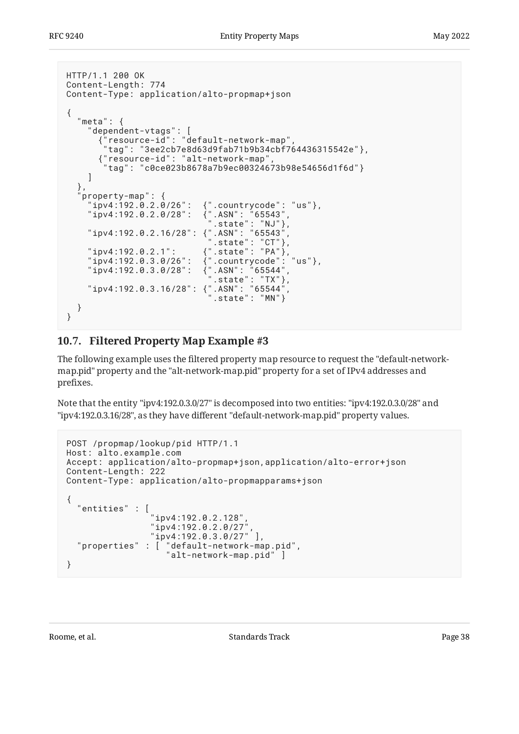```
HTTP/1.1 200 OK
Content-Length: 774
Content-Type: application/alto-propmap+json

{
  "meta": {
    "dependent-vtags": [
      {"resource-id": "default-network-map",
       "tag": "3ee2cb7e8d63d9fab71b9b34cbf764436315542e"},
      {"resource-id": "alt-network-map",
       "tag": "c0ce023b8678a7b9ec00324673b98e54656d1f6d"}
    ]
  },
  "property-map": {
    "ipv4:192.0.2.0/26":  {".countrycode": "us"},
    "ipv4:192.0.2.0/28":  {".ASN": "65543",
                           ".state": "NJ"},
    "ipv4:192.0.2.16/28": {".ASN": "65543",
                           ".state": "CT"},
    "ipv4:192.0.2.1":     {".state": "PA"},
    "ipv4:192.0.3.0/26":  {".countrycode": "us"},
    "ipv4:192.0.3.0/28":  {".ASN": "65544",
                           ".state": "TX"},
    "ipv4:192.0.3.16/28": {".ASN": "65544",
                           ".state": "MN"}
  }
}
```

## 10.7. Filtered Property Map Example #3

The following example uses the filtered property map resource to request the "default-network-map.pid" property and the "alt-network-map.pid" property for a set of IPv4 addresses and prefixes.

Note that the entity "ipv4:192.0.3.0/27" is decomposed into two entities: "ipv4:192.0.3.0/28" and "ipv4:192.0.3.16/28", as they have different "default-network-map.pid" property values.

```
POST /propmap/lookup/pid HTTP/1.1
Host: alto.example.com
Accept: application/alto-propmap+json,application/alto-error+json
Content-Length: 222
Content-Type: application/alto-propmapparams+json

{
  "entities" : [
                "ipv4:192.0.2.128",
                "ipv4:192.0.2.0/27",
                "ipv4:192.0.3.0/27" ],
  "properties" : [ "default-network-map.pid",
                   "alt-network-map.pid" ]
}
```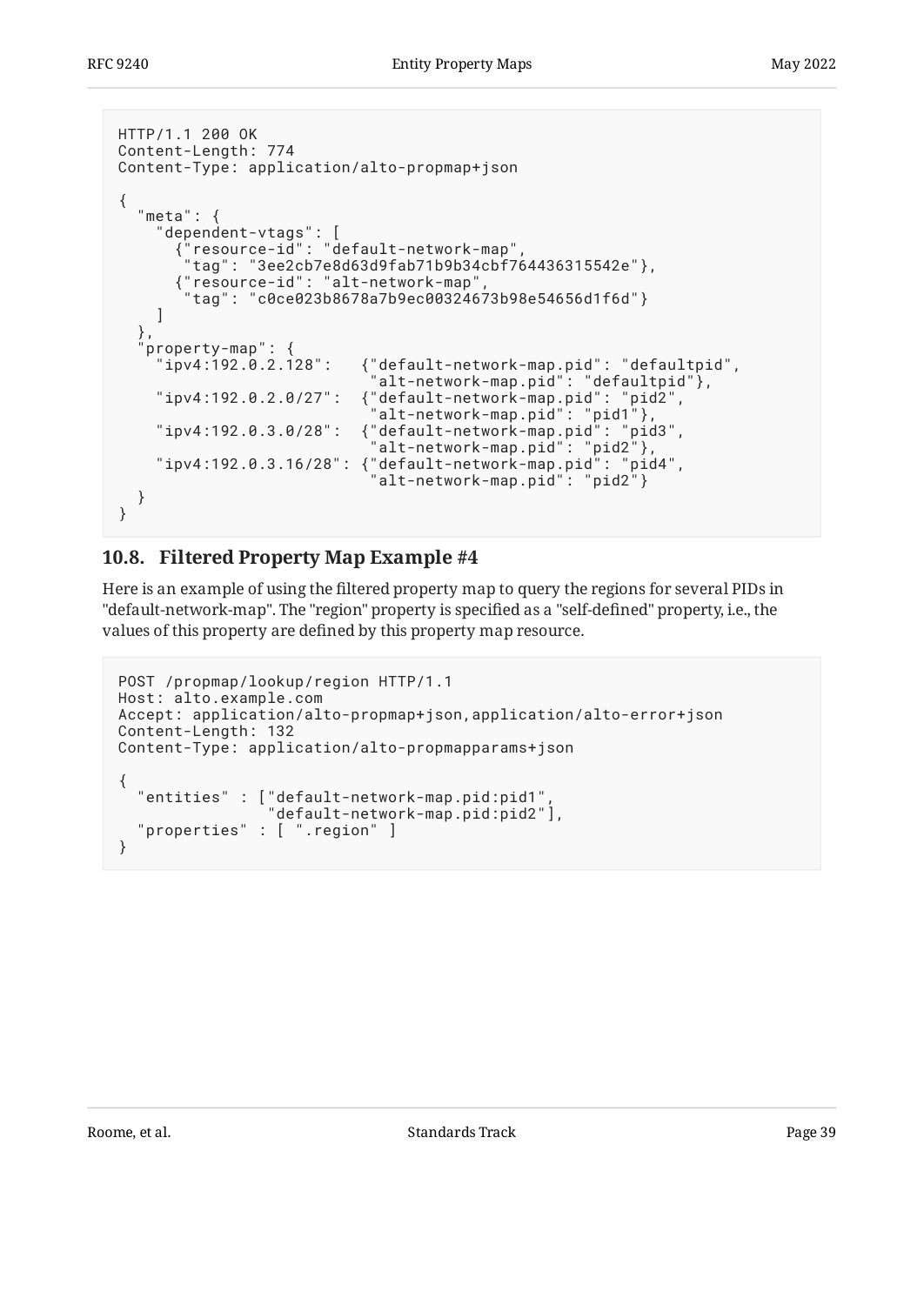```
HTTP/1.1 200 OK
Content-Length: 774
Content-Type: application/alto-propmap+json

{
  "meta": {
    "dependent-vtags": [
      {"resource-id": "default-network-map",
       "tag": "3ee2cb7e8d63d9fab71b9b34cbf764436315542e"},
      {"resource-id": "alt-network-map",
       "tag": "c0ce023b8678a7b9ec00324673b98e54656d1f6d"}
    ]
  },
  "property-map": {
    "ipv4:192.0.2.128":   {"default-network-map.pid": "defaultpid",
                           "alt-network-map.pid": "defaultpid"},
    "ipv4:192.0.2.0/27":  {"default-network-map.pid": "pid2",
                           "alt-network-map.pid": "pid1"},
    "ipv4:192.0.3.0/28":  {"default-network-map.pid": "pid3",
                           "alt-network-map.pid": "pid2"},
    "ipv4:192.0.3.16/28": {"default-network-map.pid": "pid4",
                           "alt-network-map.pid": "pid2"}
  }
}
```

## 10.8. Filtered Property Map Example #4

Here is an example of using the filtered property map to query the regions for several PIDs in "default-network-map". The "region" property is specified as a "self-defined" property, i.e., the values of this property are defined by this property map resource.

```
POST /propmap/lookup/region HTTP/1.1
Host: alto.example.com
Accept: application/alto-propmap+json,application/alto-error+json
Content-Length: 132
Content-Type: application/alto-propmapparams+json

{
  "entities" : ["default-network-map.pid:pid1",
                "default-network-map.pid:pid2"],
  "properties" : [ ".region" ]
}
```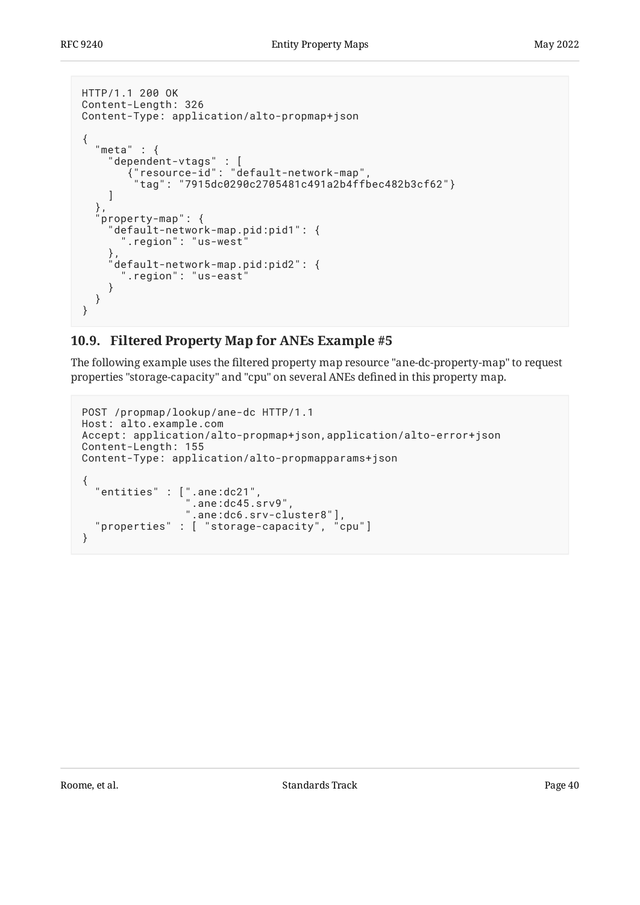```
HTTP/1.1 200 OK
Content-Length: 326
Content-Type: application/alto-propmap+json

{
  "meta" : {
    "dependent-vtags" : [
       {"resource-id": "default-network-map",
        "tag": "7915dc0290c2705481c491a2b4ffbec482b3cf62"}
    ]
  },
  "property-map": {
    "default-network-map.pid:pid1": {
      ".region": "us-west"
    },
    "default-network-map.pid:pid2": {
      ".region": "us-east"
    }
  }
}
```

### 10.9. Filtered Property Map for ANEs Example #5

The following example uses the filtered property map resource "ane-dc-property-map" to request properties "storage-capacity" and "cpu" on several ANEs defined in this property map.

```
POST /propmap/lookup/ane-dc HTTP/1.1
Host: alto.example.com
Accept: application/alto-propmap+json,application/alto-error+json
Content-Length: 155
Content-Type: application/alto-propmapparams+json

{
  "entities" : [".ane:dc21",
                ".ane:dc45.srv9",
                ".ane:dc6.srv-cluster8"],
  "properties" : [ "storage-capacity", "cpu"]
}
```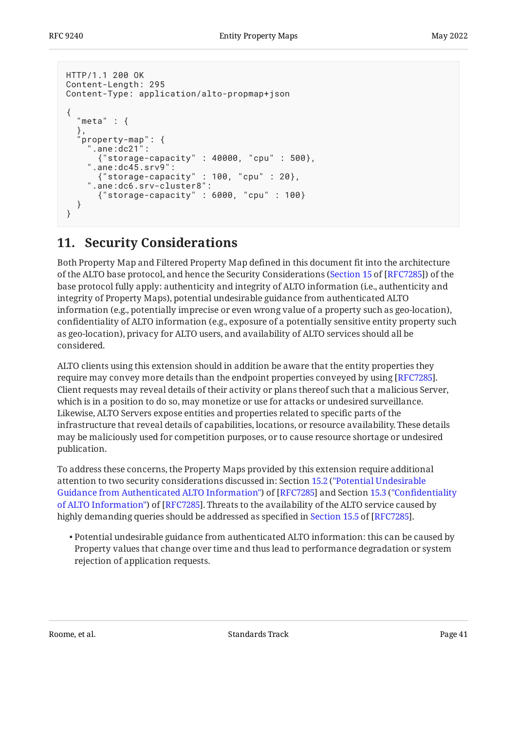```
HTTP/1.1 200 OK
Content-Length: 295
Content-Type: application/alto-propmap+json

{
  "meta" : {
  },
  "property-map": {
    ".ane:dc21":
      {"storage-capacity" : 40000, "cpu" : 500},
    ".ane:dc45.srv9":
      {"storage-capacity" : 100, "cpu" : 20},
    ".ane:dc6.srv-cluster8":
      {"storage-capacity" : 6000, "cpu" : 100}
  }
}
```

## 11. Security Considerations

Both Property Map and Filtered Property Map defined in this document fit into the architecture of the ALTO base protocol, and hence the Security Considerations (Section 15 of [RFC7285]) of the base protocol fully apply: authenticity and integrity of ALTO information (i.e., authenticity and integrity of Property Maps), potential undesirable guidance from authenticated ALTO information (e.g., potentially imprecise or even wrong value of a property such as geo-location), confidentiality of ALTO information (e.g., exposure of a potentially sensitive entity property such as geo-location), privacy for ALTO users, and availability of ALTO services should all be considered.

ALTO clients using this extension should in addition be aware that the entity properties they require may convey more details than the endpoint properties conveyed by using [RFC7285]. Client requests may reveal details of their activity or plans thereof such that a malicious Server, which is in a position to do so, may monetize or use for attacks or undesired surveillance. Likewise, ALTO Servers expose entities and properties related to specific parts of the infrastructure that reveal details of capabilities, locations, or resource availability. These details may be maliciously used for competition purposes, or to cause resource shortage or undesired publication.

To address these concerns, the Property Maps provided by this extension require additional attention to two security considerations discussed in: Section 15.2 ("Potential Undesirable Guidance from Authenticated ALTO Information") of [RFC7285] and Section 15.3 ("Confidentiality of ALTO Information") of [RFC7285]. Threats to the availability of the ALTO service caused by highly demanding queries should be addressed as specified in Section 15.5 of [RFC7285].

- Potential undesirable guidance from authenticated ALTO information: this can be caused by Property values that change over time and thus lead to performance degradation or system rejection of application requests.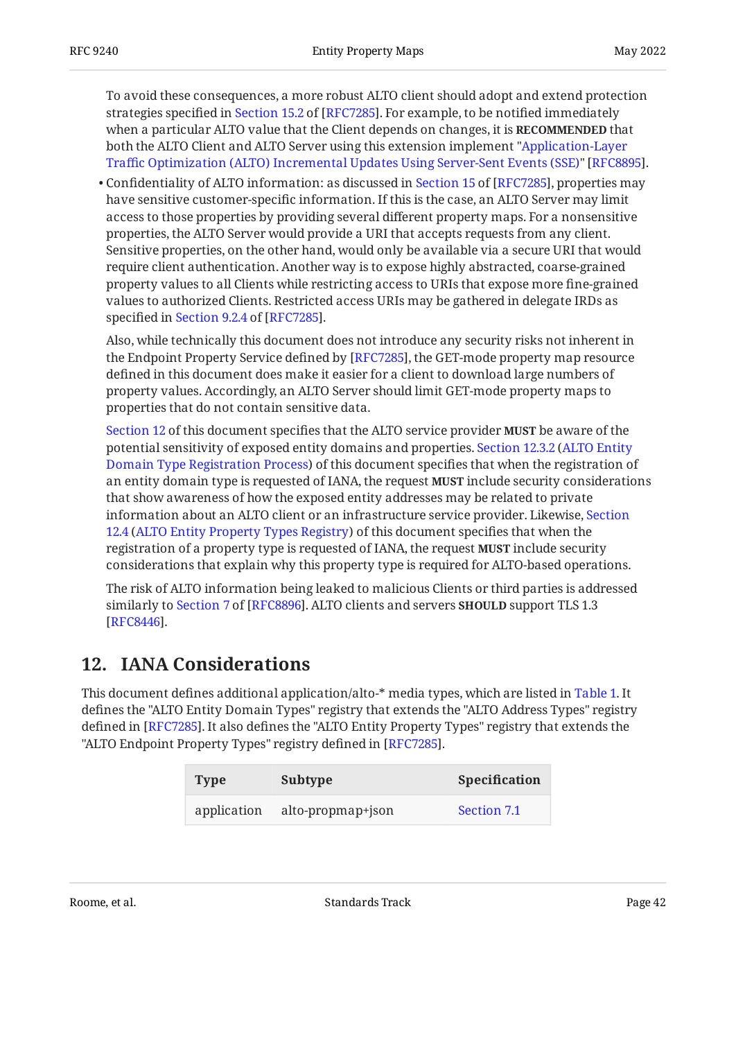To avoid these consequences, a more robust ALTO client should adopt and extend protection strategies specified in Section 15.2 of [RFC7285]. For example, to be notified immediately when a particular ALTO value that the Client depends on changes, it is **RECOMMENDED** that both the ALTO Client and ALTO Server using this extension implement "Application-Layer Traffic Optimization (ALTO) Incremental Updates Using Server-Sent Events (SSE)" [RFC8895].

- Confidentiality of ALTO information: as discussed in Section 15 of [RFC7285], properties may have sensitive customer-specific information. If this is the case, an ALTO Server may limit access to those properties by providing several different property maps. For a nonsensitive properties, the ALTO Server would provide a URI that accepts requests from any client. Sensitive properties, on the other hand, would only be available via a secure URI that would require client authentication. Another way is to expose highly abstracted, coarse-grained property values to all Clients while restricting access to URIs that expose more fine-grained values to authorized Clients. Restricted access URIs may be gathered in delegate IRDs as specified in Section 9.2.4 of [RFC7285].

  Also, while technically this document does not introduce any security risks not inherent in the Endpoint Property Service defined by [RFC7285], the GET-mode property map resource defined in this document does make it easier for a client to download large numbers of property values. Accordingly, an ALTO Server should limit GET-mode property maps to properties that do not contain sensitive data.

  Section 12 of this document specifies that the ALTO service provider **MUST** be aware of the potential sensitivity of exposed entity domains and properties. Section 12.3.2 (ALTO Entity Domain Type Registration Process) of this document specifies that when the registration of an entity domain type is requested of IANA, the request **MUST** include security considerations that show awareness of how the exposed entity addresses may be related to private information about an ALTO client or an infrastructure service provider. Likewise, Section 12.4 (ALTO Entity Property Types Registry) of this document specifies that when the registration of a property type is requested of IANA, the request **MUST** include security considerations that explain why this property type is required for ALTO-based operations.

  The risk of ALTO information being leaked to malicious Clients or third parties is addressed similarly to Section 7 of [RFC8896]. ALTO clients and servers **SHOULD** support TLS 1.3 [RFC8446].

## 12. IANA Considerations

This document defines additional application/alto-* media types, which are listed in Table 1. It defines the "ALTO Entity Domain Types" registry that extends the "ALTO Address Types" registry defined in [RFC7285]. It also defines the "ALTO Entity Property Types" registry that extends the "ALTO Endpoint Property Types" registry defined in [RFC7285].

| Type | Subtype | Specification |
| --- | --- | --- |
| application | alto-propmap+json | Section 7.1 |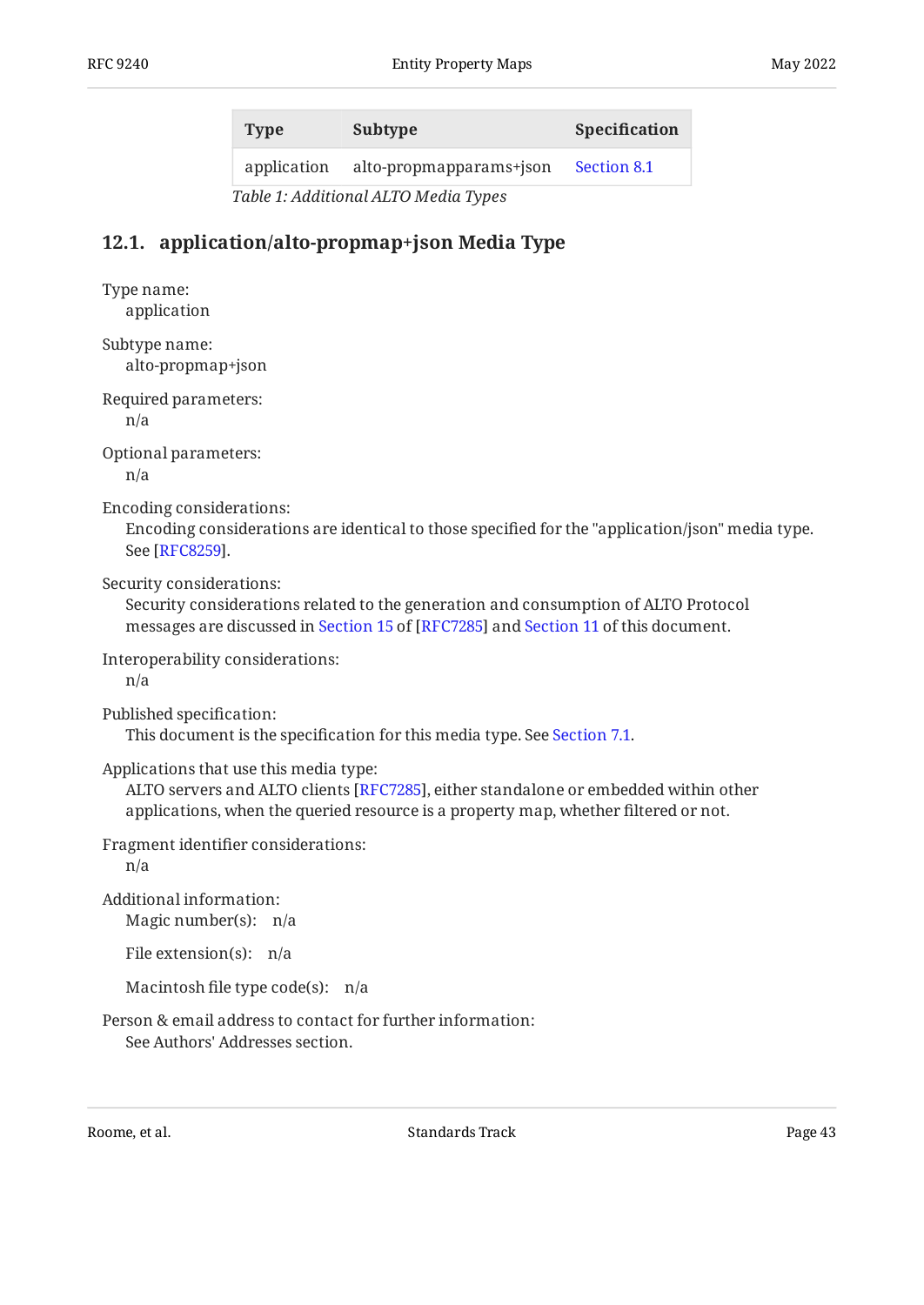| Type | Subtype | Specification |
|---|---|---|
| application | alto-propmapparams+json | Section 8.1 |

*Table 1: Additional ALTO Media Types*

## 12.1. application/alto-propmap+json Media Type

Type name:
: application

Subtype name:
: alto-propmap+json

Required parameters:
: n/a

Optional parameters:
: n/a

Encoding considerations:
: Encoding considerations are identical to those specified for the "application/json" media type. See [RFC8259].

Security considerations:
: Security considerations related to the generation and consumption of ALTO Protocol messages are discussed in Section 15 of [RFC7285] and Section 11 of this document.

Interoperability considerations:
: n/a

Published specification:
: This document is the specification for this media type. See Section 7.1.

Applications that use this media type:
: ALTO servers and ALTO clients [RFC7285], either standalone or embedded within other applications, when the queried resource is a property map, whether filtered or not.

Fragment identifier considerations:
: n/a

Additional information:
: Magic number(s): n/a

  File extension(s): n/a

  Macintosh file type code(s): n/a

Person & email address to contact for further information:
: See Authors' Addresses section.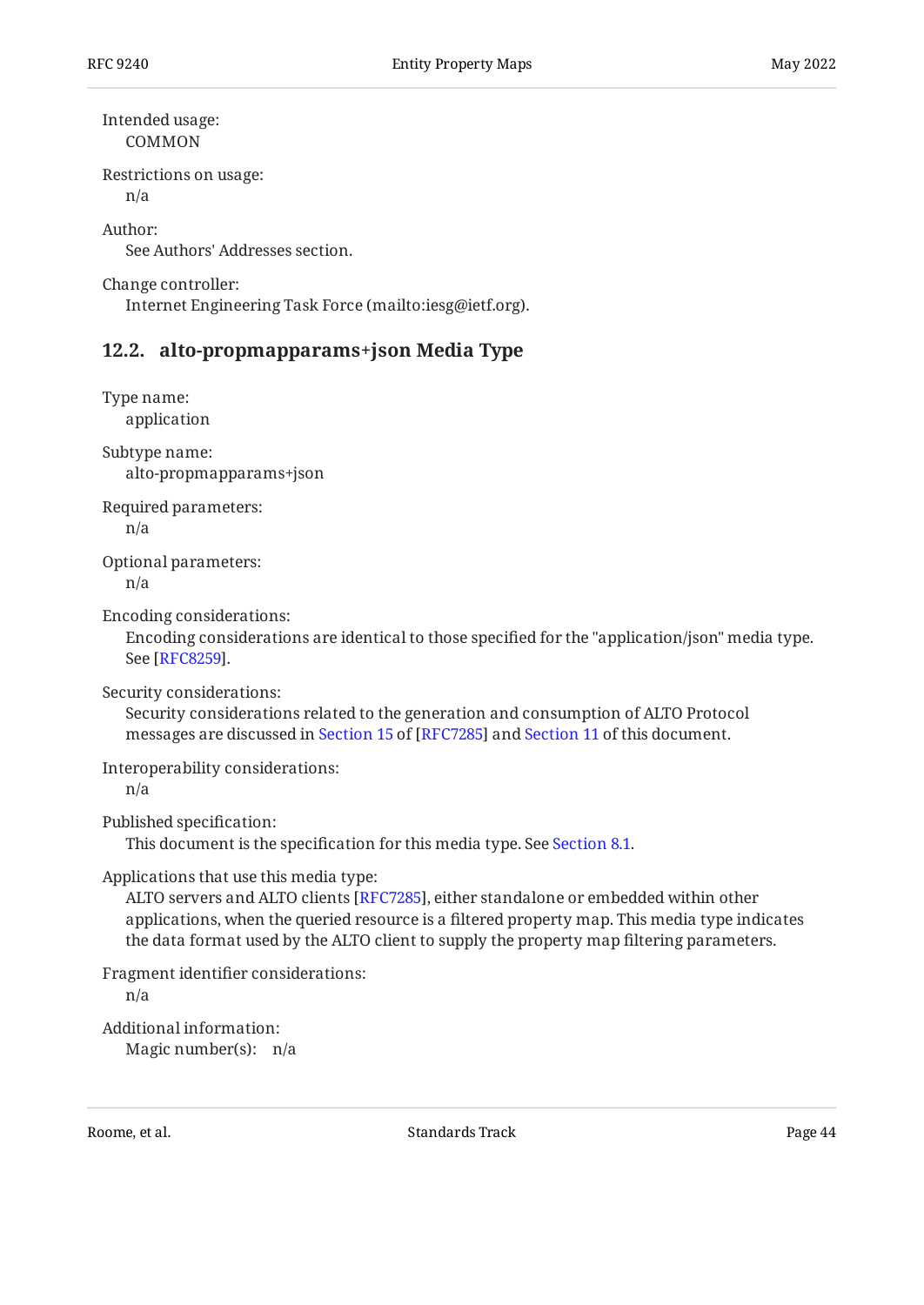Intended usage:
: COMMON

Restrictions on usage:
: n/a

Author:
: See Authors' Addresses section.

Change controller:
: Internet Engineering Task Force (mailto:iesg@ietf.org).

## 12.2. alto-propmapparams+json Media Type

Type name:
: application

Subtype name:
: alto-propmapparams+json

Required parameters:
: n/a

Optional parameters:
: n/a

Encoding considerations:
: Encoding considerations are identical to those specified for the "application/json" media type. See [RFC8259].

Security considerations:
: Security considerations related to the generation and consumption of ALTO Protocol messages are discussed in Section 15 of [RFC7285] and Section 11 of this document.

Interoperability considerations:
: n/a

Published specification:
: This document is the specification for this media type. See Section 8.1.

Applications that use this media type:
: ALTO servers and ALTO clients [RFC7285], either standalone or embedded within other applications, when the queried resource is a filtered property map. This media type indicates the data format used by the ALTO client to supply the property map filtering parameters.

Fragment identifier considerations:
: n/a

Additional information:
: Magic number(s): n/a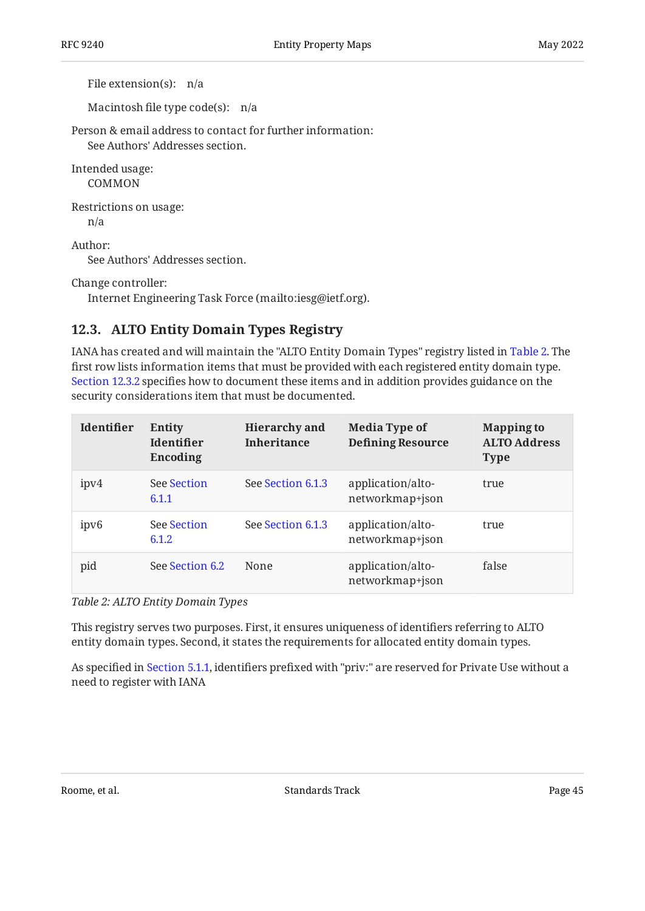File extension(s): n/a

Macintosh file type code(s): n/a

Person & email address to contact for further information:
See Authors' Addresses section.

Intended usage:
COMMON

Restrictions on usage:
n/a

Author:
See Authors' Addresses section.

Change controller:
Internet Engineering Task Force (mailto:iesg@ietf.org).

### 12.3. ALTO Entity Domain Types Registry

IANA has created and will maintain the "ALTO Entity Domain Types" registry listed in Table 2. The first row lists information items that must be provided with each registered entity domain type. Section 12.3.2 specifies how to document these items and in addition provides guidance on the security considerations item that must be documented.

| Identifier | Entity Identifier Encoding | Hierarchy and Inheritance | Media Type of Defining Resource | Mapping to ALTO Address Type |
|---|---|---|---|---|
| ipv4 | See Section 6.1.1 | See Section 6.1.3 | application/alto-networkmap+json | true |
| ipv6 | See Section 6.1.2 | See Section 6.1.3 | application/alto-networkmap+json | true |
| pid | See Section 6.2 | None | application/alto-networkmap+json | false |

*Table 2: ALTO Entity Domain Types*

This registry serves two purposes. First, it ensures uniqueness of identifiers referring to ALTO entity domain types. Second, it states the requirements for allocated entity domain types.

As specified in Section 5.1.1, identifiers prefixed with "priv:" are reserved for Private Use without a need to register with IANA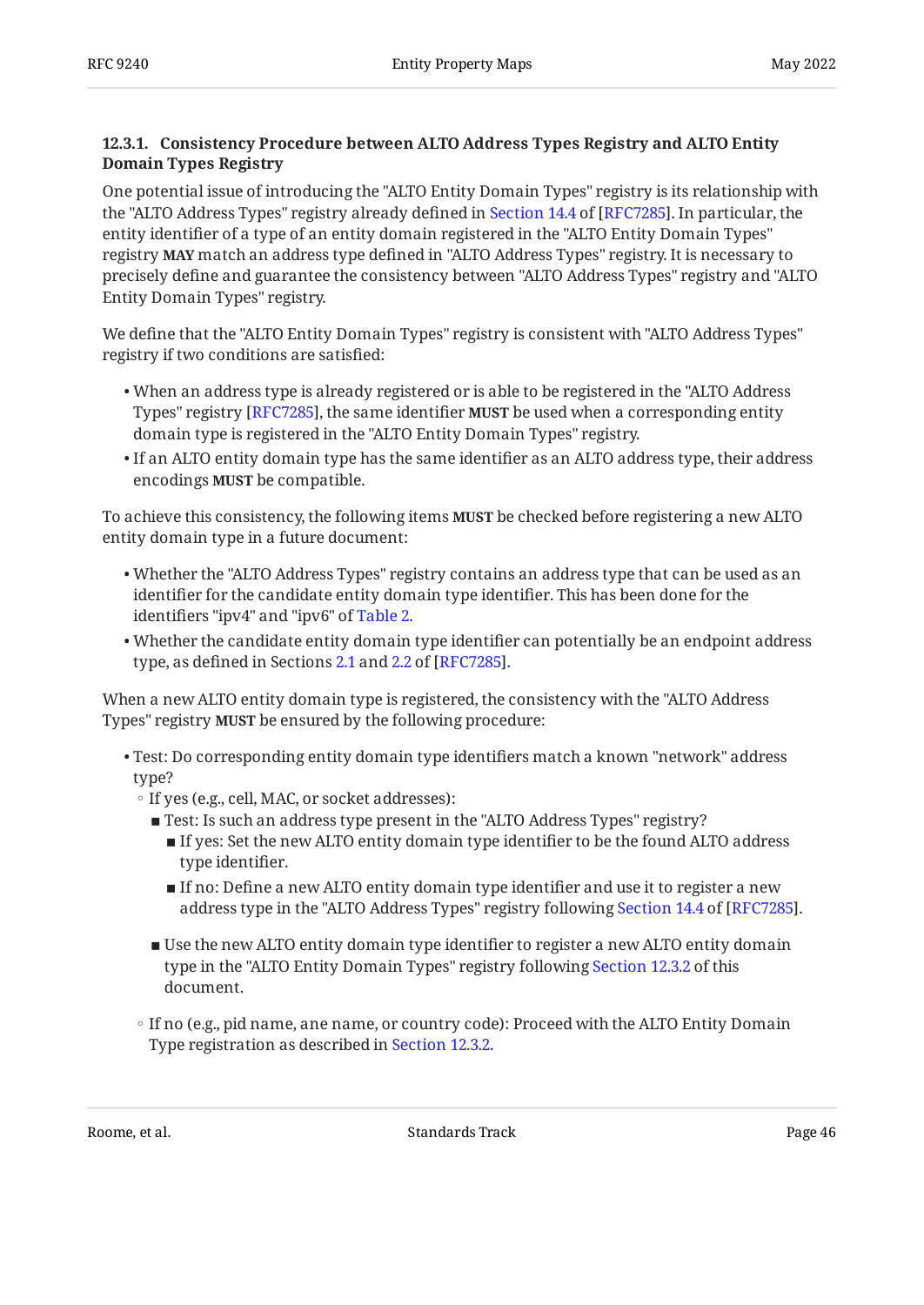#### 12.3.1. Consistency Procedure between ALTO Address Types Registry and ALTO Entity Domain Types Registry

One potential issue of introducing the "ALTO Entity Domain Types" registry is its relationship with the "ALTO Address Types" registry already defined in Section 14.4 of [RFC7285]. In particular, the entity identifier of a type of an entity domain registered in the "ALTO Entity Domain Types" registry **MAY** match an address type defined in "ALTO Address Types" registry. It is necessary to precisely define and guarantee the consistency between "ALTO Address Types" registry and "ALTO Entity Domain Types" registry.

We define that the "ALTO Entity Domain Types" registry is consistent with "ALTO Address Types" registry if two conditions are satisfied:

- When an address type is already registered or is able to be registered in the "ALTO Address Types" registry [RFC7285], the same identifier **MUST** be used when a corresponding entity domain type is registered in the "ALTO Entity Domain Types" registry.
- If an ALTO entity domain type has the same identifier as an ALTO address type, their address encodings **MUST** be compatible.

To achieve this consistency, the following items **MUST** be checked before registering a new ALTO entity domain type in a future document:

- Whether the "ALTO Address Types" registry contains an address type that can be used as an identifier for the candidate entity domain type identifier. This has been done for the identifiers "ipv4" and "ipv6" of Table 2.
- Whether the candidate entity domain type identifier can potentially be an endpoint address type, as defined in Sections 2.1 and 2.2 of [RFC7285].

When a new ALTO entity domain type is registered, the consistency with the "ALTO Address Types" registry **MUST** be ensured by the following procedure:

- Test: Do corresponding entity domain type identifiers match a known "network" address type?
  - If yes (e.g., cell, MAC, or socket addresses):
    - Test: Is such an address type present in the "ALTO Address Types" registry?
      - If yes: Set the new ALTO entity domain type identifier to be the found ALTO address type identifier.
      - If no: Define a new ALTO entity domain type identifier and use it to register a new address type in the "ALTO Address Types" registry following Section 14.4 of [RFC7285].
    - Use the new ALTO entity domain type identifier to register a new ALTO entity domain type in the "ALTO Entity Domain Types" registry following Section 12.3.2 of this document.
  - If no (e.g., pid name, ane name, or country code): Proceed with the ALTO Entity Domain Type registration as described in Section 12.3.2.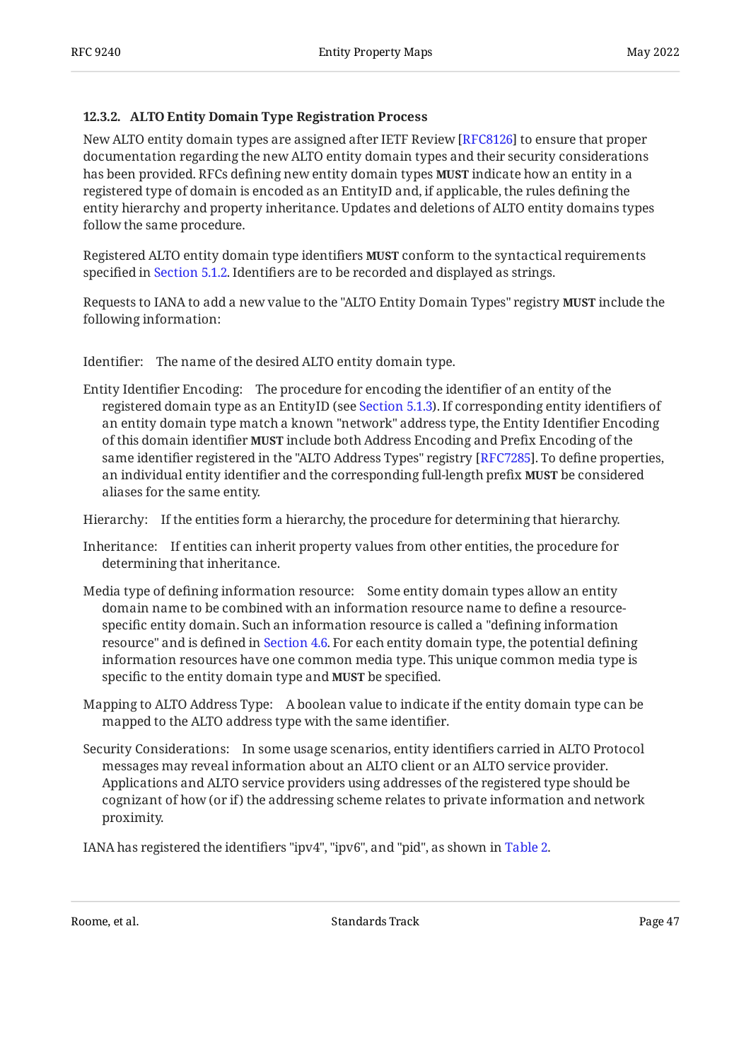#### 12.3.2. ALTO Entity Domain Type Registration Process

New ALTO entity domain types are assigned after IETF Review [RFC8126] to ensure that proper documentation regarding the new ALTO entity domain types and their security considerations has been provided. RFCs defining new entity domain types **MUST** indicate how an entity in a registered type of domain is encoded as an EntityID and, if applicable, the rules defining the entity hierarchy and property inheritance. Updates and deletions of ALTO entity domains types follow the same procedure.

Registered ALTO entity domain type identifiers **MUST** conform to the syntactical requirements specified in Section 5.1.2. Identifiers are to be recorded and displayed as strings.

Requests to IANA to add a new value to the "ALTO Entity Domain Types" registry **MUST** include the following information:

Identifier: The name of the desired ALTO entity domain type.

Entity Identifier Encoding: The procedure for encoding the identifier of an entity of the registered domain type as an EntityID (see Section 5.1.3). If corresponding entity identifiers of an entity domain type match a known "network" address type, the Entity Identifier Encoding of this domain identifier **MUST** include both Address Encoding and Prefix Encoding of the same identifier registered in the "ALTO Address Types" registry [RFC7285]. To define properties, an individual entity identifier and the corresponding full-length prefix **MUST** be considered aliases for the same entity.

Hierarchy: If the entities form a hierarchy, the procedure for determining that hierarchy.

Inheritance: If entities can inherit property values from other entities, the procedure for determining that inheritance.

Media type of defining information resource: Some entity domain types allow an entity domain name to be combined with an information resource name to define a resource-specific entity domain. Such an information resource is called a "defining information resource" and is defined in Section 4.6. For each entity domain type, the potential defining information resources have one common media type. This unique common media type is specific to the entity domain type and **MUST** be specified.

Mapping to ALTO Address Type: A boolean value to indicate if the entity domain type can be mapped to the ALTO address type with the same identifier.

Security Considerations: In some usage scenarios, entity identifiers carried in ALTO Protocol messages may reveal information about an ALTO client or an ALTO service provider. Applications and ALTO service providers using addresses of the registered type should be cognizant of how (or if) the addressing scheme relates to private information and network proximity.

IANA has registered the identifiers "ipv4", "ipv6", and "pid", as shown in Table 2.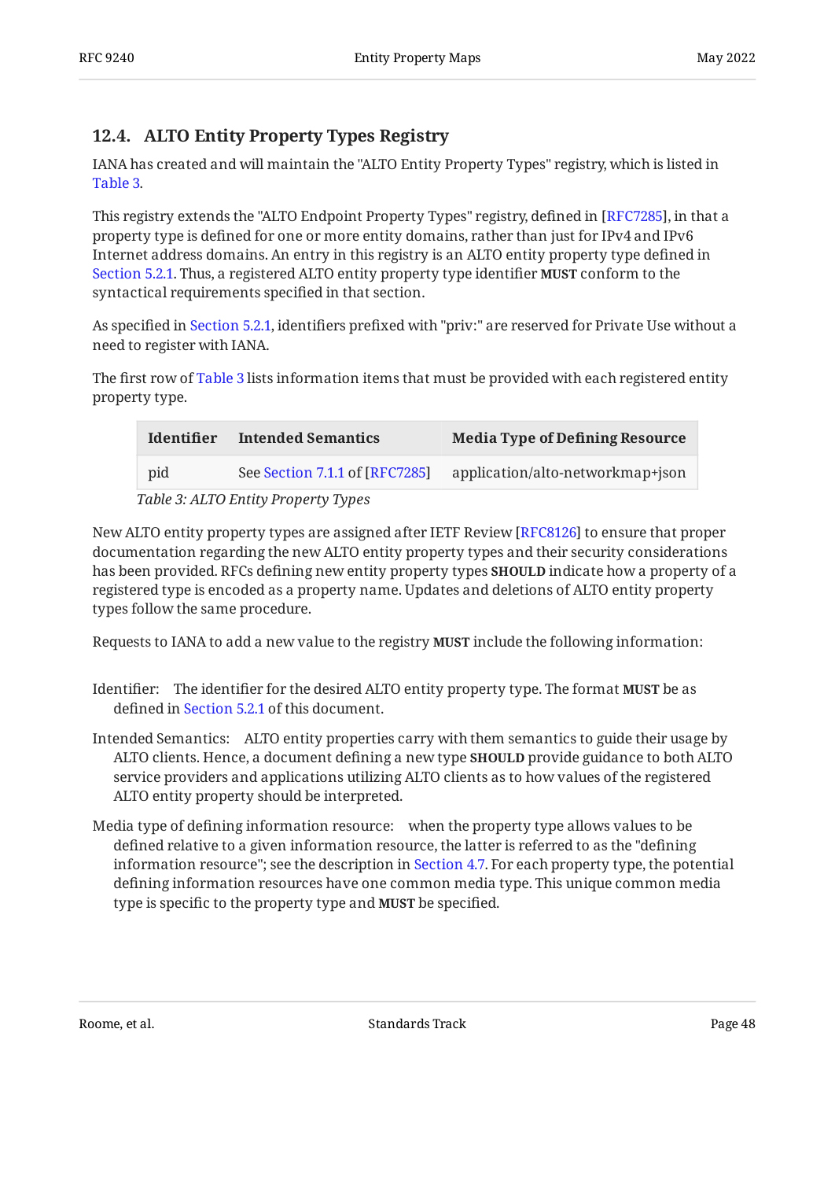### 12.4. ALTO Entity Property Types Registry

IANA has created and will maintain the "ALTO Entity Property Types" registry, which is listed in Table 3.

This registry extends the "ALTO Endpoint Property Types" registry, defined in [RFC7285], in that a property type is defined for one or more entity domains, rather than just for IPv4 and IPv6 Internet address domains. An entry in this registry is an ALTO entity property type defined in Section 5.2.1. Thus, a registered ALTO entity property type identifier **MUST** conform to the syntactical requirements specified in that section.

As specified in Section 5.2.1, identifiers prefixed with "priv:" are reserved for Private Use without a need to register with IANA.

The first row of Table 3 lists information items that must be provided with each registered entity property type.

| Identifier | Intended Semantics | Media Type of Defining Resource |
|---|---|---|
| pid | See Section 7.1.1 of [RFC7285] | application/alto-networkmap+json |

*Table 3: ALTO Entity Property Types*

New ALTO entity property types are assigned after IETF Review [RFC8126] to ensure that proper documentation regarding the new ALTO entity property types and their security considerations has been provided. RFCs defining new entity property types **SHOULD** indicate how a property of a registered type is encoded as a property name. Updates and deletions of ALTO entity property types follow the same procedure.

Requests to IANA to add a new value to the registry **MUST** include the following information:

Identifier: The identifier for the desired ALTO entity property type. The format **MUST** be as defined in Section 5.2.1 of this document.

Intended Semantics: ALTO entity properties carry with them semantics to guide their usage by ALTO clients. Hence, a document defining a new type **SHOULD** provide guidance to both ALTO service providers and applications utilizing ALTO clients as to how values of the registered ALTO entity property should be interpreted.

Media type of defining information resource: when the property type allows values to be defined relative to a given information resource, the latter is referred to as the "defining information resource"; see the description in Section 4.7. For each property type, the potential defining information resources have one common media type. This unique common media type is specific to the property type and **MUST** be specified.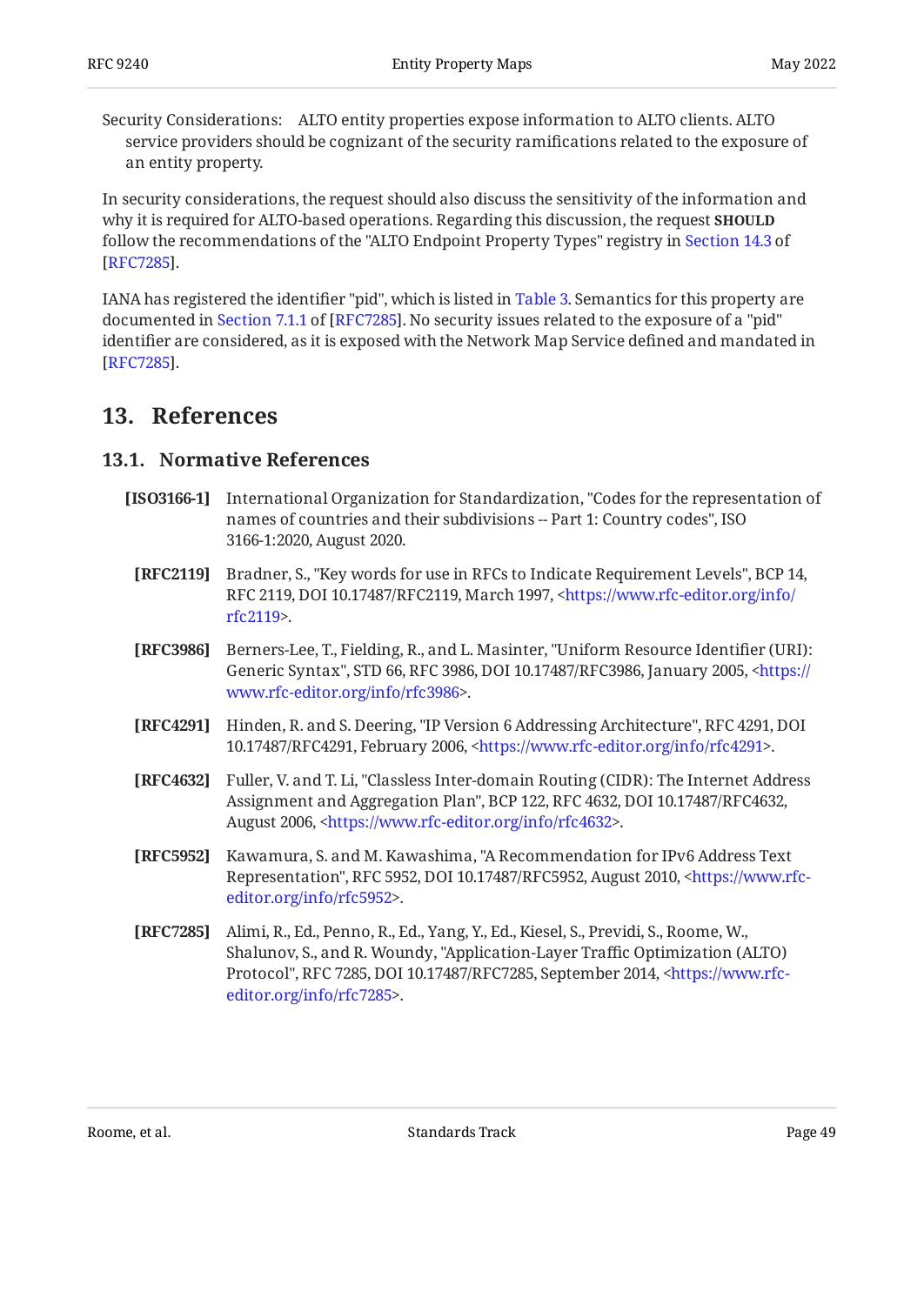Security Considerations: ALTO entity properties expose information to ALTO clients. ALTO service providers should be cognizant of the security ramifications related to the exposure of an entity property.

In security considerations, the request should also discuss the sensitivity of the information and why it is required for ALTO-based operations. Regarding this discussion, the request **SHOULD** follow the recommendations of the "ALTO Endpoint Property Types" registry in Section 14.3 of [RFC7285].

IANA has registered the identifier "pid", which is listed in Table 3. Semantics for this property are documented in Section 7.1.1 of [RFC7285]. No security issues related to the exposure of a "pid" identifier are considered, as it is exposed with the Network Map Service defined and mandated in [RFC7285].

## 13. References

### 13.1. Normative References

**[ISO3166-1]** International Organization for Standardization, "Codes for the representation of names of countries and their subdivisions -- Part 1: Country codes", ISO 3166-1:2020, August 2020.

**[RFC2119]** Bradner, S., "Key words for use in RFCs to Indicate Requirement Levels", BCP 14, RFC 2119, DOI 10.17487/RFC2119, March 1997, <https://www.rfc-editor.org/info/rfc2119>.

**[RFC3986]** Berners-Lee, T., Fielding, R., and L. Masinter, "Uniform Resource Identifier (URI): Generic Syntax", STD 66, RFC 3986, DOI 10.17487/RFC3986, January 2005, <https://www.rfc-editor.org/info/rfc3986>.

**[RFC4291]** Hinden, R. and S. Deering, "IP Version 6 Addressing Architecture", RFC 4291, DOI 10.17487/RFC4291, February 2006, <https://www.rfc-editor.org/info/rfc4291>.

**[RFC4632]** Fuller, V. and T. Li, "Classless Inter-domain Routing (CIDR): The Internet Address Assignment and Aggregation Plan", BCP 122, RFC 4632, DOI 10.17487/RFC4632, August 2006, <https://www.rfc-editor.org/info/rfc4632>.

**[RFC5952]** Kawamura, S. and M. Kawashima, "A Recommendation for IPv6 Address Text Representation", RFC 5952, DOI 10.17487/RFC5952, August 2010, <https://www.rfc-editor.org/info/rfc5952>.

**[RFC7285]** Alimi, R., Ed., Penno, R., Ed., Yang, Y., Ed., Kiesel, S., Previdi, S., Roome, W., Shalunov, S., and R. Woundy, "Application-Layer Traffic Optimization (ALTO) Protocol", RFC 7285, DOI 10.17487/RFC7285, September 2014, <https://www.rfc-editor.org/info/rfc7285>.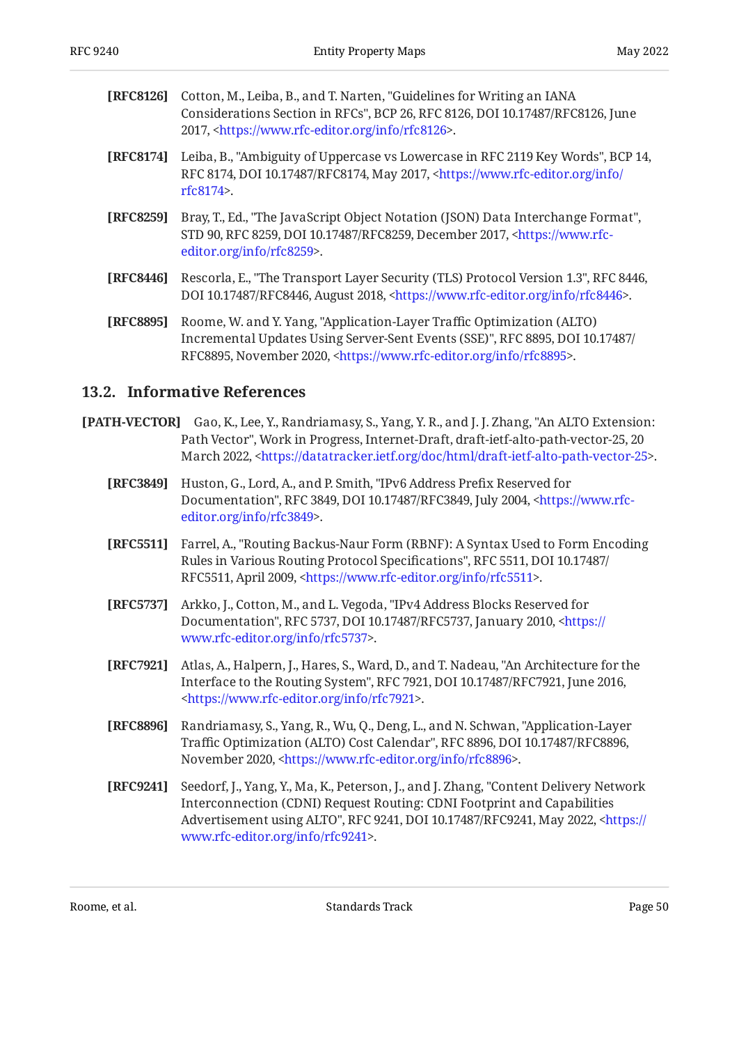**[RFC8126]** Cotton, M., Leiba, B., and T. Narten, "Guidelines for Writing an IANA Considerations Section in RFCs", BCP 26, RFC 8126, DOI 10.17487/RFC8126, June 2017, <https://www.rfc-editor.org/info/rfc8126>.

**[RFC8174]** Leiba, B., "Ambiguity of Uppercase vs Lowercase in RFC 2119 Key Words", BCP 14, RFC 8174, DOI 10.17487/RFC8174, May 2017, <https://www.rfc-editor.org/info/rfc8174>.

**[RFC8259]** Bray, T., Ed., "The JavaScript Object Notation (JSON) Data Interchange Format", STD 90, RFC 8259, DOI 10.17487/RFC8259, December 2017, <https://www.rfc-editor.org/info/rfc8259>.

**[RFC8446]** Rescorla, E., "The Transport Layer Security (TLS) Protocol Version 1.3", RFC 8446, DOI 10.17487/RFC8446, August 2018, <https://www.rfc-editor.org/info/rfc8446>.

**[RFC8895]** Roome, W. and Y. Yang, "Application-Layer Traffic Optimization (ALTO) Incremental Updates Using Server-Sent Events (SSE)", RFC 8895, DOI 10.17487/RFC8895, November 2020, <https://www.rfc-editor.org/info/rfc8895>.

## 13.2. Informative References

**[PATH-VECTOR]** Gao, K., Lee, Y., Randriamasy, S., Yang, Y. R., and J. J. Zhang, "An ALTO Extension: Path Vector", Work in Progress, Internet-Draft, draft-ietf-alto-path-vector-25, 20 March 2022, <https://datatracker.ietf.org/doc/html/draft-ietf-alto-path-vector-25>.

**[RFC3849]** Huston, G., Lord, A., and P. Smith, "IPv6 Address Prefix Reserved for Documentation", RFC 3849, DOI 10.17487/RFC3849, July 2004, <https://www.rfc-editor.org/info/rfc3849>.

**[RFC5511]** Farrel, A., "Routing Backus-Naur Form (RBNF): A Syntax Used to Form Encoding Rules in Various Routing Protocol Specifications", RFC 5511, DOI 10.17487/RFC5511, April 2009, <https://www.rfc-editor.org/info/rfc5511>.

**[RFC5737]** Arkko, J., Cotton, M., and L. Vegoda, "IPv4 Address Blocks Reserved for Documentation", RFC 5737, DOI 10.17487/RFC5737, January 2010, <https://www.rfc-editor.org/info/rfc5737>.

**[RFC7921]** Atlas, A., Halpern, J., Hares, S., Ward, D., and T. Nadeau, "An Architecture for the Interface to the Routing System", RFC 7921, DOI 10.17487/RFC7921, June 2016, <https://www.rfc-editor.org/info/rfc7921>.

**[RFC8896]** Randriamasy, S., Yang, R., Wu, Q., Deng, L., and N. Schwan, "Application-Layer Traffic Optimization (ALTO) Cost Calendar", RFC 8896, DOI 10.17487/RFC8896, November 2020, <https://www.rfc-editor.org/info/rfc8896>.

**[RFC9241]** Seedorf, J., Yang, Y., Ma, K., Peterson, J., and J. Zhang, "Content Delivery Network Interconnection (CDNI) Request Routing: CDNI Footprint and Capabilities Advertisement using ALTO", RFC 9241, DOI 10.17487/RFC9241, May 2022, <https://www.rfc-editor.org/info/rfc9241>.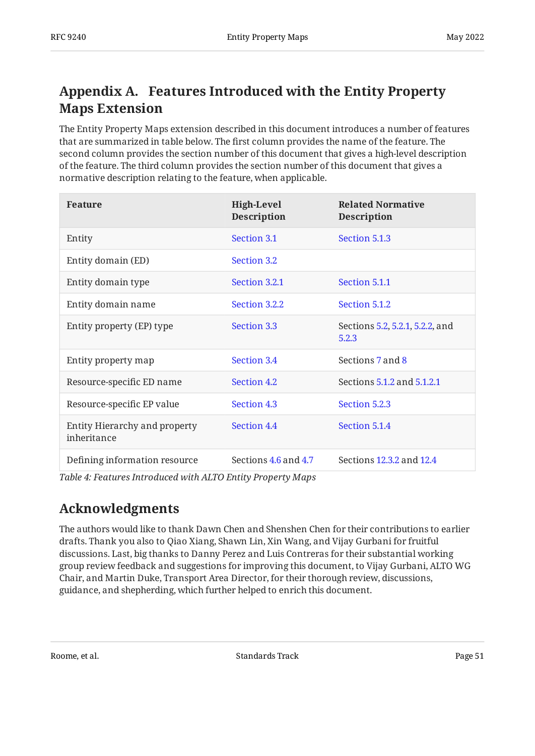## Appendix A. Features Introduced with the Entity Property Maps Extension

The Entity Property Maps extension described in this document introduces a number of features that are summarized in table below. The first column provides the name of the feature. The second column provides the section number of this document that gives a high-level description of the feature. The third column provides the section number of this document that gives a normative description relating to the feature, when applicable.

| Feature | High-Level Description | Related Normative Description |
|---|---|---|
| Entity | Section 3.1 | Section 5.1.3 |
| Entity domain (ED) | Section 3.2 | |
| Entity domain type | Section 3.2.1 | Section 5.1.1 |
| Entity domain name | Section 3.2.2 | Section 5.1.2 |
| Entity property (EP) type | Section 3.3 | Sections 5.2, 5.2.1, 5.2.2, and 5.2.3 |
| Entity property map | Section 3.4 | Sections 7 and 8 |
| Resource-specific ED name | Section 4.2 | Sections 5.1.2 and 5.1.2.1 |
| Resource-specific EP value | Section 4.3 | Section 5.2.3 |
| Entity Hierarchy and property inheritance | Section 4.4 | Section 5.1.4 |
| Defining information resource | Sections 4.6 and 4.7 | Sections 12.3.2 and 12.4 |

*Table 4: Features Introduced with ALTO Entity Property Maps*

## Acknowledgments

The authors would like to thank Dawn Chen and Shenshen Chen for their contributions to earlier drafts. Thank you also to Qiao Xiang, Shawn Lin, Xin Wang, and Vijay Gurbani for fruitful discussions. Last, big thanks to Danny Perez and Luis Contreras for their substantial working group review feedback and suggestions for improving this document, to Vijay Gurbani, ALTO WG Chair, and Martin Duke, Transport Area Director, for their thorough review, discussions, guidance, and shepherding, which further helped to enrich this document.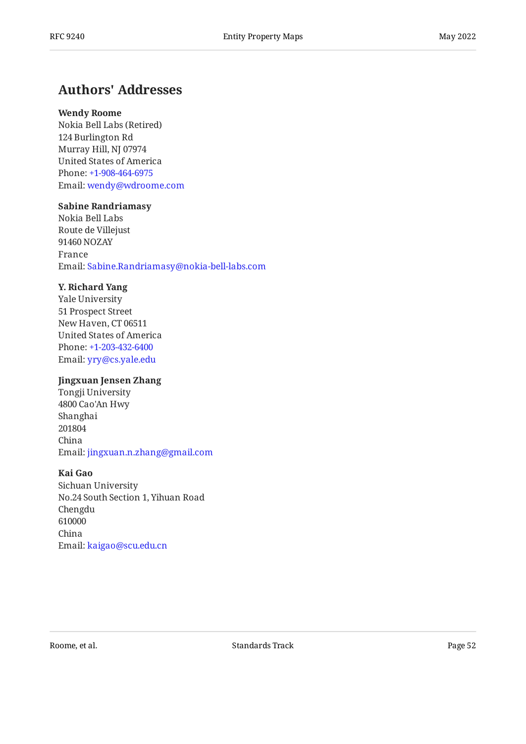## Authors' Addresses

**Wendy Roome**
Nokia Bell Labs (Retired)
124 Burlington Rd
Murray Hill, NJ 07974
United States of America
Phone: +1-908-464-6975
Email: wendy@wdroome.com

**Sabine Randriamasy**
Nokia Bell Labs
Route de Villejust
91460 NOZAY
France
Email: Sabine.Randriamasy@nokia-bell-labs.com

**Y. Richard Yang**
Yale University
51 Prospect Street
New Haven, CT 06511
United States of America
Phone: +1-203-432-6400
Email: yry@cs.yale.edu

**Jingxuan Jensen Zhang**
Tongji University
4800 Cao'An Hwy
Shanghai
201804
China
Email: jingxuan.n.zhang@gmail.com

**Kai Gao**
Sichuan University
No.24 South Section 1, Yihuan Road
Chengdu
610000
China
Email: kaigao@scu.edu.cn